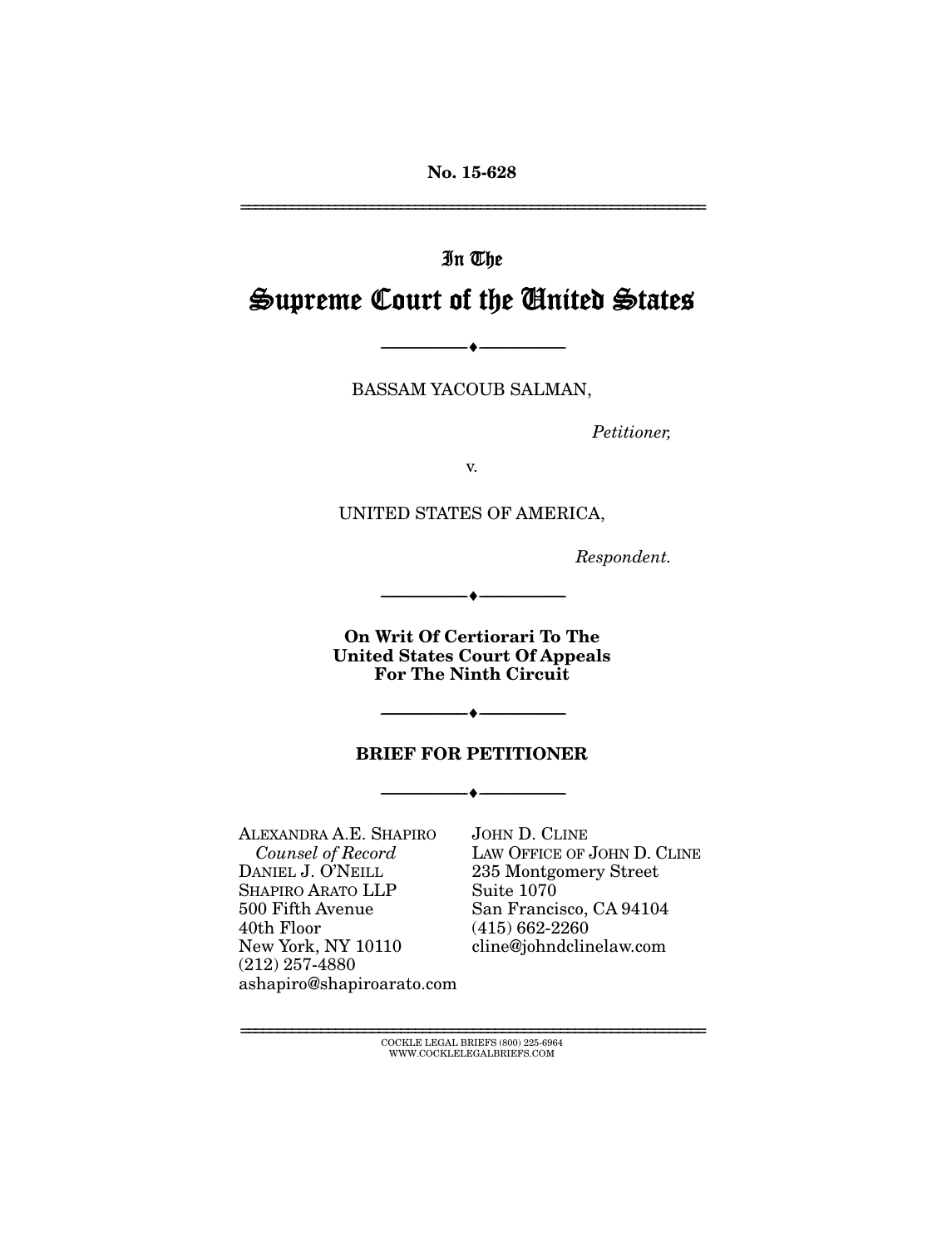No. 15-628

---

In The

# Supreme Court of the United States

---

BASSAM YACOUB SALMAN,

*Petitioner,*

v.

UNITED STATES OF AMERICA,

*Respondent.*

---

**On Writ Of Certiorari To The United States Court Of Appeals For The Ninth Circuit**

---

**BRIEF FOR PETITIONER**

---

ALEXANDRA A.E. SHAPIRO
*Counsel of Record*
DANIEL J. O'NEILL
SHAPIRO ARATO LLP
500 Fifth Avenue
40th Floor
New York, NY 10110
(212) 257-4880
ashapiro@shapiroarato.com

JOHN D. CLINE
LAW OFFICE OF JOHN D. CLINE
235 Montgomery Street
Suite 1070
San Francisco, CA 94104
(415) 662-2260
cline@johndclinelaw.com

---

COCKLE LEGAL BRIEFS (800) 225-6964
WWW.COCKLELEGALBRIEFS.COM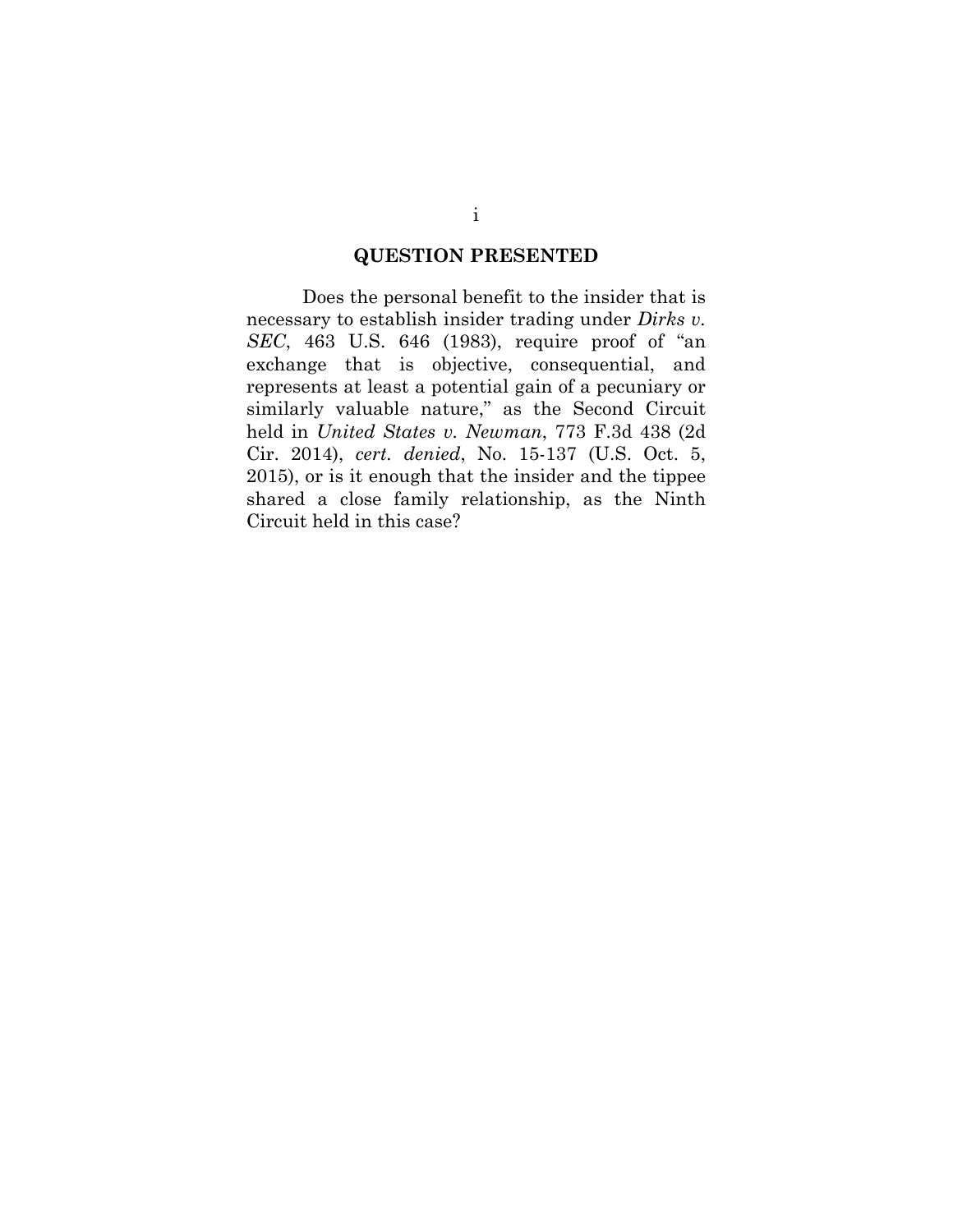## QUESTION PRESENTED

Does the personal benefit to the insider that is necessary to establish insider trading under *Dirks v. SEC*, 463 U.S. 646 (1983), require proof of "an exchange that is objective, consequential, and represents at least a potential gain of a pecuniary or similarly valuable nature," as the Second Circuit held in *United States v. Newman*, 773 F.3d 438 (2d Cir. 2014), *cert. denied*, No. 15-137 (U.S. Oct. 5, 2015), or is it enough that the insider and the tippee shared a close family relationship, as the Ninth Circuit held in this case?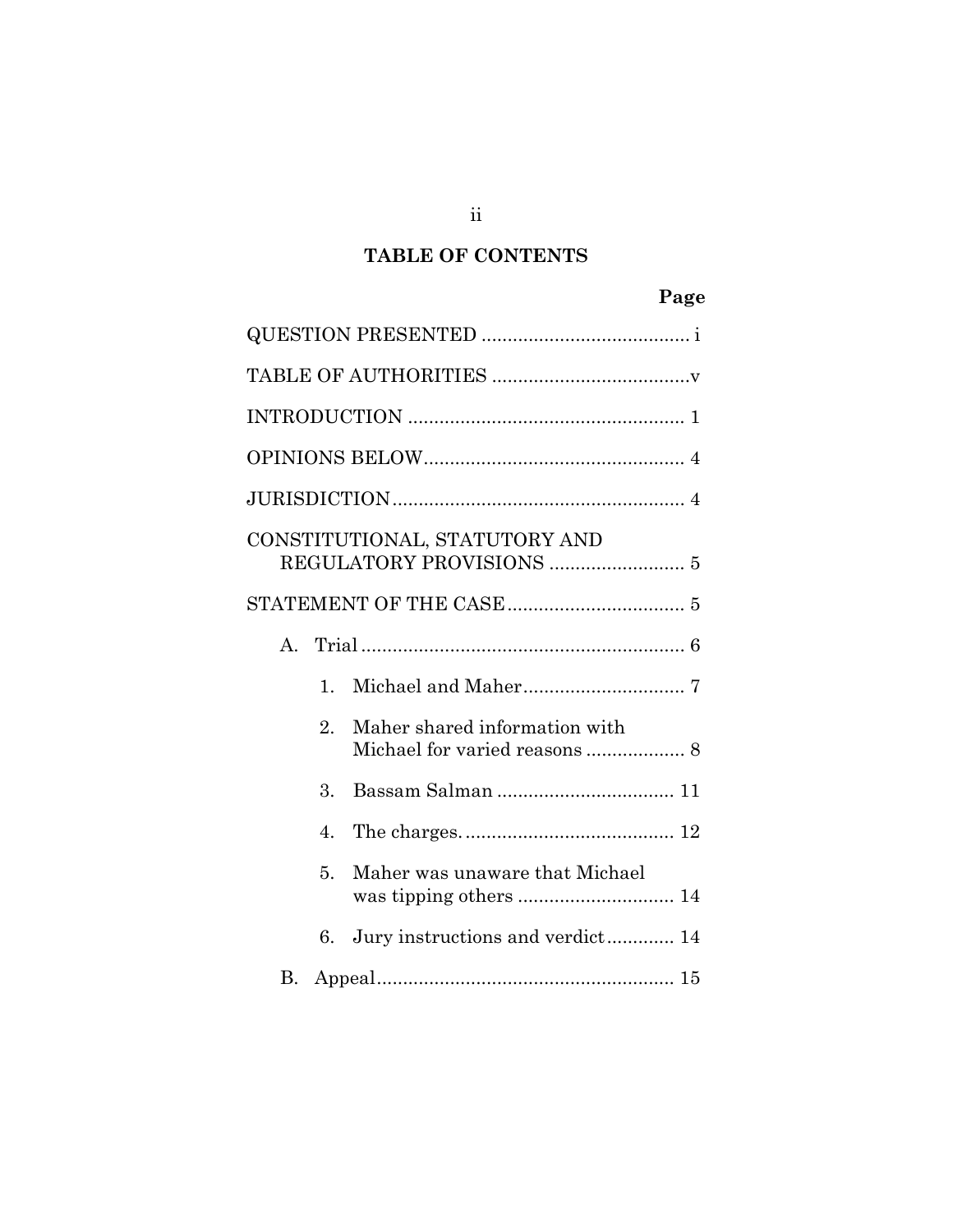## TABLE OF CONTENTS

| | Page |
|---|---|
| QUESTION PRESENTED | i |
| TABLE OF AUTHORITIES | v |
| INTRODUCTION | 1 |
| OPINIONS BELOW | 4 |
| JURISDICTION | 4 |
| CONSTITUTIONAL, STATUTORY AND REGULATORY PROVISIONS | 5 |
| STATEMENT OF THE CASE | 5 |
| A. Trial | 6 |
| 1. Michael and Maher | 7 |
| 2. Maher shared information with Michael for varied reasons | 8 |
| 3. Bassam Salman | 11 |
| 4. The charges. | 12 |
| 5. Maher was unaware that Michael was tipping others | 14 |
| 6. Jury instructions and verdict | 14 |
| B. Appeal | 15 |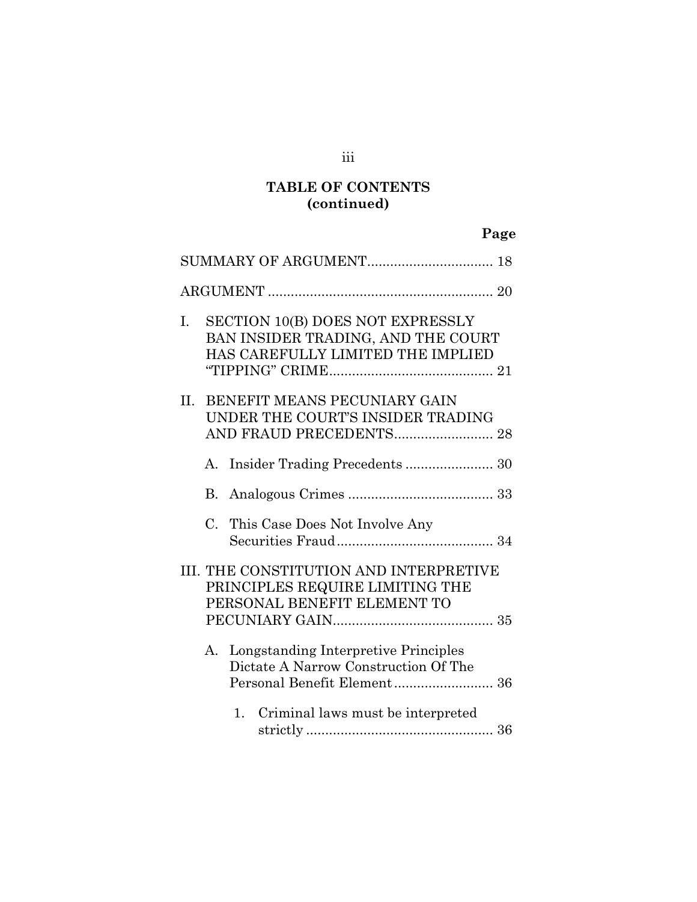**TABLE OF CONTENTS (continued)**

| | Page |
|---|---|
| SUMMARY OF ARGUMENT | 18 |
| ARGUMENT | 20 |
| I. SECTION 10(B) DOES NOT EXPRESSLY BAN INSIDER TRADING, AND THE COURT HAS CAREFULLY LIMITED THE IMPLIED "TIPPING" CRIME | 21 |
| II. BENEFIT MEANS PECUNIARY GAIN UNDER THE COURT'S INSIDER TRADING AND FRAUD PRECEDENTS | 28 |
| A. Insider Trading Precedents | 30 |
| B. Analogous Crimes | 33 |
| C. This Case Does Not Involve Any Securities Fraud | 34 |
| III. THE CONSTITUTION AND INTERPRETIVE PRINCIPLES REQUIRE LIMITING THE PERSONAL BENEFIT ELEMENT TO PECUNIARY GAIN | 35 |
| A. Longstanding Interpretive Principles Dictate A Narrow Construction Of The Personal Benefit Element | 36 |
| 1. Criminal laws must be interpreted strictly | 36 |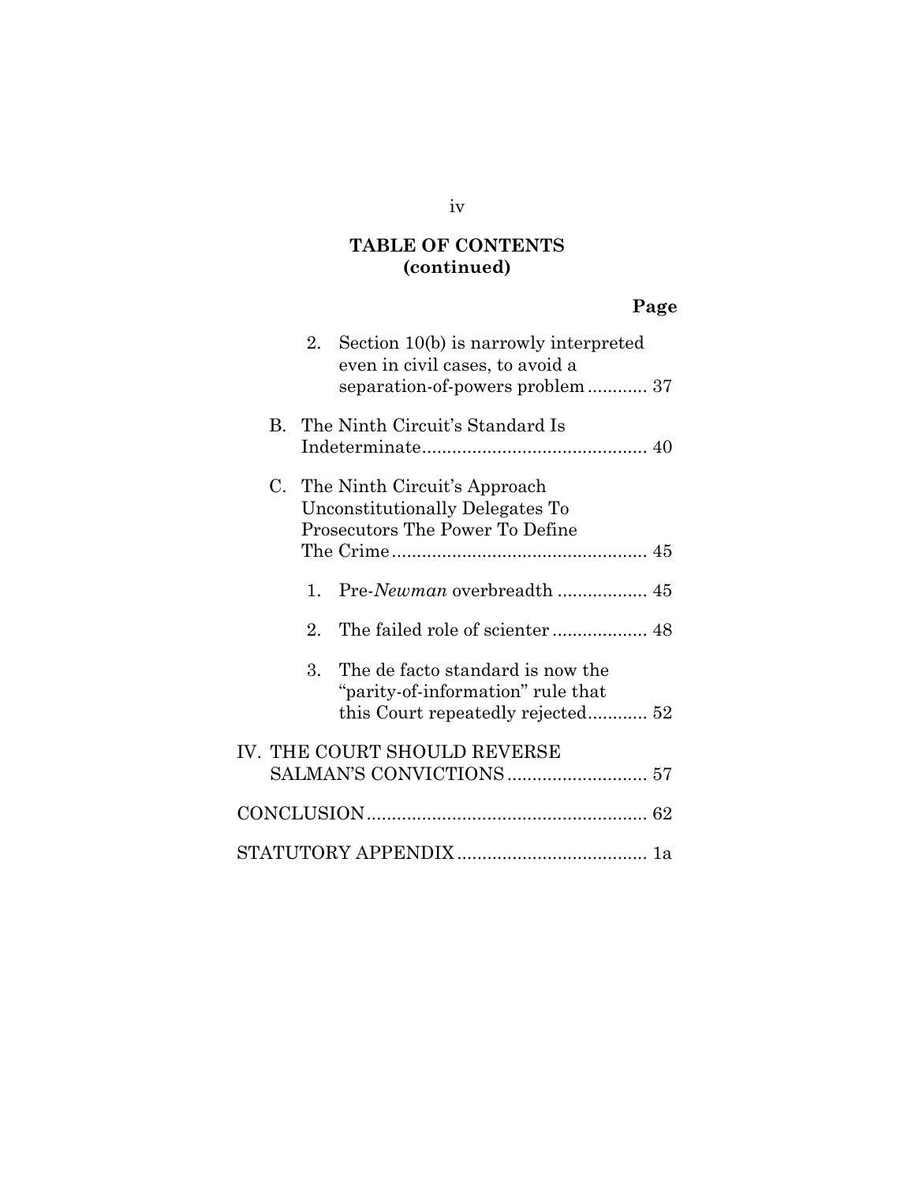**TABLE OF CONTENTS (continued)**

**Page**

2. Section 10(b) is narrowly interpreted even in civil cases, to avoid a separation-of-powers problem ............ 37

B. The Ninth Circuit's Standard Is Indeterminate............................................. 40

C. The Ninth Circuit's Approach Unconstitutionally Delegates To Prosecutors The Power To Define The Crime.................................................... 45

1. Pre-*Newman* overbreadth .................. 45

2. The failed role of scienter ................... 48

3. The de facto standard is now the "parity-of-information" rule that this Court repeatedly rejected............ 52

IV. THE COURT SHOULD REVERSE SALMAN'S CONVICTIONS ............................ 57

CONCLUSION........................................................ 62

STATUTORY APPENDIX...................................... 1a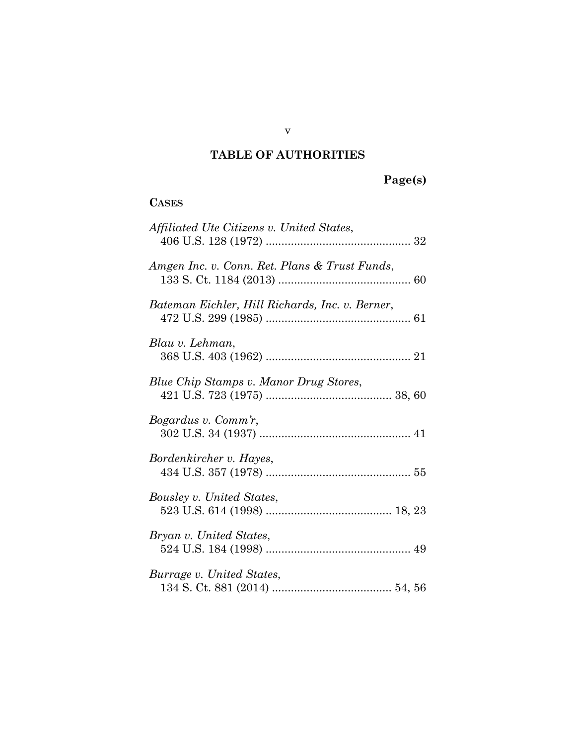## TABLE OF AUTHORITIES

**Page(s)**

**CASES**

*Affiliated Ute Citizens v. United States*,
406 U.S. 128 (1972) .............................................. 32

*Amgen Inc. v. Conn. Ret. Plans & Trust Funds*,
133 S. Ct. 1184 (2013) .......................................... 60

*Bateman Eichler, Hill Richards, Inc. v. Berner*,
472 U.S. 299 (1985) .............................................. 61

*Blau v. Lehman*,
368 U.S. 403 (1962) .............................................. 21

*Blue Chip Stamps v. Manor Drug Stores*,
421 U.S. 723 (1975) ........................................ 38, 60

*Bogardus v. Comm'r*,
302 U.S. 34 (1937) ................................................ 41

*Bordenkircher v. Hayes*,
434 U.S. 357 (1978) .............................................. 55

*Bousley v. United States*,
523 U.S. 614 (1998) ........................................ 18, 23

*Bryan v. United States*,
524 U.S. 184 (1998) .............................................. 49

*Burrage v. United States*,
134 S. Ct. 881 (2014) ...................................... 54, 56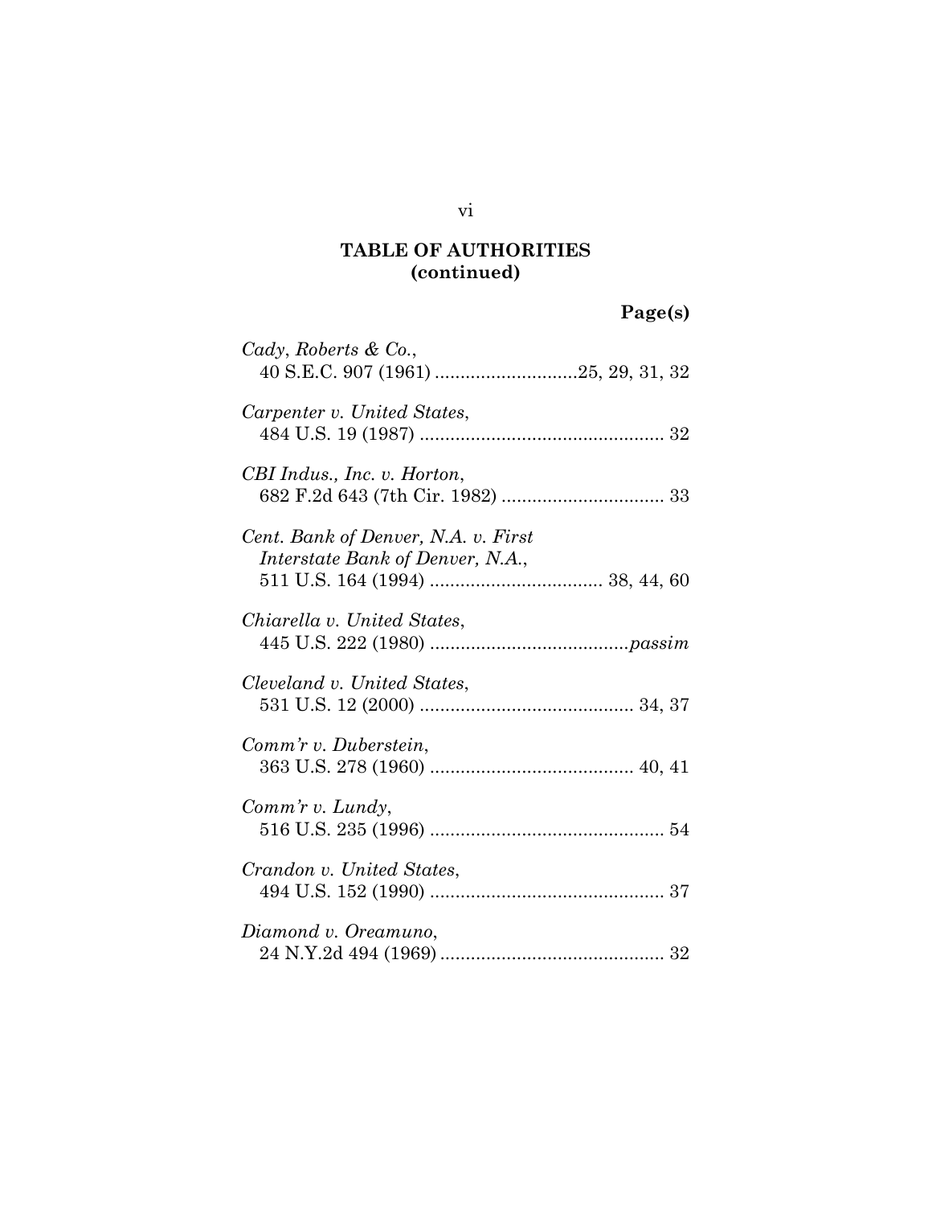## TABLE OF AUTHORITIES
## (continued)

**Page(s)**

*Cady, Roberts & Co.*,
40 S.E.C. 907 (1961) ............................25, 29, 31, 32

*Carpenter v. United States*,
484 U.S. 19 (1987) ................................................ 32

*CBI Indus., Inc. v. Horton*,
682 F.2d 643 (7th Cir. 1982) ................................ 33

*Cent. Bank of Denver, N.A. v. First Interstate Bank of Denver, N.A.*,
511 U.S. 164 (1994) .................................. 38, 44, 60

*Chiarella v. United States*,
445 U.S. 222 (1980) .......................................*passim*

*Cleveland v. United States*,
531 U.S. 12 (2000) .......................................... 34, 37

*Comm'r v. Duberstein*,
363 U.S. 278 (1960) ........................................ 40, 41

*Comm'r v. Lundy*,
516 U.S. 235 (1996) .............................................. 54

*Crandon v. United States*,
494 U.S. 152 (1990) .............................................. 37

*Diamond v. Oreamuno*,
24 N.Y.2d 494 (1969) ............................................ 32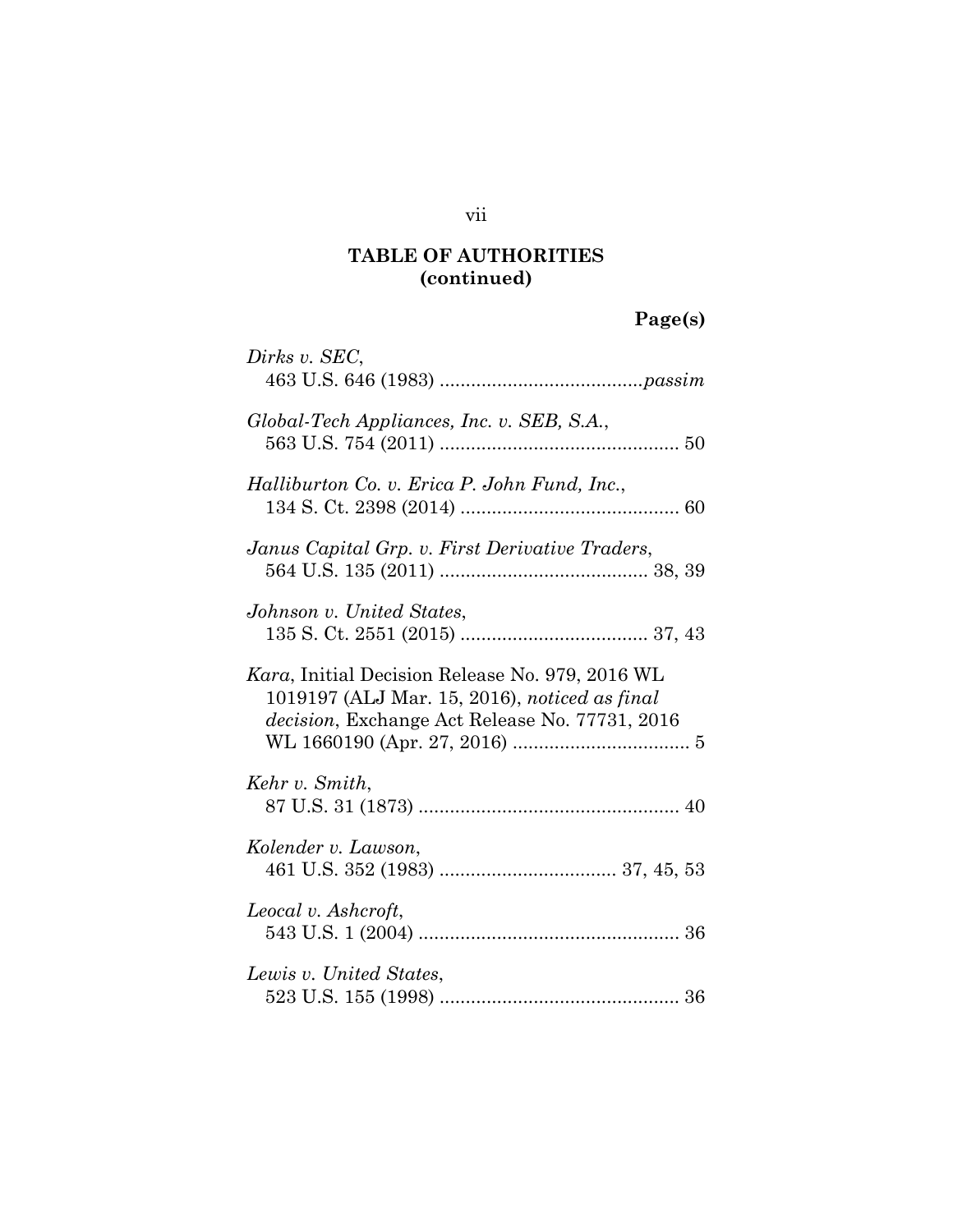**TABLE OF AUTHORITIES (continued)**

**Page(s)**

*Dirks v. SEC*,
463 U.S. 646 (1983) ......................................*passim*

*Global-Tech Appliances, Inc. v. SEB, S.A.*,
563 U.S. 754 (2011) ............................................. 50

*Halliburton Co. v. Erica P. John Fund, Inc.*,
134 S. Ct. 2398 (2014) ......................................... 60

*Janus Capital Grp. v. First Derivative Traders*,
564 U.S. 135 (2011) ....................................... 38, 39

*Johnson v. United States*,
135 S. Ct. 2551 (2015) ................................... 37, 43

*Kara*, Initial Decision Release No. 979, 2016 WL 1019197 (ALJ Mar. 15, 2016), *noticed as final decision*, Exchange Act Release No. 77731, 2016 WL 1660190 (Apr. 27, 2016) ................................. 5

*Kehr v. Smith*,
87 U.S. 31 (1873) ................................................. 40

*Kolender v. Lawson*,
461 U.S. 352 (1983) ................................. 37, 45, 53

*Leocal v. Ashcroft*,
543 U.S. 1 (2004) ................................................. 36

*Lewis v. United States*,
523 U.S. 155 (1998) ............................................. 36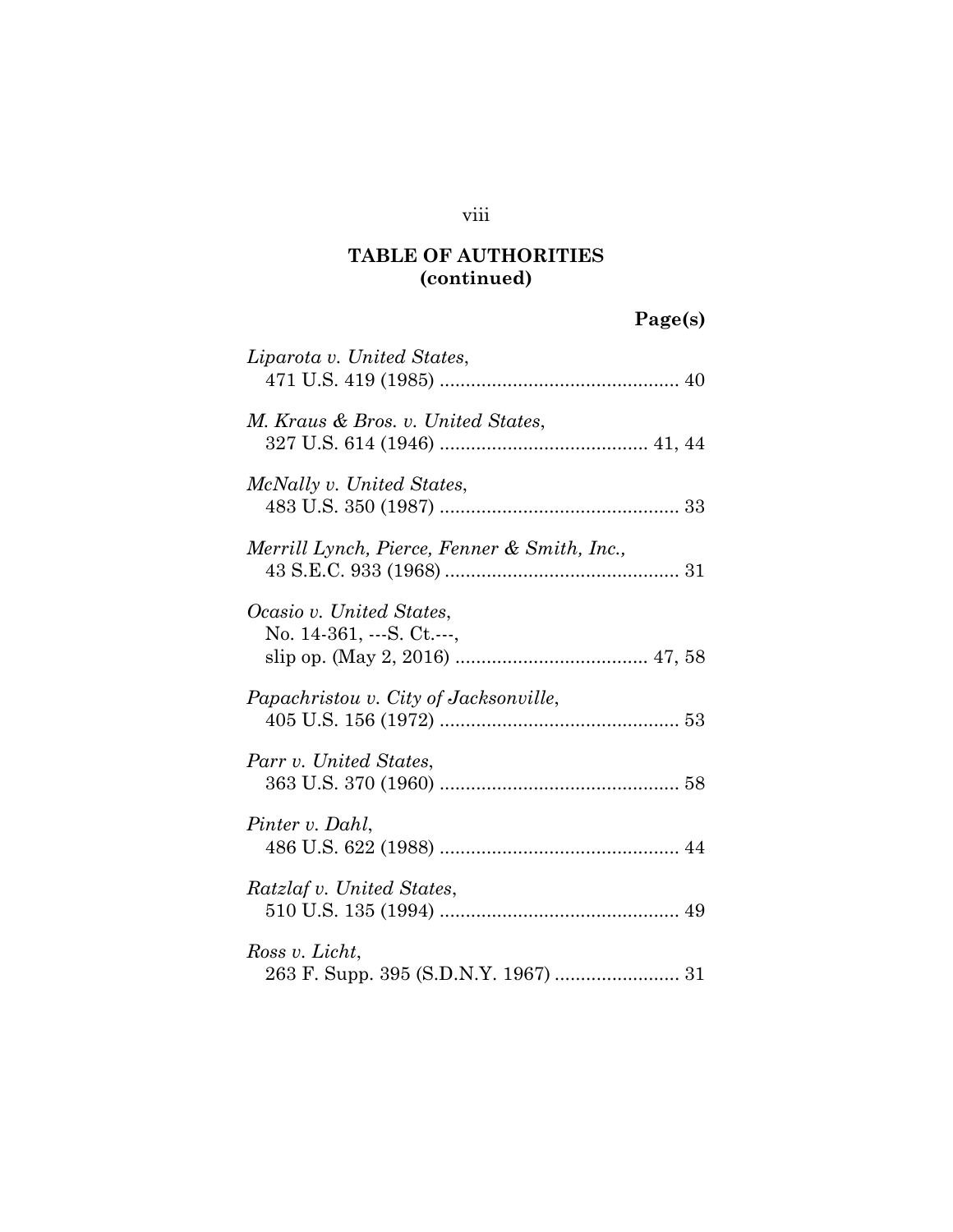## TABLE OF AUTHORITIES (continued)

**Page(s)**

*Liparota v. United States*,
471 U.S. 419 (1985) ............................................. 40

*M. Kraus & Bros. v. United States*,
327 U.S. 614 (1946) ....................................... 41, 44

*McNally v. United States*,
483 U.S. 350 (1987) ............................................. 33

*Merrill Lynch, Pierce, Fenner & Smith, Inc.*,
43 S.E.C. 933 (1968) ............................................ 31

*Ocasio v. United States*,
No. 14-361, ---S. Ct.---,
slip op. (May 2, 2016) .................................... 47, 58

*Papachristou v. City of Jacksonville*,
405 U.S. 156 (1972) ............................................. 53

*Parr v. United States*,
363 U.S. 370 (1960) ............................................. 58

*Pinter v. Dahl*,
486 U.S. 622 (1988) ............................................. 44

*Ratzlaf v. United States*,
510 U.S. 135 (1994) ............................................. 49

*Ross v. Licht*,
263 F. Supp. 395 (S.D.N.Y. 1967) ........................ 31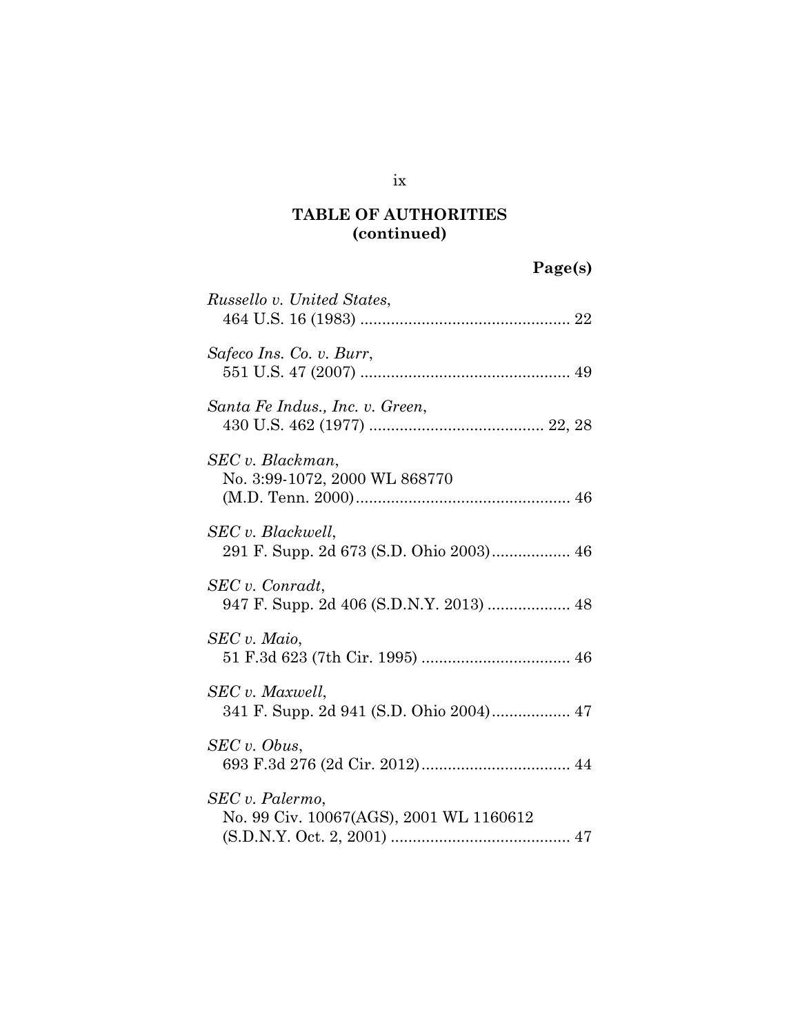**TABLE OF AUTHORITIES (continued)**

**Page(s)**

*Russello v. United States*,
464 U.S. 16 (1983) ................................................ 22

*Safeco Ins. Co. v. Burr*,
551 U.S. 47 (2007) ................................................ 49

*Santa Fe Indus., Inc. v. Green*,
430 U.S. 462 (1977) ....................................... 22, 28

*SEC v. Blackman*,
No. 3:99-1072, 2000 WL 868770
(M.D. Tenn. 2000)................................................ 46

*SEC v. Blackwell*,
291 F. Supp. 2d 673 (S.D. Ohio 2003).................. 46

*SEC v. Conradt*,
947 F. Supp. 2d 406 (S.D.N.Y. 2013) ................... 48

*SEC v. Maio*,
51 F.3d 623 (7th Cir. 1995) .................................. 46

*SEC v. Maxwell*,
341 F. Supp. 2d 941 (S.D. Ohio 2004).................. 47

*SEC v. Obus*,
693 F.3d 276 (2d Cir. 2012).................................. 44

*SEC v. Palermo*,
No. 99 Civ. 10067(AGS), 2001 WL 1160612
(S.D.N.Y. Oct. 2, 2001) ......................................... 47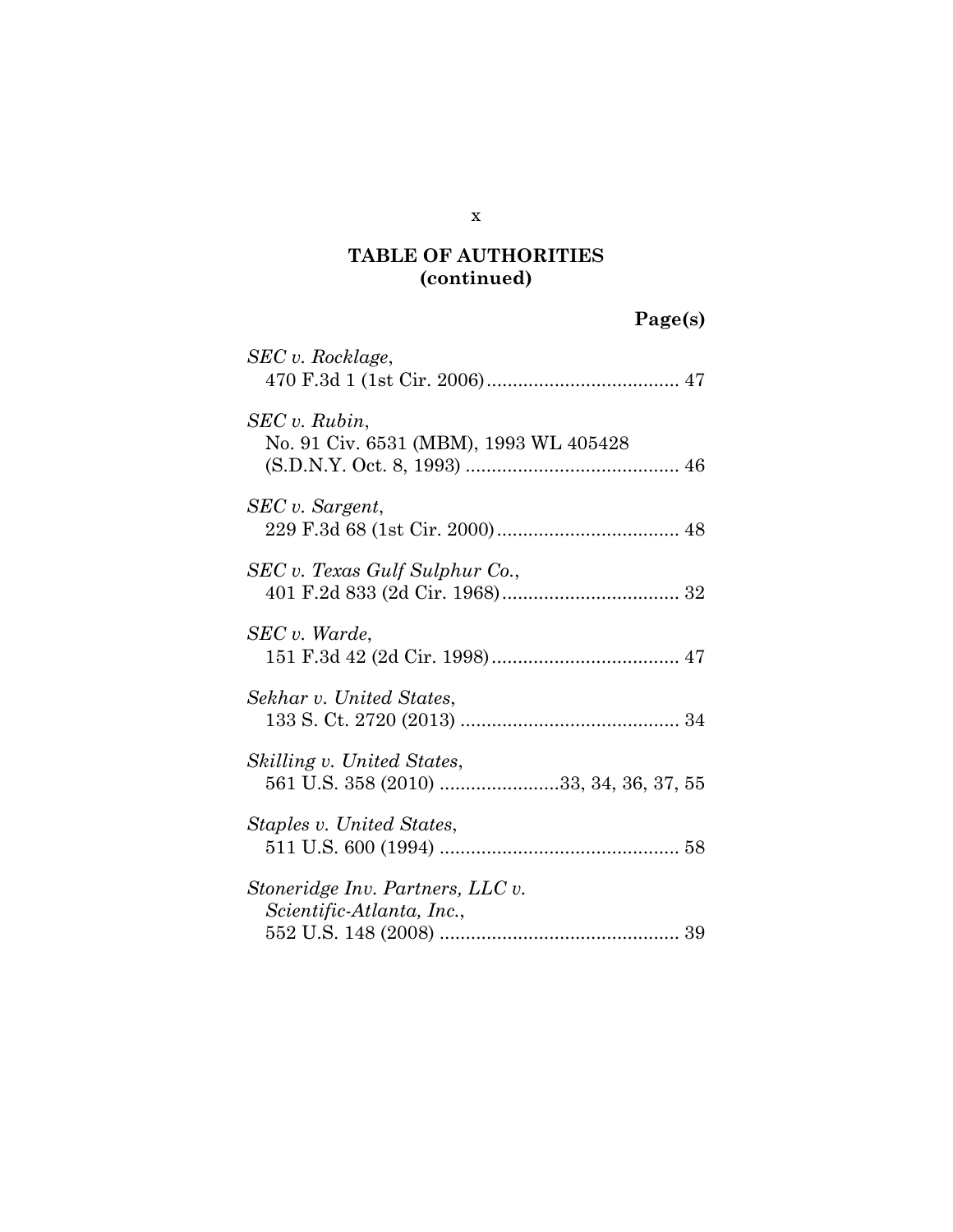**TABLE OF AUTHORITIES (continued)**

**Page(s)**

*SEC v. Rocklage*,
470 F.3d 1 (1st Cir. 2006) ..................................... 47

*SEC v. Rubin*,
No. 91 Civ. 6531 (MBM), 1993 WL 405428
(S.D.N.Y. Oct. 8, 1993) ......................................... 46

*SEC v. Sargent*,
229 F.3d 68 (1st Cir. 2000) ................................... 48

*SEC v. Texas Gulf Sulphur Co.*,
401 F.2d 833 (2d Cir. 1968) .................................. 32

*SEC v. Warde*,
151 F.3d 42 (2d Cir. 1998) .................................... 47

*Sekhar v. United States*,
133 S. Ct. 2720 (2013) .......................................... 34

*Skilling v. United States*,
561 U.S. 358 (2010) .......................33, 34, 36, 37, 55

*Staples v. United States*,
511 U.S. 600 (1994) .............................................. 58

*Stoneridge Inv. Partners, LLC v. Scientific-Atlanta, Inc.*,
552 U.S. 148 (2008) .............................................. 39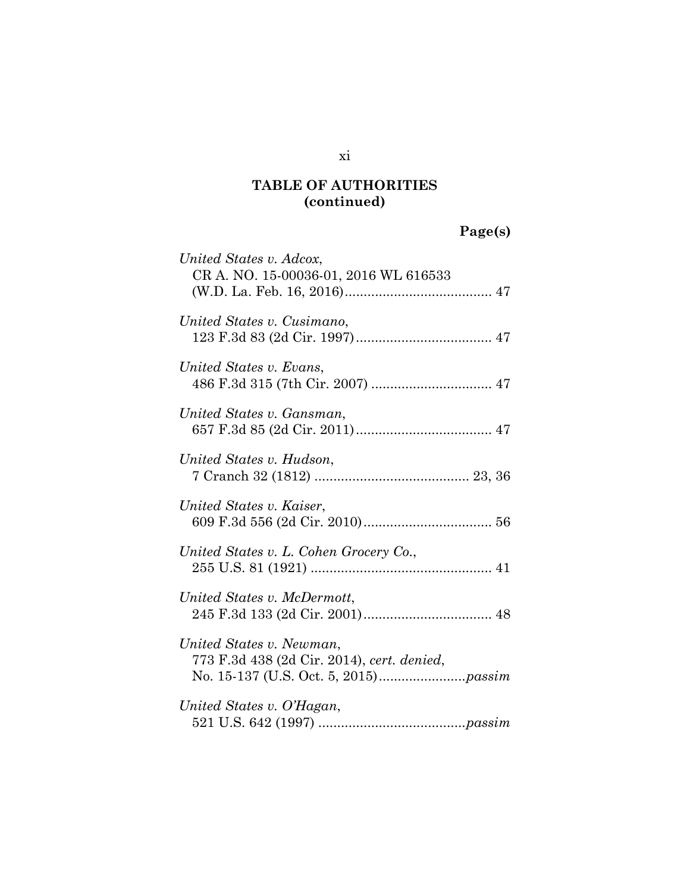## TABLE OF AUTHORITIES (continued)

**Page(s)**

*United States v. Adcox*,
CR A. NO. 15-00036-01, 2016 WL 616533 (W.D. La. Feb. 16, 2016)....................................... 47

*United States v. Cusimano*,
123 F.3d 83 (2d Cir. 1997).................................... 47

*United States v. Evans*,
486 F.3d 315 (7th Cir. 2007) ................................ 47

*United States v. Gansman*,
657 F.3d 85 (2d Cir. 2011).................................... 47

*United States v. Hudson*,
7 Cranch 32 (1812) ......................................... 23, 36

*United States v. Kaiser*,
609 F.3d 556 (2d Cir. 2010).................................. 56

*United States v. L. Cohen Grocery Co.*,
255 U.S. 81 (1921) ................................................ 41

*United States v. McDermott*,
245 F.3d 133 (2d Cir. 2001).................................. 48

*United States v. Newman*,
773 F.3d 438 (2d Cir. 2014), *cert. denied*, No. 15-137 (U.S. Oct. 5, 2015).......................*passim*

*United States v. O'Hagan*,
521 U.S. 642 (1997) .......................................*passim*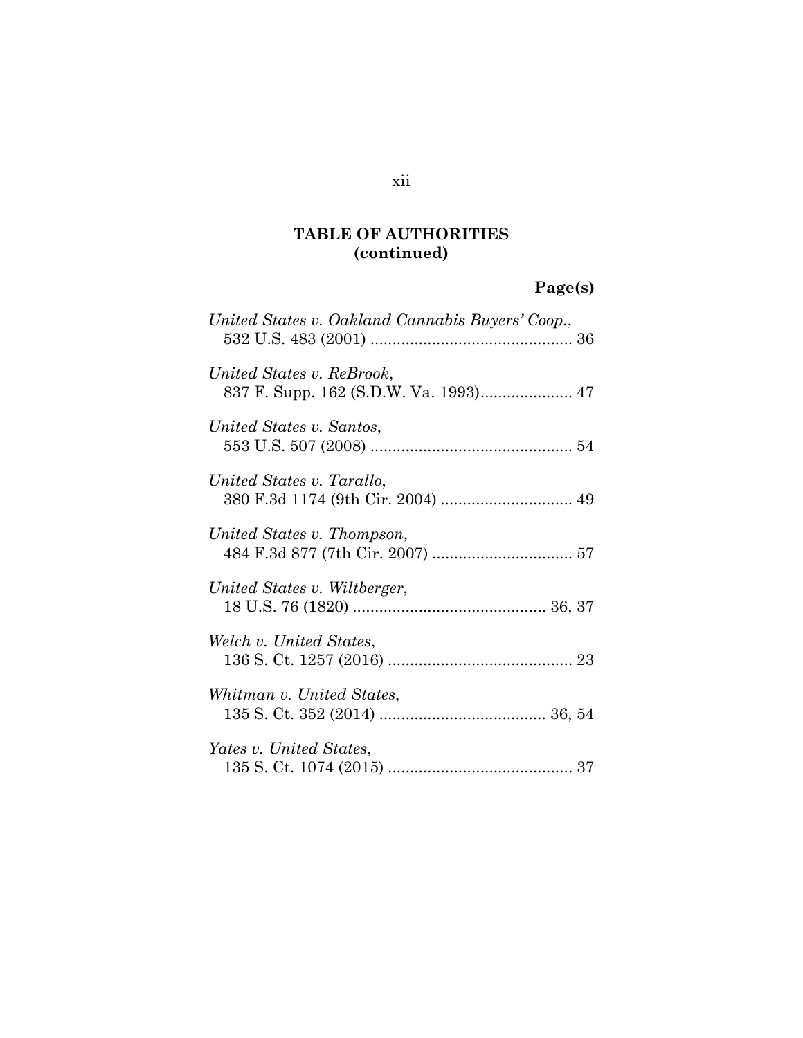**TABLE OF AUTHORITIES (continued)**

**Page(s)**

*United States v. Oakland Cannabis Buyers' Coop.*,
532 U.S. 483 (2001) .............................................. 36

*United States v. ReBrook*,
837 F. Supp. 162 (S.D.W. Va. 1993)..................... 47

*United States v. Santos*,
553 U.S. 507 (2008) .............................................. 54

*United States v. Tarallo*,
380 F.3d 1174 (9th Cir. 2004) .............................. 49

*United States v. Thompson*,
484 F.3d 877 (7th Cir. 2007) ................................ 57

*United States v. Wiltberger*,
18 U.S. 76 (1820) ............................................ 36, 37

*Welch v. United States*,
136 S. Ct. 1257 (2016) .......................................... 23

*Whitman v. United States*,
135 S. Ct. 352 (2014) ...................................... 36, 54

*Yates v. United States*,
135 S. Ct. 1074 (2015) .......................................... 37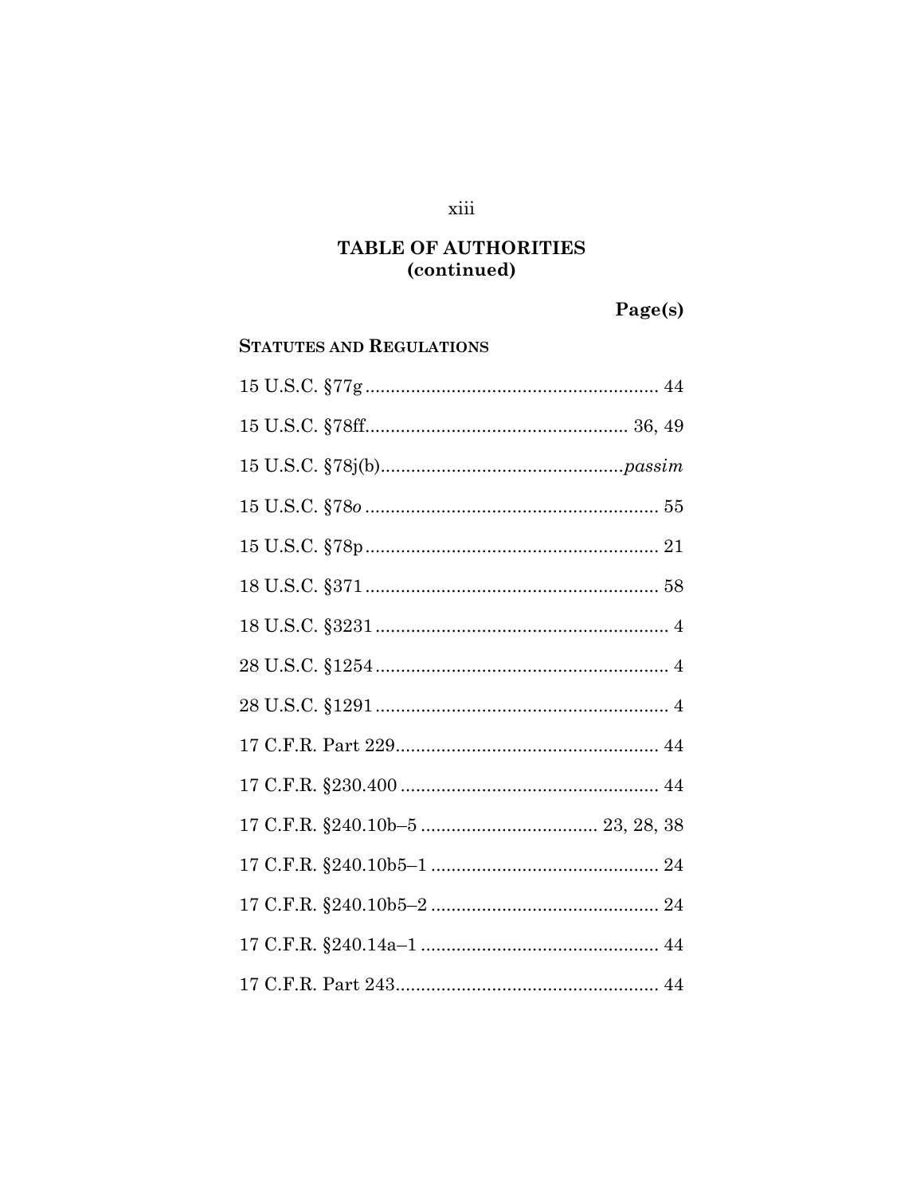## TABLE OF AUTHORITIES
**(continued)**

**Page(s)**

**STATUTES AND REGULATIONS**

15 U.S.C. §77g .......................................................... 44

15 U.S.C. §78ff.................................................... 36, 49

15 U.S.C. §78j(b)...............................................*passim*

15 U.S.C. §78*o* .......................................................... 55

15 U.S.C. §78p .......................................................... 21

18 U.S.C. §371 .......................................................... 58

18 U.S.C. §3231 .......................................................... 4

28 U.S.C. §1254 .......................................................... 4

28 U.S.C. §1291 .......................................................... 4

17 C.F.R. Part 229.................................................... 44

17 C.F.R. §230.400 ................................................... 44

17 C.F.R. §240.10b–5 .................................. 23, 28, 38

17 C.F.R. §240.10b5–1 ............................................. 24

17 C.F.R. §240.10b5–2 ............................................. 24

17 C.F.R. §240.14a–1 ............................................... 44

17 C.F.R. Part 243.................................................... 44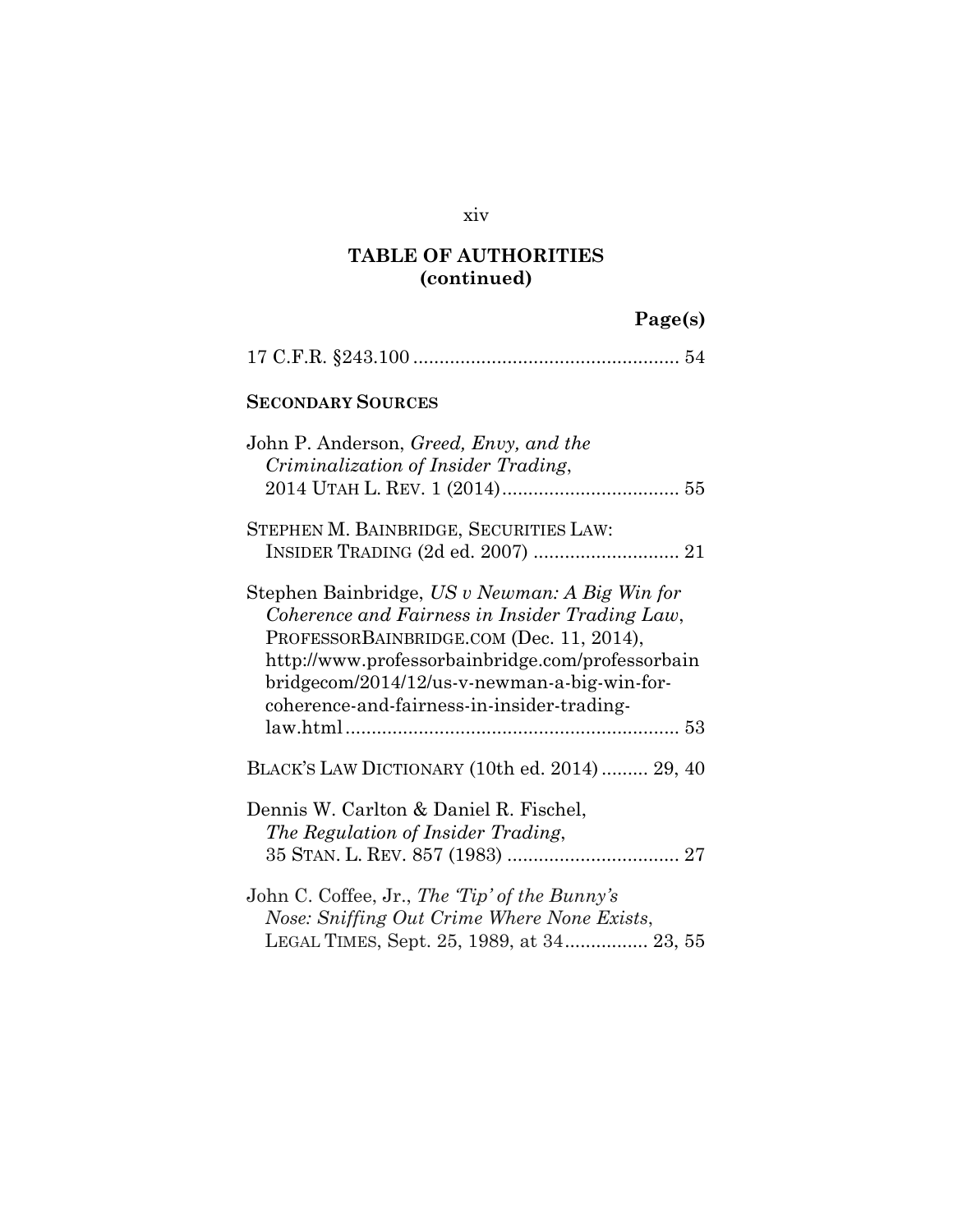**TABLE OF AUTHORITIES (continued)**

**Page(s)**

17 C.F.R. §243.100 .................................................. 54

**SECONDARY SOURCES**

John P. Anderson, *Greed, Envy, and the Criminalization of Insider Trading*, 2014 UTAH L. REV. 1 (2014) ................................. 55

STEPHEN M. BAINBRIDGE, SECURITIES LAW: INSIDER TRADING (2d ed. 2007) ........................... 21

Stephen Bainbridge, *US v Newman: A Big Win for Coherence and Fairness in Insider Trading Law*, PROFESSORBAINBRIDGE.COM (Dec. 11, 2014), http://www.professorbainbridge.com/professorbainbridgecom/2014/12/us-v-newman-a-big-win-for-coherence-and-fairness-in-insider-trading-law.html ............................................................... 53

BLACK'S LAW DICTIONARY (10th ed. 2014) ......... 29, 40

Dennis W. Carlton & Daniel R. Fischel, *The Regulation of Insider Trading*, 35 STAN. L. REV. 857 (1983) ................................ 27

John C. Coffee, Jr., *The 'Tip' of the Bunny's Nose: Sniffing Out Crime Where None Exists*, LEGAL TIMES, Sept. 25, 1989, at 34................ 23, 55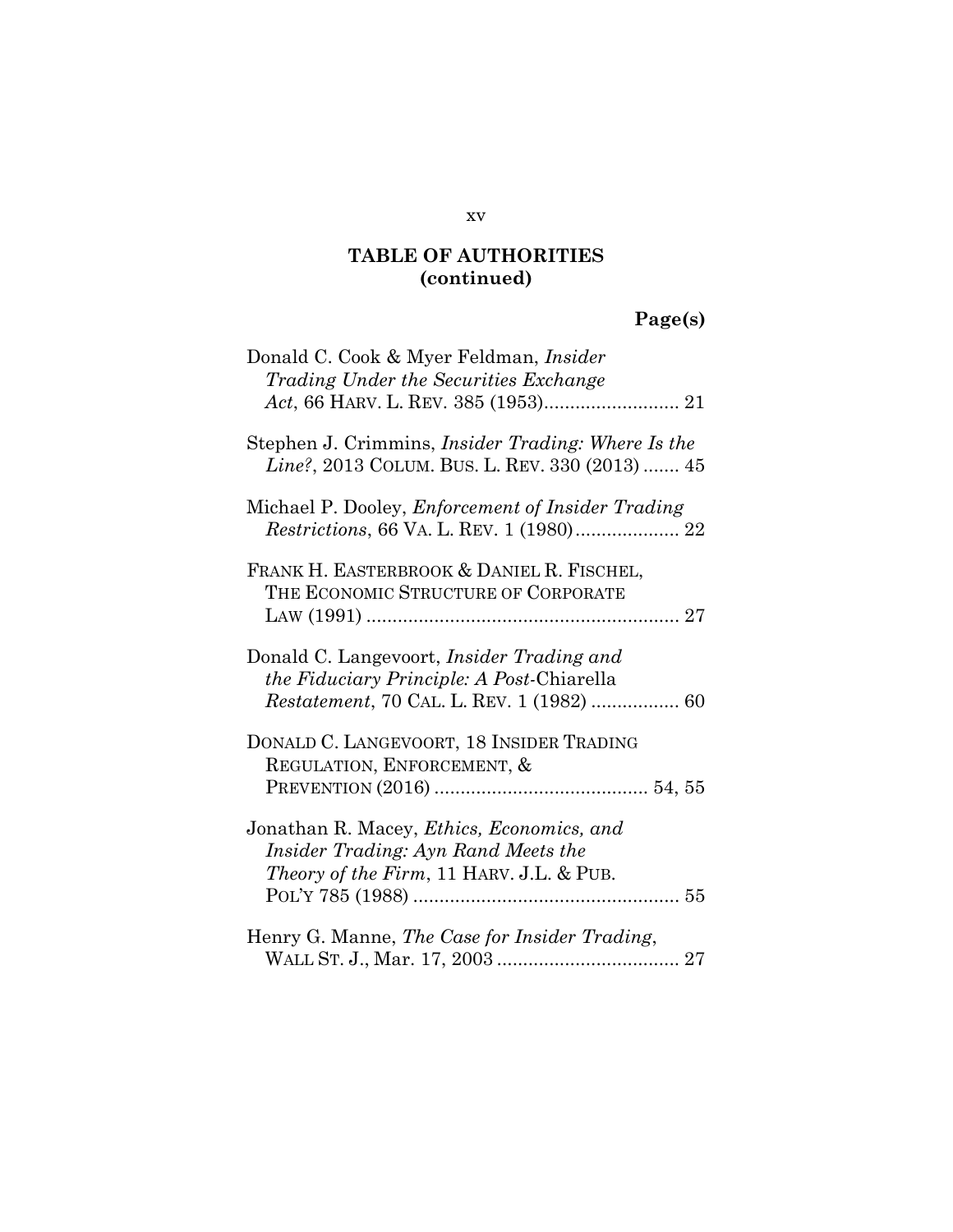## TABLE OF AUTHORITIES
## (continued)

**Page(s)**

Donald C. Cook & Myer Feldman, *Insider Trading Under the Securities Exchange Act*, 66 HARV. L. REV. 385 (1953).......................... 21

Stephen J. Crimmins, *Insider Trading: Where Is the Line?*, 2013 COLUM. BUS. L. REV. 330 (2013) ....... 45

Michael P. Dooley, *Enforcement of Insider Trading Restrictions*, 66 VA. L. REV. 1 (1980).................... 22

FRANK H. EASTERBROOK & DANIEL R. FISCHEL, THE ECONOMIC STRUCTURE OF CORPORATE LAW (1991) ............................................................ 27

Donald C. Langevoort, *Insider Trading and the Fiduciary Principle: A Post-*Chiarella *Restatement*, 70 CAL. L. REV. 1 (1982) ................. 60

DONALD C. LANGEVOORT, 18 INSIDER TRADING REGULATION, ENFORCEMENT, & PREVENTION (2016) ......................................... 54, 55

Jonathan R. Macey, *Ethics, Economics, and Insider Trading: Ayn Rand Meets the Theory of the Firm*, 11 HARV. J.L. & PUB. POL'Y 785 (1988) ................................................... 55

Henry G. Manne, *The Case for Insider Trading*, WALL ST. J., Mar. 17, 2003 ................................... 27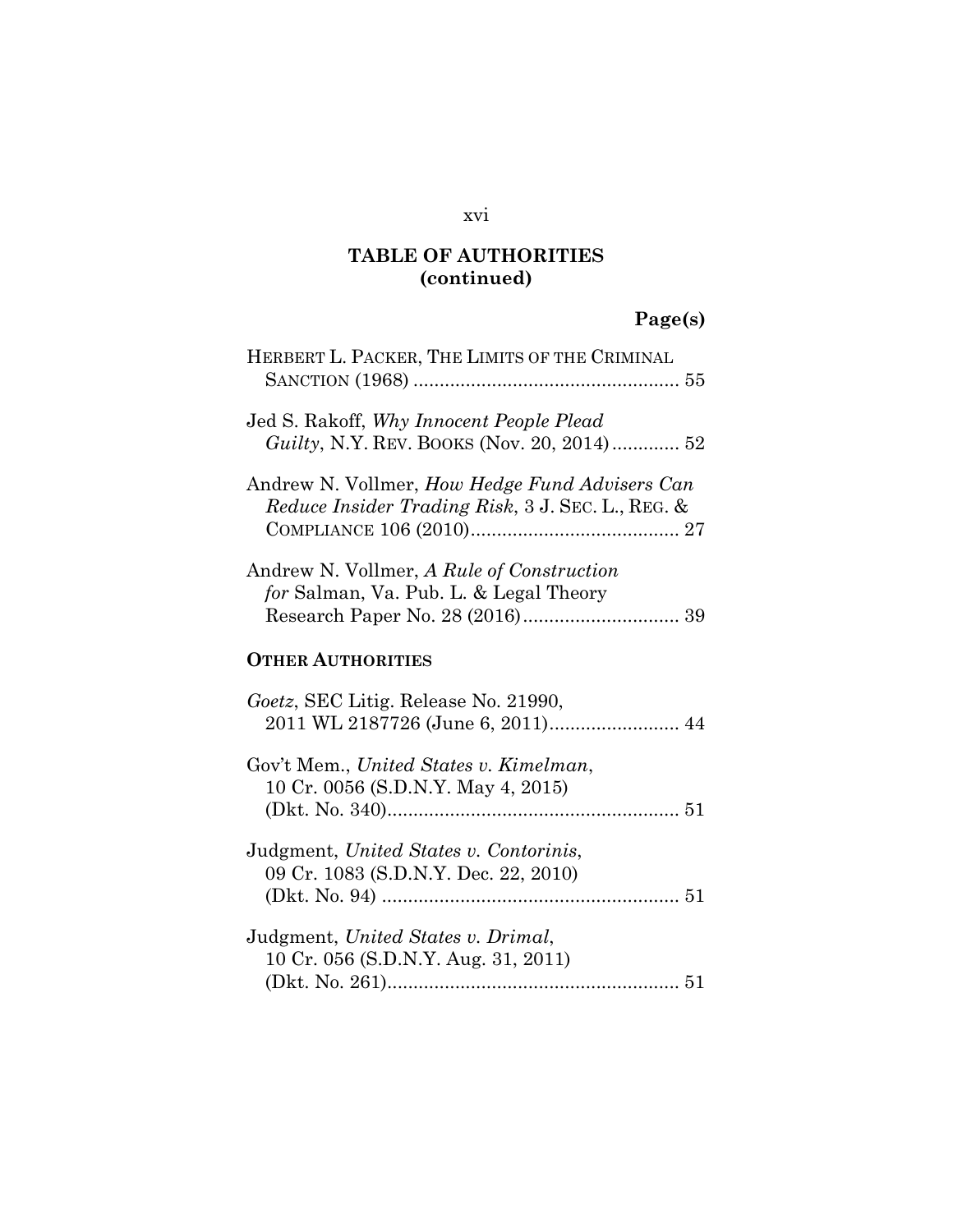## TABLE OF AUTHORITIES (continued)

**Page(s)**

HERBERT L. PACKER, THE LIMITS OF THE CRIMINAL SANCTION (1968) .................................................. 55

Jed S. Rakoff, *Why Innocent People Plead Guilty*, N.Y. REV. BOOKS (Nov. 20, 2014) ............. 52

Andrew N. Vollmer, *How Hedge Fund Advisers Can Reduce Insider Trading Risk*, 3 J. SEC. L., REG. & COMPLIANCE 106 (2010)........................................ 27

Andrew N. Vollmer, *A Rule of Construction for* Salman, Va. Pub. L. & Legal Theory Research Paper No. 28 (2016).............................. 39

**OTHER AUTHORITIES**

*Goetz*, SEC Litig. Release No. 21990, 2011 WL 2187726 (June 6, 2011)......................... 44

Gov't Mem., *United States v. Kimelman*, 10 Cr. 0056 (S.D.N.Y. May 4, 2015) (Dkt. No. 340)........................................................ 51

Judgment, *United States v. Contorinis*, 09 Cr. 1083 (S.D.N.Y. Dec. 22, 2010) (Dkt. No. 94) ......................................................... 51

Judgment, *United States v. Drimal*, 10 Cr. 056 (S.D.N.Y. Aug. 31, 2011) (Dkt. No. 261)........................................................ 51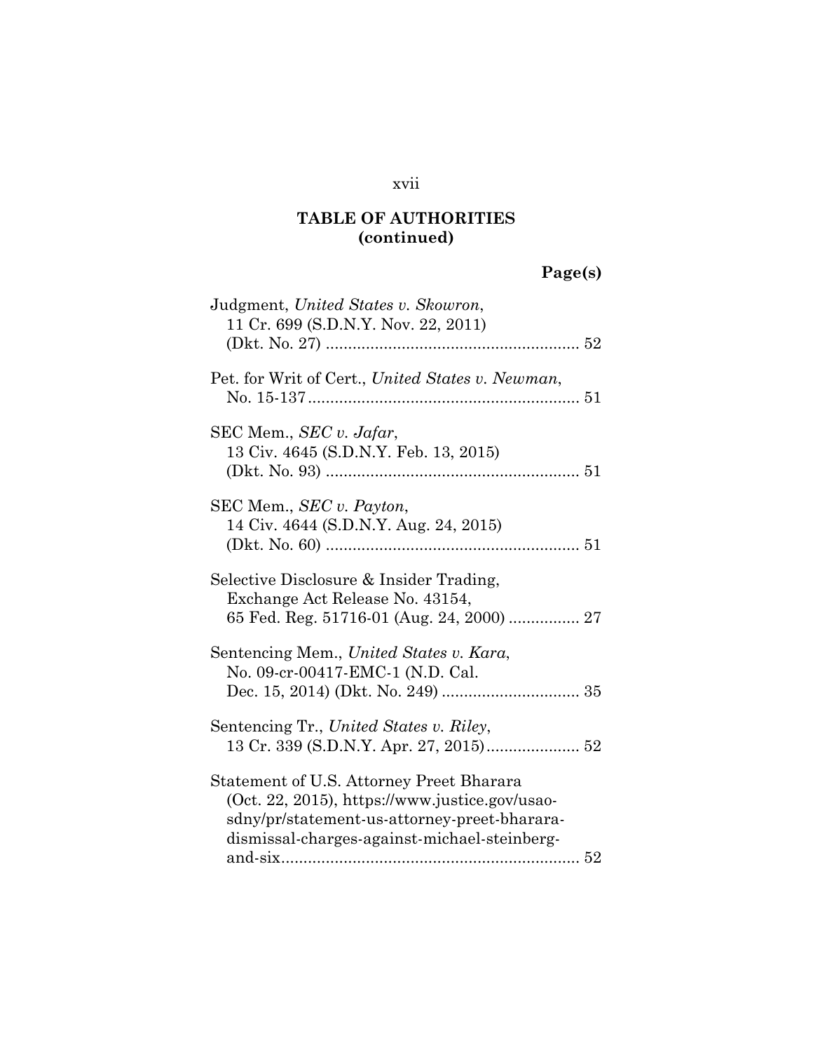**TABLE OF AUTHORITIES (continued)**

**Page(s)**

Judgment, *United States v. Skowron*, 11 Cr. 699 (S.D.N.Y. Nov. 22, 2011) (Dkt. No. 27) ........................................................ 52

Pet. for Writ of Cert., *United States v. Newman*, No. 15-137............................................................ 51

SEC Mem., *SEC v. Jafar*, 13 Civ. 4645 (S.D.N.Y. Feb. 13, 2015) (Dkt. No. 93) ........................................................ 51

SEC Mem., *SEC v. Payton*, 14 Civ. 4644 (S.D.N.Y. Aug. 24, 2015) (Dkt. No. 60) ........................................................ 51

Selective Disclosure & Insider Trading, Exchange Act Release No. 43154, 65 Fed. Reg. 51716-01 (Aug. 24, 2000) ................ 27

Sentencing Mem., *United States v. Kara*, No. 09-cr-00417-EMC-1 (N.D. Cal. Dec. 15, 2014) (Dkt. No. 249) .............................. 35

Sentencing Tr., *United States v. Riley*, 13 Cr. 339 (S.D.N.Y. Apr. 27, 2015)..................... 52

Statement of U.S. Attorney Preet Bharara (Oct. 22, 2015), https://www.justice.gov/usao-sdny/pr/statement-us-attorney-preet-bharara-dismissal-charges-against-michael-steinberg-and-six.................................................................. 52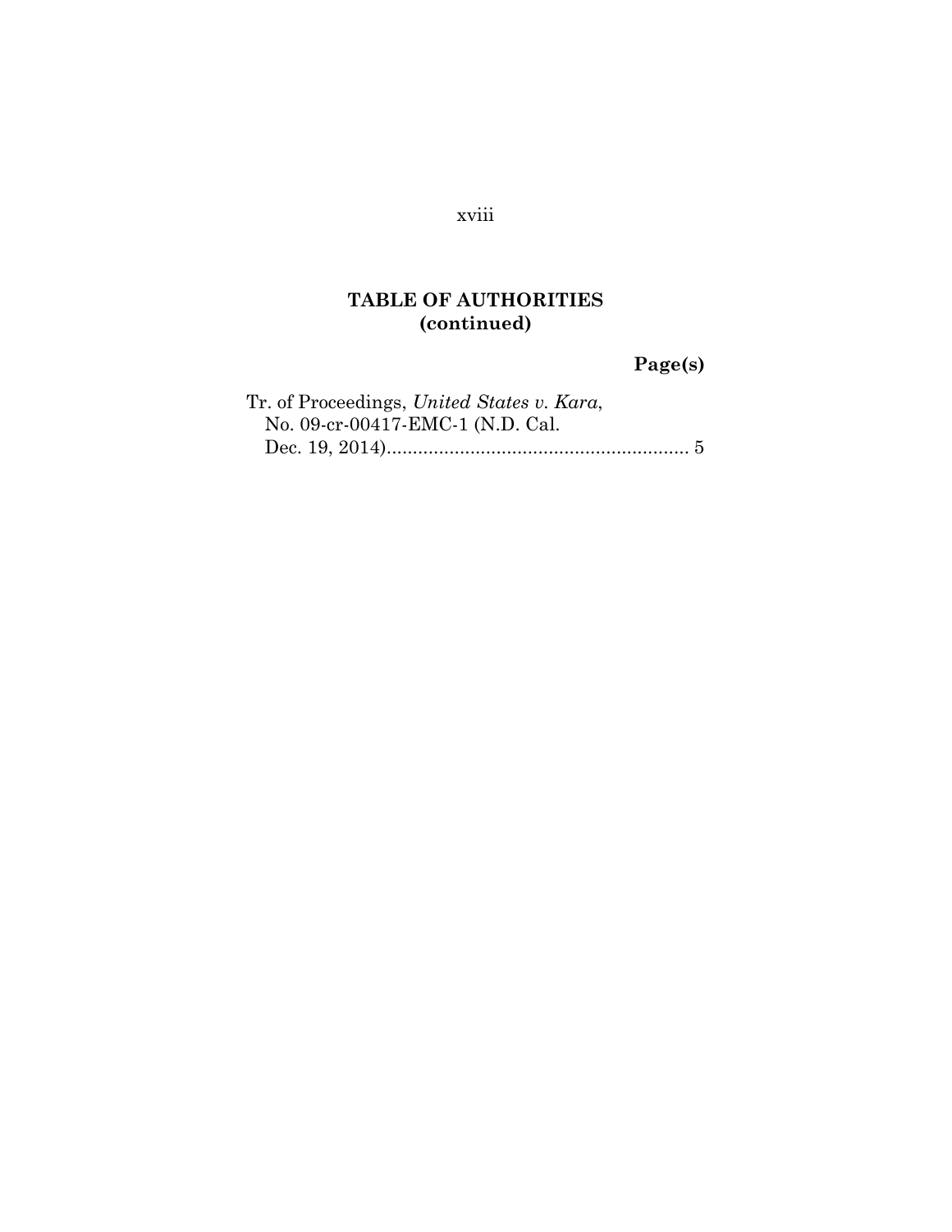## TABLE OF AUTHORITIES
## (continued)

**Page(s)**

Tr. of Proceedings, *United States v. Kara*, No. 09-cr-00417-EMC-1 (N.D. Cal. Dec. 19, 2014).......................................................... 5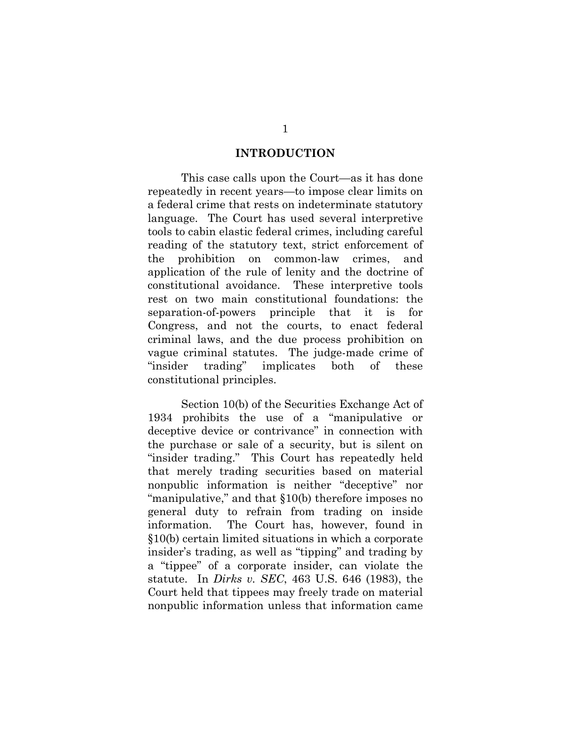## INTRODUCTION

This case calls upon the Court—as it has done repeatedly in recent years—to impose clear limits on a federal crime that rests on indeterminate statutory language. The Court has used several interpretive tools to cabin elastic federal crimes, including careful reading of the statutory text, strict enforcement of the prohibition on common-law crimes, and application of the rule of lenity and the doctrine of constitutional avoidance. These interpretive tools rest on two main constitutional foundations: the separation-of-powers principle that it is for Congress, and not the courts, to enact federal criminal laws, and the due process prohibition on vague criminal statutes. The judge-made crime of "insider trading" implicates both of these constitutional principles.

Section 10(b) of the Securities Exchange Act of 1934 prohibits the use of a "manipulative or deceptive device or contrivance" in connection with the purchase or sale of a security, but is silent on "insider trading." This Court has repeatedly held that merely trading securities based on material nonpublic information is neither "deceptive" nor "manipulative," and that §10(b) therefore imposes no general duty to refrain from trading on inside information. The Court has, however, found in §10(b) certain limited situations in which a corporate insider's trading, as well as "tipping" and trading by a "tippee" of a corporate insider, can violate the statute. In *Dirks v. SEC*, 463 U.S. 646 (1983), the Court held that tippees may freely trade on material nonpublic information unless that information came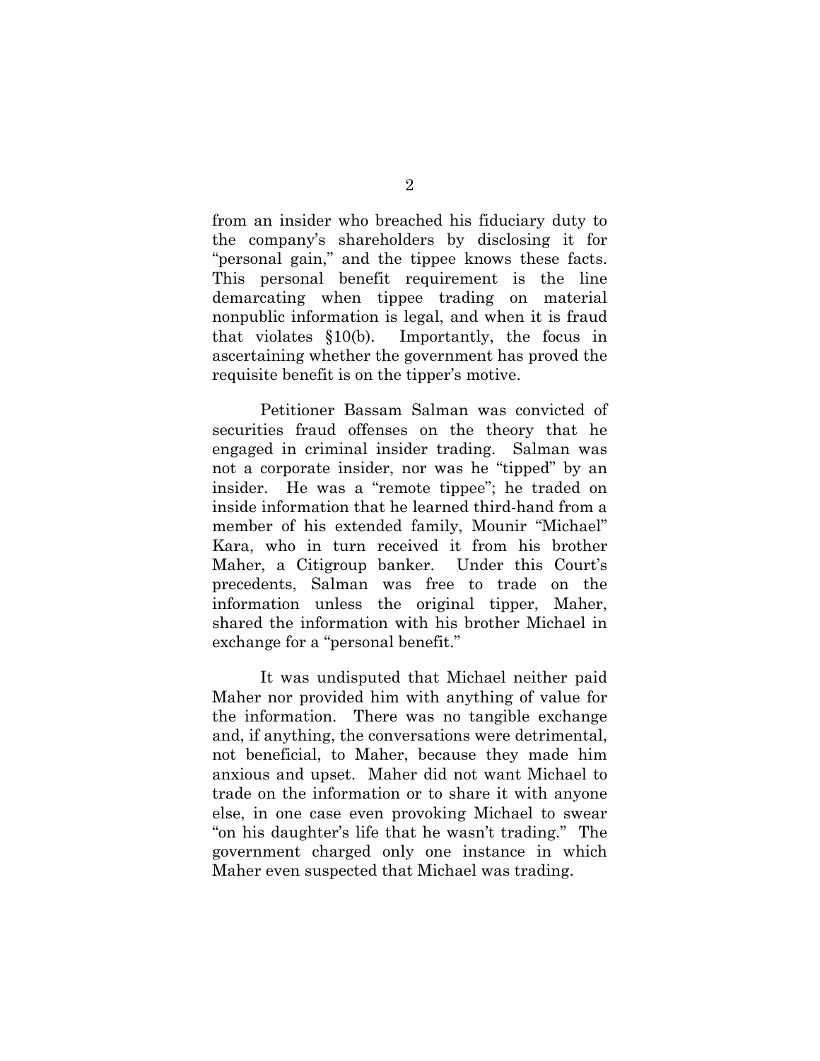from an insider who breached his fiduciary duty to the company's shareholders by disclosing it for "personal gain," and the tippee knows these facts. This personal benefit requirement is the line demarcating when tippee trading on material nonpublic information is legal, and when it is fraud that violates §10(b). Importantly, the focus in ascertaining whether the government has proved the requisite benefit is on the tipper's motive.

Petitioner Bassam Salman was convicted of securities fraud offenses on the theory that he engaged in criminal insider trading. Salman was not a corporate insider, nor was he "tipped" by an insider. He was a "remote tippee"; he traded on inside information that he learned third-hand from a member of his extended family, Mounir "Michael" Kara, who in turn received it from his brother Maher, a Citigroup banker. Under this Court's precedents, Salman was free to trade on the information unless the original tipper, Maher, shared the information with his brother Michael in exchange for a "personal benefit."

It was undisputed that Michael neither paid Maher nor provided him with anything of value for the information. There was no tangible exchange and, if anything, the conversations were detrimental, not beneficial, to Maher, because they made him anxious and upset. Maher did not want Michael to trade on the information or to share it with anyone else, in one case even provoking Michael to swear "on his daughter's life that he wasn't trading." The government charged only one instance in which Maher even suspected that Michael was trading.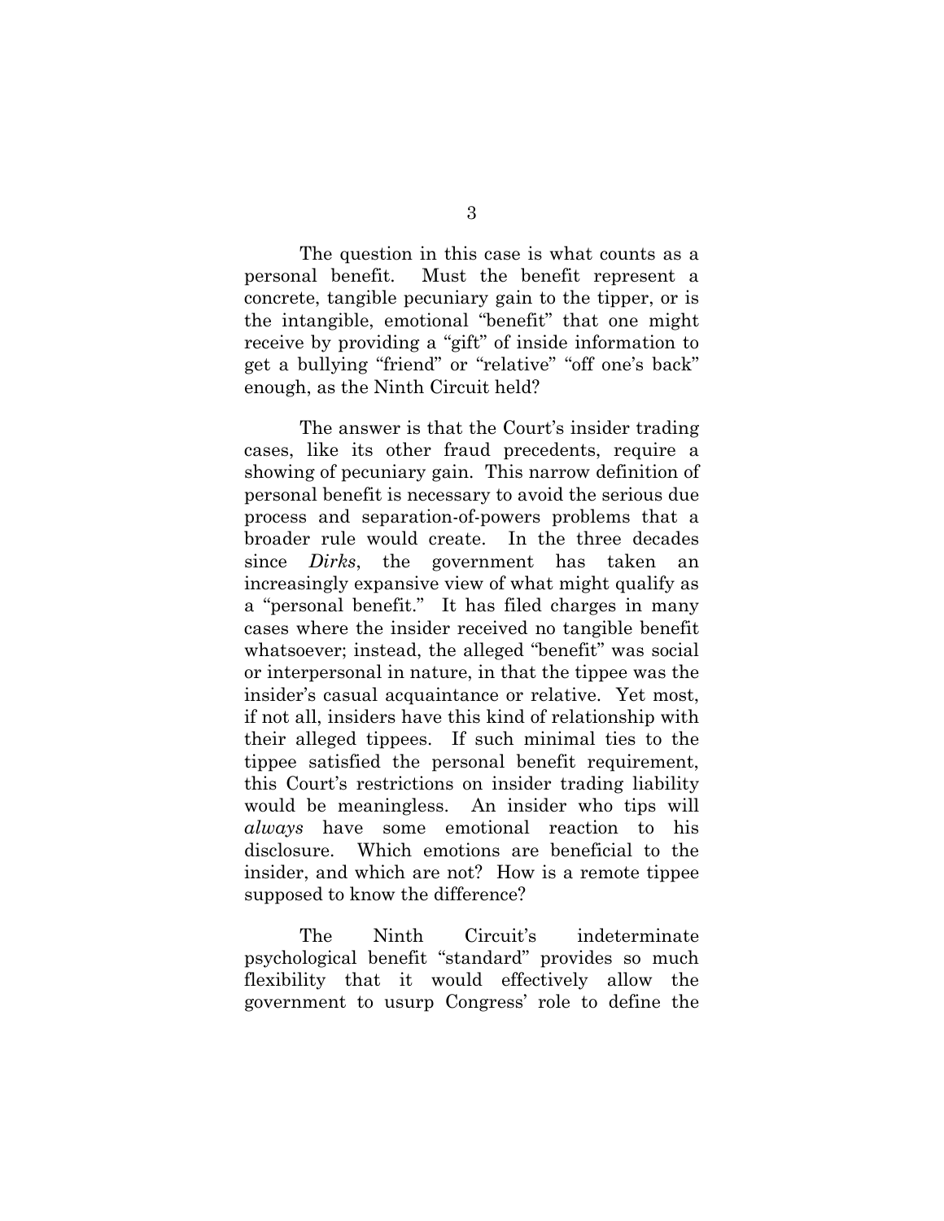The question in this case is what counts as a personal benefit. Must the benefit represent a concrete, tangible pecuniary gain to the tipper, or is the intangible, emotional "benefit" that one might receive by providing a "gift" of inside information to get a bullying "friend" or "relative" "off one's back" enough, as the Ninth Circuit held?

The answer is that the Court's insider trading cases, like its other fraud precedents, require a showing of pecuniary gain. This narrow definition of personal benefit is necessary to avoid the serious due process and separation-of-powers problems that a broader rule would create. In the three decades since *Dirks*, the government has taken an increasingly expansive view of what might qualify as a "personal benefit." It has filed charges in many cases where the insider received no tangible benefit whatsoever; instead, the alleged "benefit" was social or interpersonal in nature, in that the tippee was the insider's casual acquaintance or relative. Yet most, if not all, insiders have this kind of relationship with their alleged tippees. If such minimal ties to the tippee satisfied the personal benefit requirement, this Court's restrictions on insider trading liability would be meaningless. An insider who tips will *always* have some emotional reaction to his disclosure. Which emotions are beneficial to the insider, and which are not? How is a remote tippee supposed to know the difference?

The Ninth Circuit's indeterminate psychological benefit "standard" provides so much flexibility that it would effectively allow the government to usurp Congress' role to define the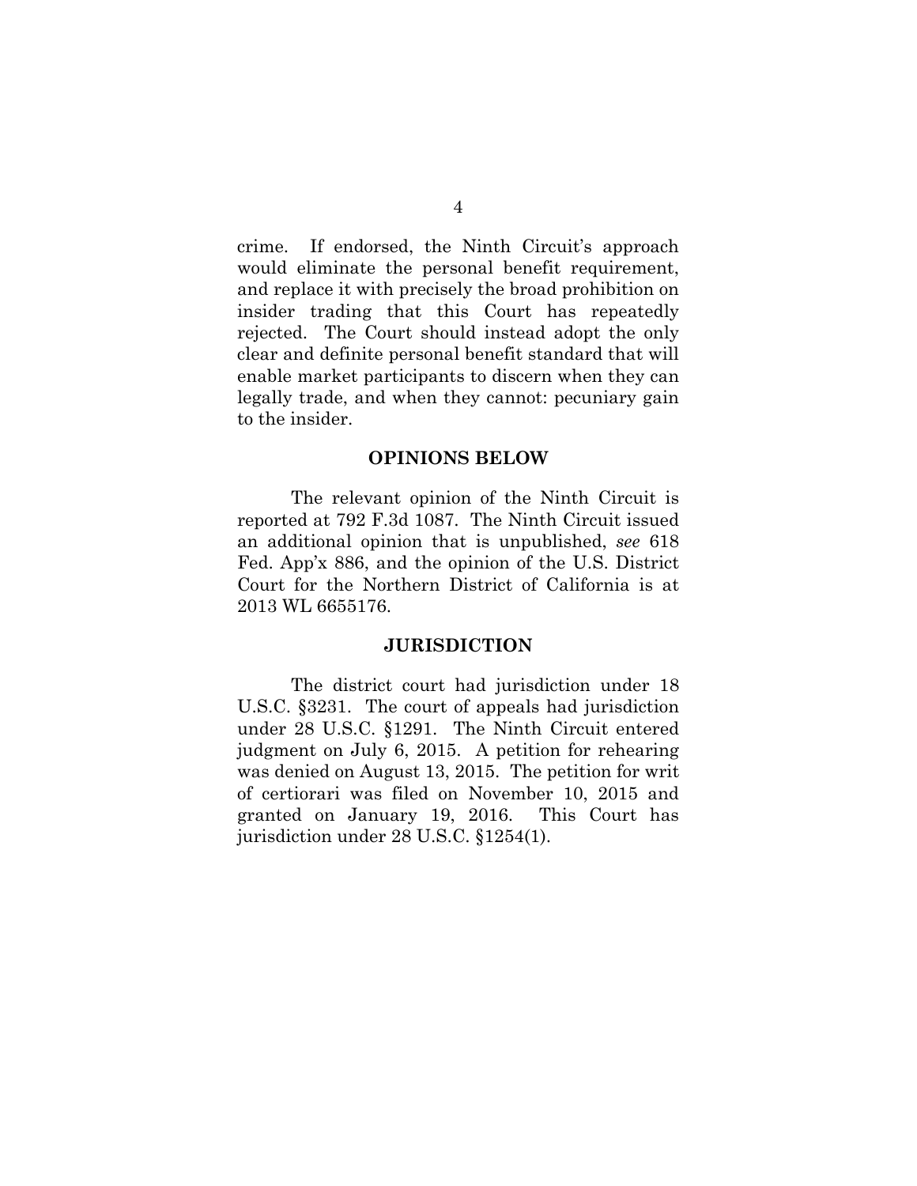crime. If endorsed, the Ninth Circuit's approach would eliminate the personal benefit requirement, and replace it with precisely the broad prohibition on insider trading that this Court has repeatedly rejected. The Court should instead adopt the only clear and definite personal benefit standard that will enable market participants to discern when they can legally trade, and when they cannot: pecuniary gain to the insider.

## OPINIONS BELOW

The relevant opinion of the Ninth Circuit is reported at 792 F.3d 1087. The Ninth Circuit issued an additional opinion that is unpublished, *see* 618 Fed. App'x 886, and the opinion of the U.S. District Court for the Northern District of California is at 2013 WL 6655176.

## JURISDICTION

The district court had jurisdiction under 18 U.S.C. §3231. The court of appeals had jurisdiction under 28 U.S.C. §1291. The Ninth Circuit entered judgment on July 6, 2015. A petition for rehearing was denied on August 13, 2015. The petition for writ of certiorari was filed on November 10, 2015 and granted on January 19, 2016. This Court has jurisdiction under 28 U.S.C. §1254(1).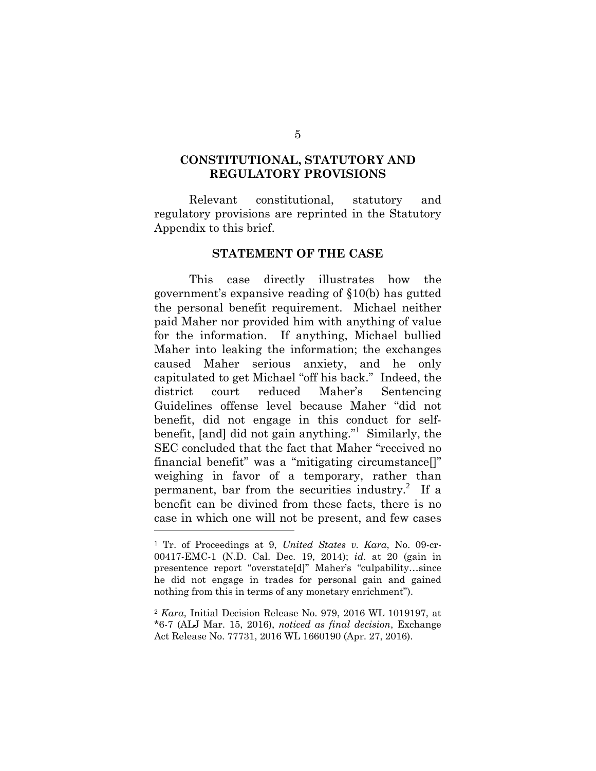## CONSTITUTIONAL, STATUTORY AND REGULATORY PROVISIONS

Relevant constitutional, statutory and regulatory provisions are reprinted in the Statutory Appendix to this brief.

## STATEMENT OF THE CASE

This case directly illustrates how the government's expansive reading of §10(b) has gutted the personal benefit requirement. Michael neither paid Maher nor provided him with anything of value for the information. If anything, Michael bullied Maher into leaking the information; the exchanges caused Maher serious anxiety, and he only capitulated to get Michael "off his back." Indeed, the district court reduced Maher's Sentencing Guidelines offense level because Maher "did not benefit, did not engage in this conduct for self-benefit, [and] did not gain anything."[1] Similarly, the SEC concluded that the fact that Maher "received no financial benefit" was a "mitigating circumstance[]" weighing in favor of a temporary, rather than permanent, bar from the securities industry.[2] If a benefit can be divined from these facts, there is no case in which one will not be present, and few cases

---

[1] Tr. of Proceedings at 9, *United States v. Kara*, No. 09-cr-00417-EMC-1 (N.D. Cal. Dec. 19, 2014); *id.* at 20 (gain in presentence report "overstate[d]" Maher's "culpability…since he did not engage in trades for personal gain and gained nothing from this in terms of any monetary enrichment").

[2] *Kara*, Initial Decision Release No. 979, 2016 WL 1019197, at *6-7 (ALJ Mar. 15, 2016), *noticed as final decision*, Exchange Act Release No. 77731, 2016 WL 1660190 (Apr. 27, 2016).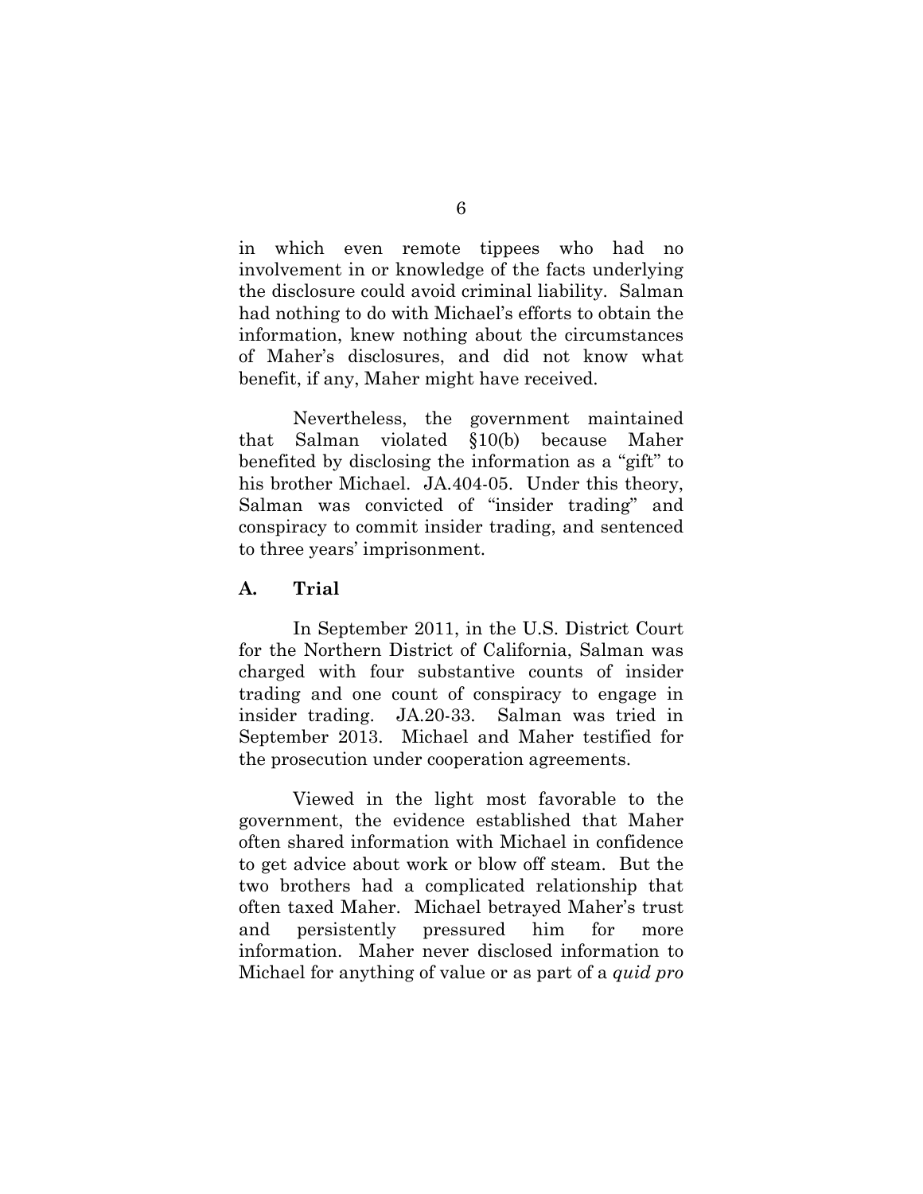in which even remote tippees who had no involvement in or knowledge of the facts underlying the disclosure could avoid criminal liability. Salman had nothing to do with Michael's efforts to obtain the information, knew nothing about the circumstances of Maher's disclosures, and did not know what benefit, if any, Maher might have received.

Nevertheless, the government maintained that Salman violated §10(b) because Maher benefited by disclosing the information as a "gift" to his brother Michael. JA.404-05. Under this theory, Salman was convicted of "insider trading" and conspiracy to commit insider trading, and sentenced to three years' imprisonment.

### A. Trial

In September 2011, in the U.S. District Court for the Northern District of California, Salman was charged with four substantive counts of insider trading and one count of conspiracy to engage in insider trading. JA.20-33. Salman was tried in September 2013. Michael and Maher testified for the prosecution under cooperation agreements.

Viewed in the light most favorable to the government, the evidence established that Maher often shared information with Michael in confidence to get advice about work or blow off steam. But the two brothers had a complicated relationship that often taxed Maher. Michael betrayed Maher's trust and persistently pressured him for more information. Maher never disclosed information to Michael for anything of value or as part of a *quid pro*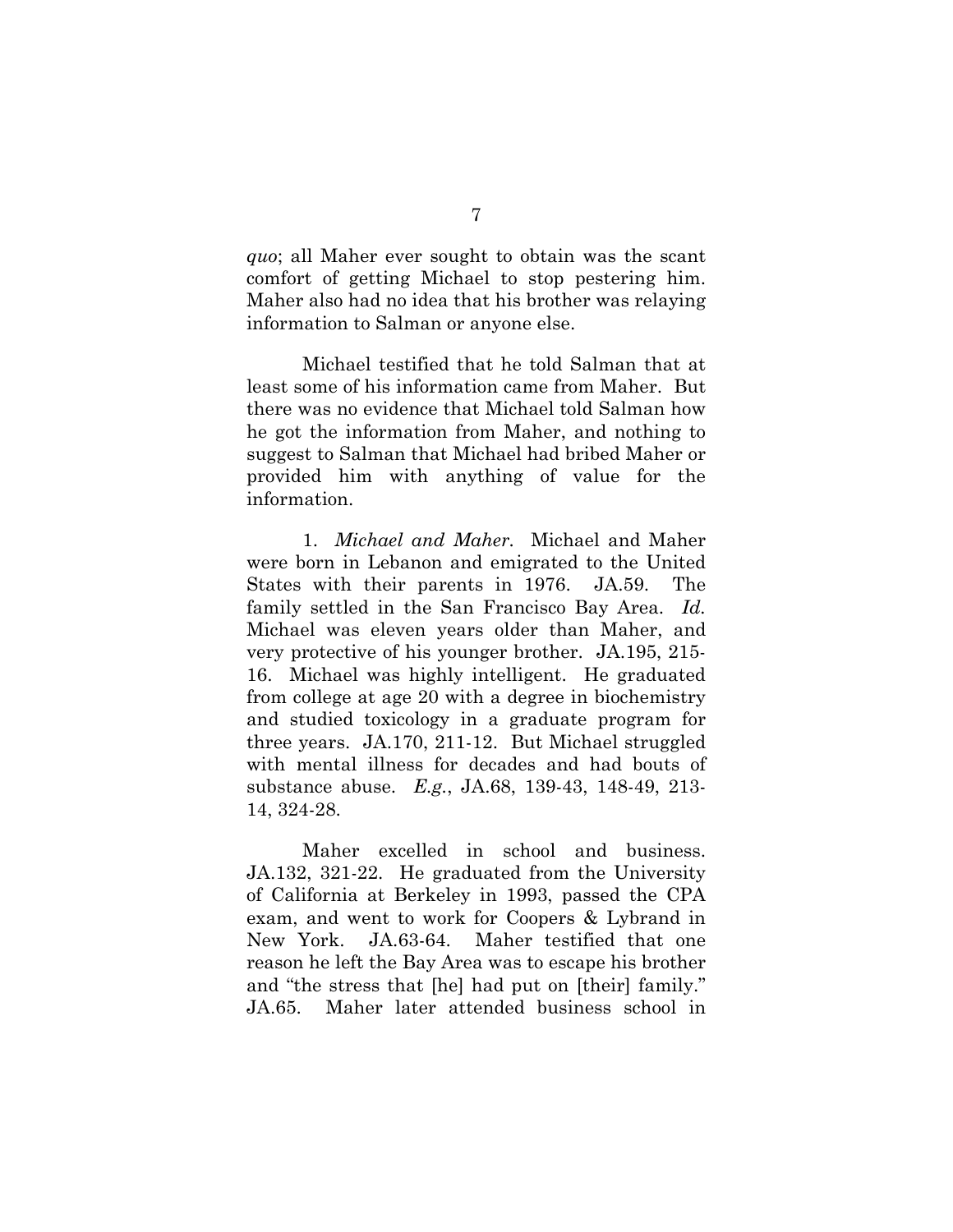*quo*; all Maher ever sought to obtain was the scant comfort of getting Michael to stop pestering him. Maher also had no idea that his brother was relaying information to Salman or anyone else.

Michael testified that he told Salman that at least some of his information came from Maher. But there was no evidence that Michael told Salman how he got the information from Maher, and nothing to suggest to Salman that Michael had bribed Maher or provided him with anything of value for the information.

1. *Michael and Maher*. Michael and Maher were born in Lebanon and emigrated to the United States with their parents in 1976. JA.59. The family settled in the San Francisco Bay Area. *Id.* Michael was eleven years older than Maher, and very protective of his younger brother. JA.195, 215-16. Michael was highly intelligent. He graduated from college at age 20 with a degree in biochemistry and studied toxicology in a graduate program for three years. JA.170, 211-12. But Michael struggled with mental illness for decades and had bouts of substance abuse. *E.g.*, JA.68, 139-43, 148-49, 213-14, 324-28.

Maher excelled in school and business. JA.132, 321-22. He graduated from the University of California at Berkeley in 1993, passed the CPA exam, and went to work for Coopers & Lybrand in New York. JA.63-64. Maher testified that one reason he left the Bay Area was to escape his brother and "the stress that [he] had put on [their] family." JA.65. Maher later attended business school in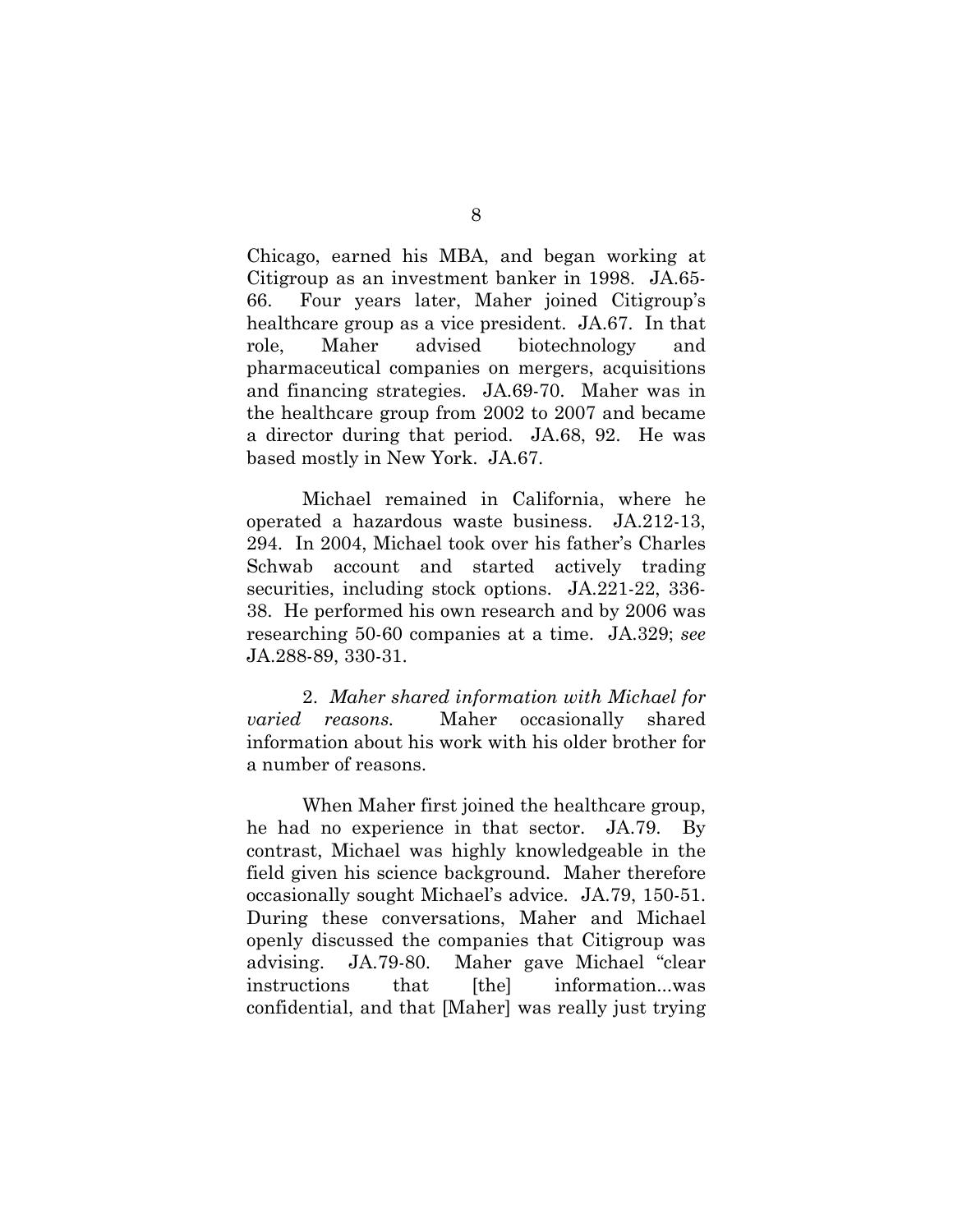Chicago, earned his MBA, and began working at Citigroup as an investment banker in 1998. JA.65-66. Four years later, Maher joined Citigroup's healthcare group as a vice president. JA.67. In that role, Maher advised biotechnology and pharmaceutical companies on mergers, acquisitions and financing strategies. JA.69-70. Maher was in the healthcare group from 2002 to 2007 and became a director during that period. JA.68, 92. He was based mostly in New York. JA.67.

Michael remained in California, where he operated a hazardous waste business. JA.212-13, 294. In 2004, Michael took over his father's Charles Schwab account and started actively trading securities, including stock options. JA.221-22, 336-38. He performed his own research and by 2006 was researching 50-60 companies at a time. JA.329; *see* JA.288-89, 330-31.

2. *Maher shared information with Michael for varied reasons.* Maher occasionally shared information about his work with his older brother for a number of reasons.

When Maher first joined the healthcare group, he had no experience in that sector. JA.79. By contrast, Michael was highly knowledgeable in the field given his science background. Maher therefore occasionally sought Michael's advice. JA.79, 150-51. During these conversations, Maher and Michael openly discussed the companies that Citigroup was advising. JA.79-80. Maher gave Michael "clear instructions that [the] information...was confidential, and that [Maher] was really just trying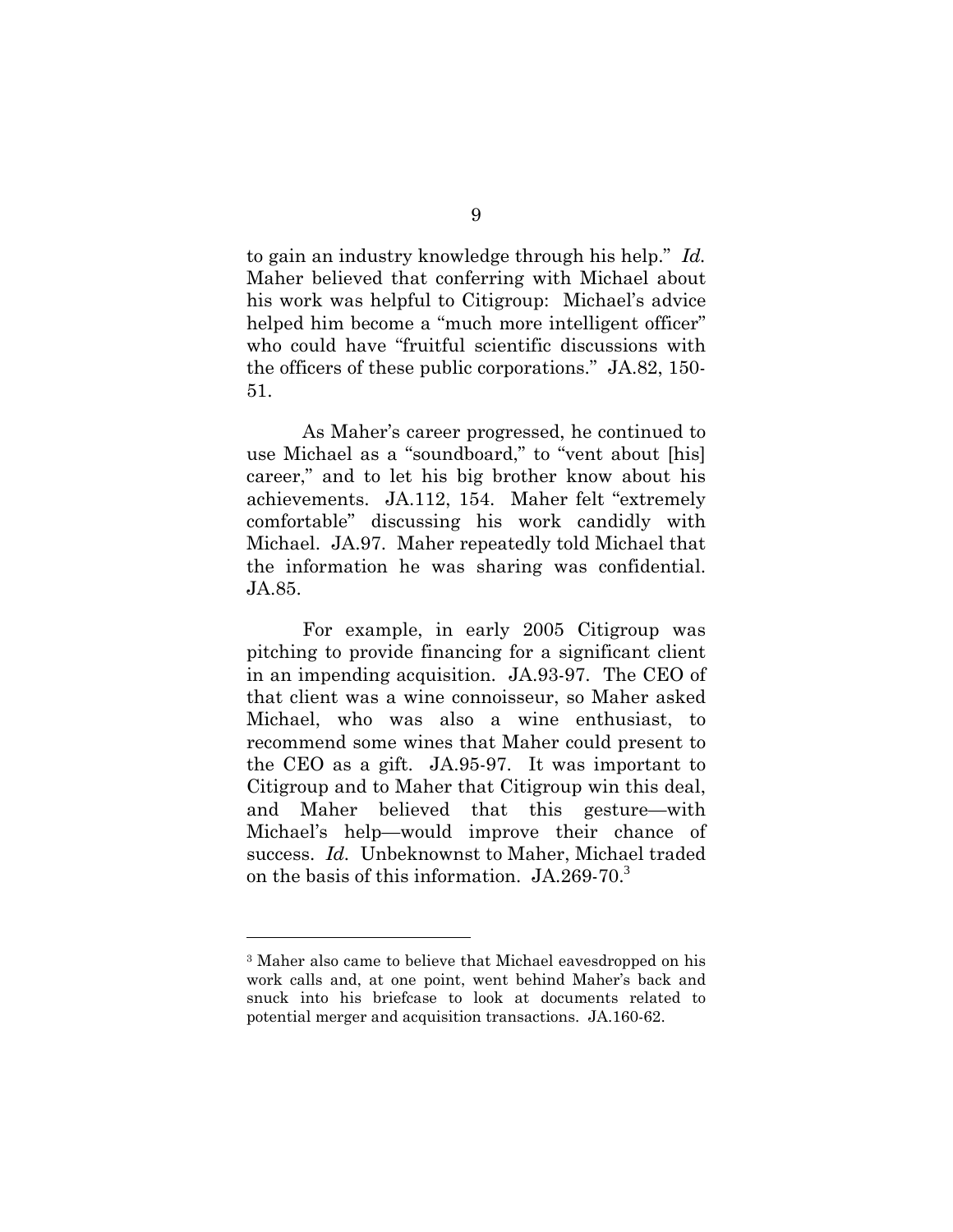to gain an industry knowledge through his help." *Id.* Maher believed that conferring with Michael about his work was helpful to Citigroup: Michael's advice helped him become a "much more intelligent officer" who could have "fruitful scientific discussions with the officers of these public corporations." JA.82, 150-51.

As Maher's career progressed, he continued to use Michael as a "soundboard," to "vent about [his] career," and to let his big brother know about his achievements. JA.112, 154. Maher felt "extremely comfortable" discussing his work candidly with Michael. JA.97. Maher repeatedly told Michael that the information he was sharing was confidential. JA.85.

For example, in early 2005 Citigroup was pitching to provide financing for a significant client in an impending acquisition. JA.93-97. The CEO of that client was a wine connoisseur, so Maher asked Michael, who was also a wine enthusiast, to recommend some wines that Maher could present to the CEO as a gift. JA.95-97. It was important to Citigroup and to Maher that Citigroup win this deal, and Maher believed that this gesture—with Michael's help—would improve their chance of success. *Id.* Unbeknownst to Maher, Michael traded on the basis of this information. JA.269-70.[3]

---

[3] Maher also came to believe that Michael eavesdropped on his work calls and, at one point, went behind Maher's back and snuck into his briefcase to look at documents related to potential merger and acquisition transactions. JA.160-62.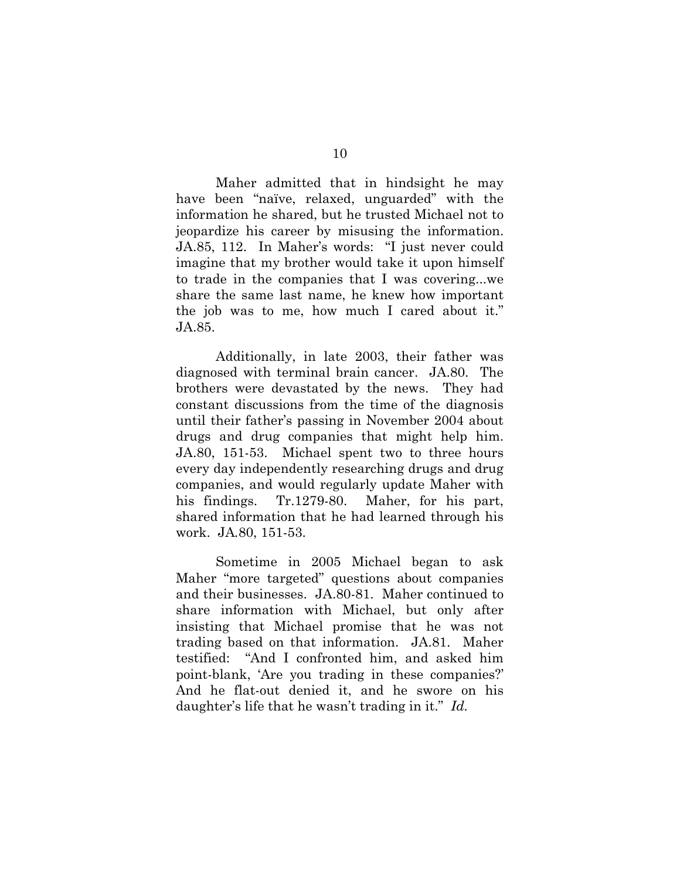Maher admitted that in hindsight he may have been "naïve, relaxed, unguarded" with the information he shared, but he trusted Michael not to jeopardize his career by misusing the information. JA.85, 112. In Maher's words: "I just never could imagine that my brother would take it upon himself to trade in the companies that I was covering...we share the same last name, he knew how important the job was to me, how much I cared about it." JA.85.

Additionally, in late 2003, their father was diagnosed with terminal brain cancer. JA.80. The brothers were devastated by the news. They had constant discussions from the time of the diagnosis until their father's passing in November 2004 about drugs and drug companies that might help him. JA.80, 151-53. Michael spent two to three hours every day independently researching drugs and drug companies, and would regularly update Maher with his findings. Tr.1279-80. Maher, for his part, shared information that he had learned through his work. JA.80, 151-53.

Sometime in 2005 Michael began to ask Maher "more targeted" questions about companies and their businesses. JA.80-81. Maher continued to share information with Michael, but only after insisting that Michael promise that he was not trading based on that information. JA.81. Maher testified: "And I confronted him, and asked him point-blank, 'Are you trading in these companies?' And he flat-out denied it, and he swore on his daughter's life that he wasn't trading in it." *Id.*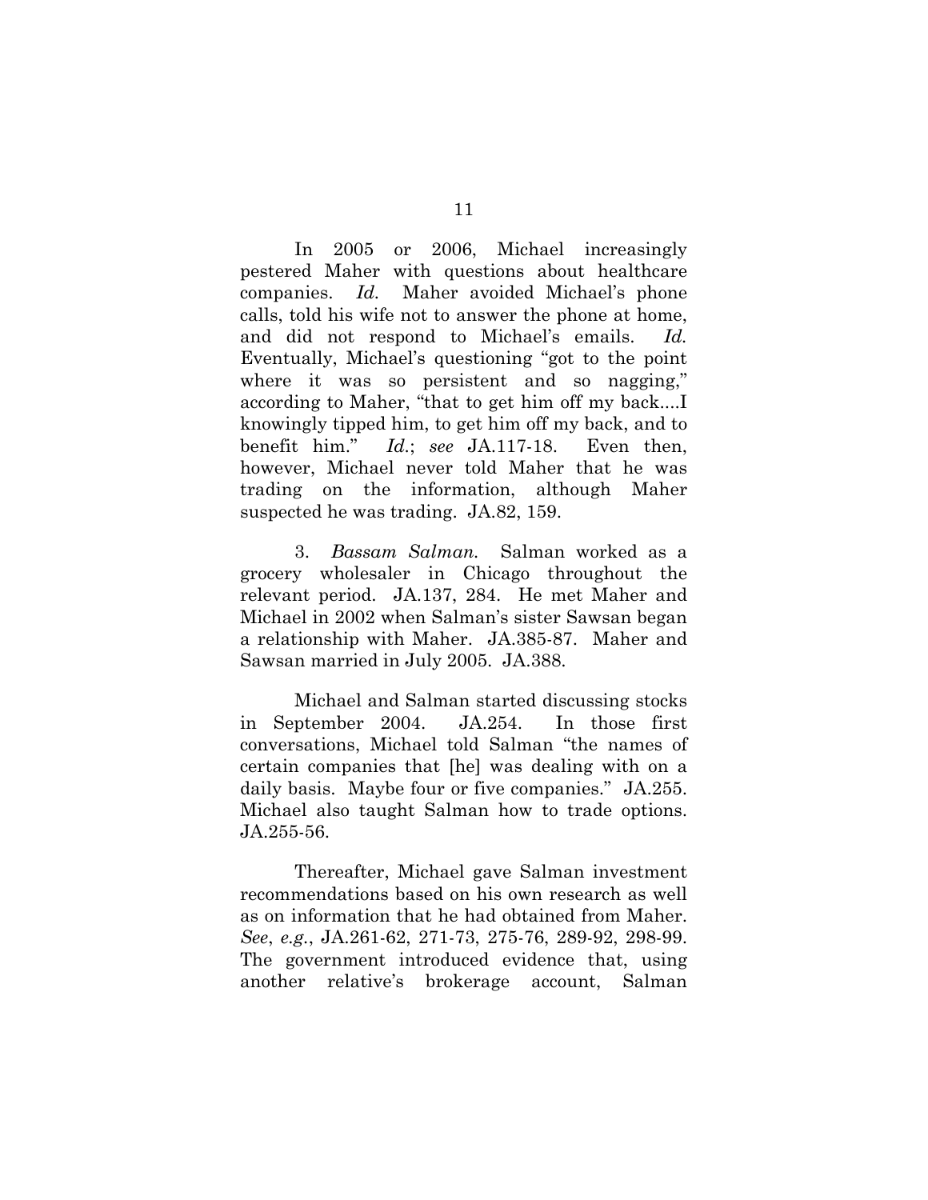In 2005 or 2006, Michael increasingly pestered Maher with questions about healthcare companies. *Id.* Maher avoided Michael's phone calls, told his wife not to answer the phone at home, and did not respond to Michael's emails. *Id.* Eventually, Michael's questioning "got to the point where it was so persistent and so nagging," according to Maher, "that to get him off my back....I knowingly tipped him, to get him off my back, and to benefit him." *Id.*; *see* JA.117-18. Even then, however, Michael never told Maher that he was trading on the information, although Maher suspected he was trading. JA.82, 159.

3. *Bassam Salman.* Salman worked as a grocery wholesaler in Chicago throughout the relevant period. JA.137, 284. He met Maher and Michael in 2002 when Salman's sister Sawsan began a relationship with Maher. JA.385-87. Maher and Sawsan married in July 2005. JA.388.

Michael and Salman started discussing stocks in September 2004. JA.254. In those first conversations, Michael told Salman "the names of certain companies that [he] was dealing with on a daily basis. Maybe four or five companies." JA.255. Michael also taught Salman how to trade options. JA.255-56.

Thereafter, Michael gave Salman investment recommendations based on his own research as well as on information that he had obtained from Maher. *See*, *e.g.*, JA.261-62, 271-73, 275-76, 289-92, 298-99. The government introduced evidence that, using another relative's brokerage account, Salman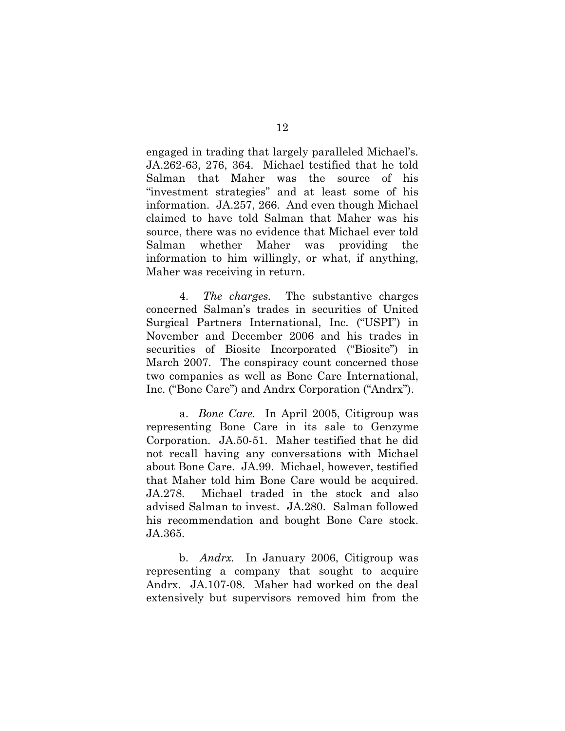engaged in trading that largely paralleled Michael's. JA.262-63, 276, 364. Michael testified that he told Salman that Maher was the source of his "investment strategies" and at least some of his information. JA.257, 266. And even though Michael claimed to have told Salman that Maher was his source, there was no evidence that Michael ever told Salman whether Maher was providing the information to him willingly, or what, if anything, Maher was receiving in return.

4. *The charges.* The substantive charges concerned Salman's trades in securities of United Surgical Partners International, Inc. ("USPI") in November and December 2006 and his trades in securities of Biosite Incorporated ("Biosite") in March 2007. The conspiracy count concerned those two companies as well as Bone Care International, Inc. ("Bone Care") and Andrx Corporation ("Andrx").

a. *Bone Care.* In April 2005, Citigroup was representing Bone Care in its sale to Genzyme Corporation. JA.50-51. Maher testified that he did not recall having any conversations with Michael about Bone Care. JA.99. Michael, however, testified that Maher told him Bone Care would be acquired. JA.278. Michael traded in the stock and also advised Salman to invest. JA.280. Salman followed his recommendation and bought Bone Care stock. JA.365.

b. *Andrx.* In January 2006, Citigroup was representing a company that sought to acquire Andrx. JA.107-08. Maher had worked on the deal extensively but supervisors removed him from the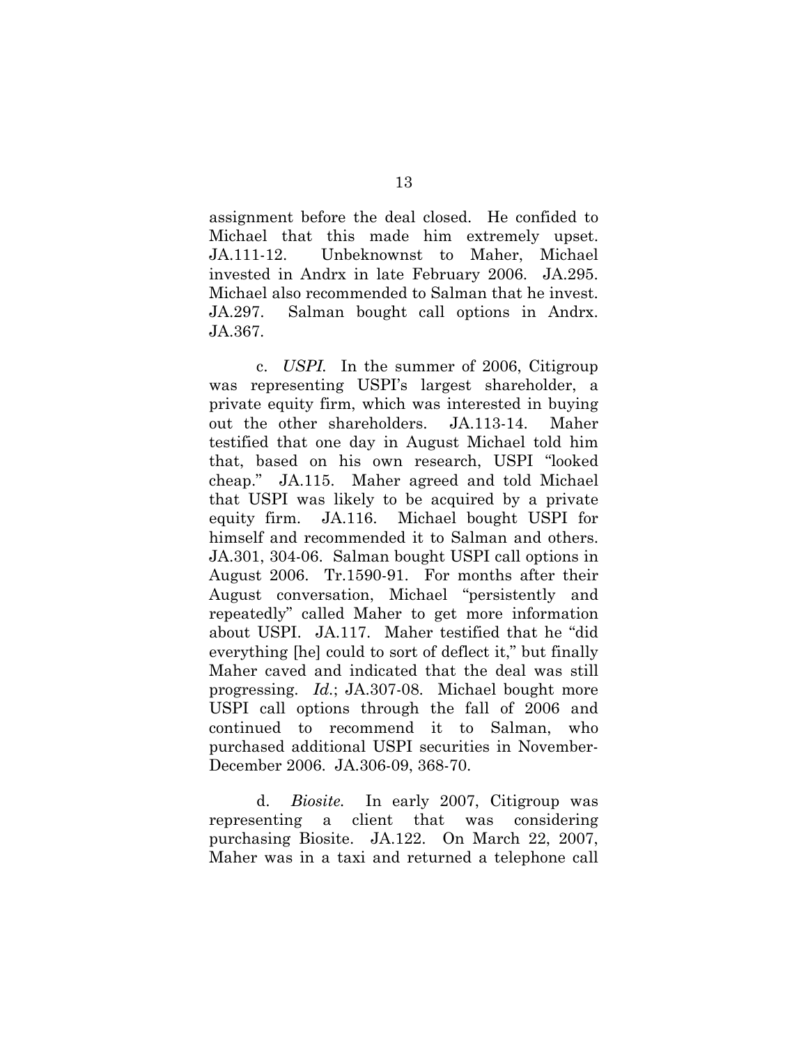assignment before the deal closed. He confided to Michael that this made him extremely upset. JA.111-12. Unbeknownst to Maher, Michael invested in Andrx in late February 2006. JA.295. Michael also recommended to Salman that he invest. JA.297. Salman bought call options in Andrx. JA.367.

c. *USPI.* In the summer of 2006, Citigroup was representing USPI's largest shareholder, a private equity firm, which was interested in buying out the other shareholders. JA.113-14. Maher testified that one day in August Michael told him that, based on his own research, USPI "looked cheap." JA.115. Maher agreed and told Michael that USPI was likely to be acquired by a private equity firm. JA.116. Michael bought USPI for himself and recommended it to Salman and others. JA.301, 304-06. Salman bought USPI call options in August 2006. Tr.1590-91. For months after their August conversation, Michael "persistently and repeatedly" called Maher to get more information about USPI. JA.117. Maher testified that he "did everything [he] could to sort of deflect it," but finally Maher caved and indicated that the deal was still progressing. *Id.*; JA.307-08. Michael bought more USPI call options through the fall of 2006 and continued to recommend it to Salman, who purchased additional USPI securities in November-December 2006. JA.306-09, 368-70.

d. *Biosite.* In early 2007, Citigroup was representing a client that was considering purchasing Biosite. JA.122. On March 22, 2007, Maher was in a taxi and returned a telephone call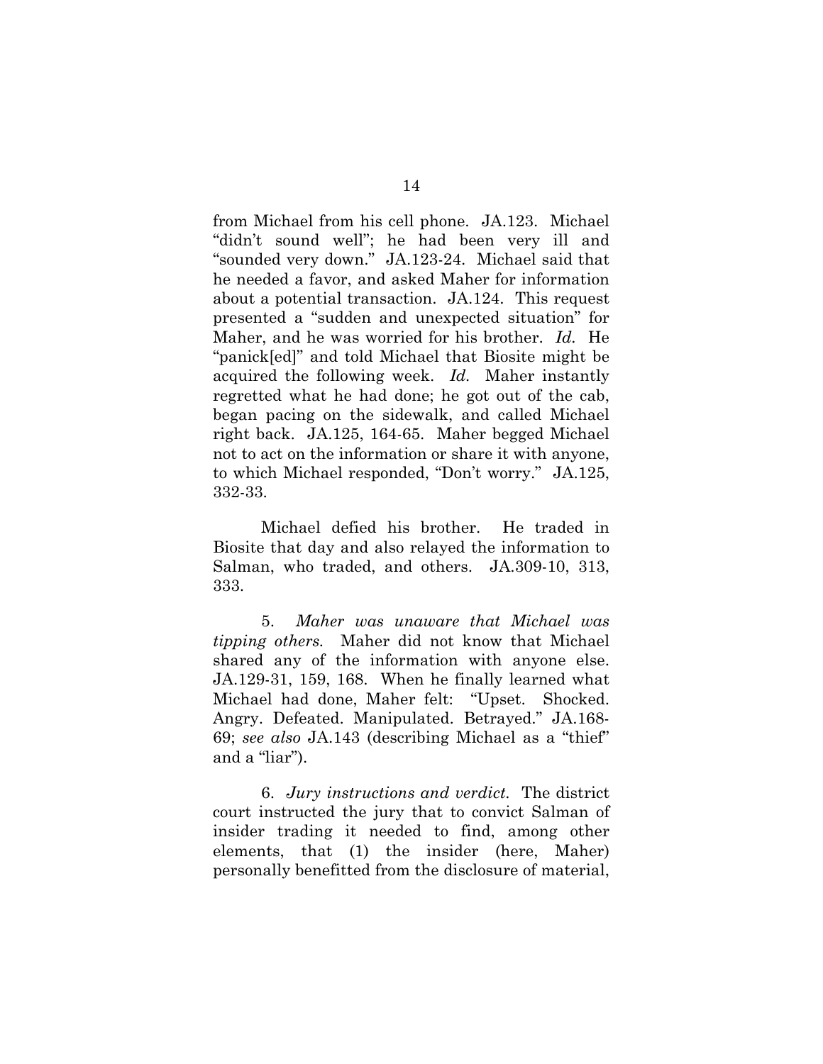from Michael from his cell phone. JA.123. Michael "didn't sound well"; he had been very ill and "sounded very down." JA.123-24. Michael said that he needed a favor, and asked Maher for information about a potential transaction. JA.124. This request presented a "sudden and unexpected situation" for Maher, and he was worried for his brother. *Id.* He "panick[ed]" and told Michael that Biosite might be acquired the following week. *Id.* Maher instantly regretted what he had done; he got out of the cab, began pacing on the sidewalk, and called Michael right back. JA.125, 164-65. Maher begged Michael not to act on the information or share it with anyone, to which Michael responded, "Don't worry." JA.125, 332-33.

Michael defied his brother. He traded in Biosite that day and also relayed the information to Salman, who traded, and others. JA.309-10, 313, 333.

5. *Maher was unaware that Michael was tipping others.* Maher did not know that Michael shared any of the information with anyone else. JA.129-31, 159, 168. When he finally learned what Michael had done, Maher felt: "Upset. Shocked. Angry. Defeated. Manipulated. Betrayed." JA.168-69; *see also* JA.143 (describing Michael as a "thief" and a "liar").

6. *Jury instructions and verdict.* The district court instructed the jury that to convict Salman of insider trading it needed to find, among other elements, that (1) the insider (here, Maher) personally benefitted from the disclosure of material,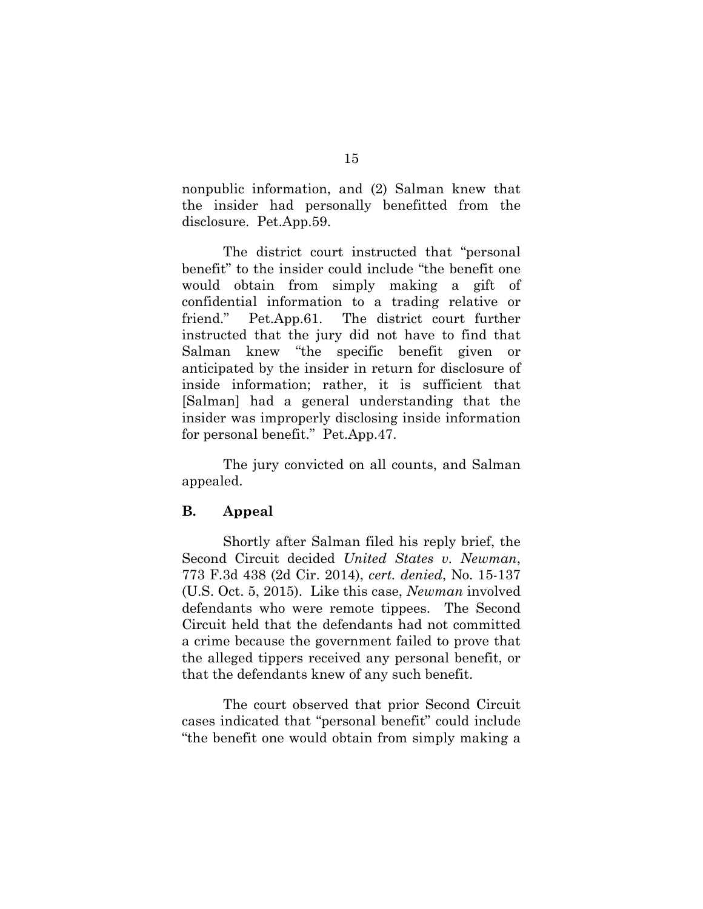nonpublic information, and (2) Salman knew that the insider had personally benefitted from the disclosure. Pet.App.59.

The district court instructed that "personal benefit" to the insider could include "the benefit one would obtain from simply making a gift of confidential information to a trading relative or friend." Pet.App.61. The district court further instructed that the jury did not have to find that Salman knew "the specific benefit given or anticipated by the insider in return for disclosure of inside information; rather, it is sufficient that [Salman] had a general understanding that the insider was improperly disclosing inside information for personal benefit." Pet.App.47.

The jury convicted on all counts, and Salman appealed.

### B. Appeal

Shortly after Salman filed his reply brief, the Second Circuit decided *United States v. Newman*, 773 F.3d 438 (2d Cir. 2014), *cert. denied*, No. 15-137 (U.S. Oct. 5, 2015). Like this case, *Newman* involved defendants who were remote tippees. The Second Circuit held that the defendants had not committed a crime because the government failed to prove that the alleged tippers received any personal benefit, or that the defendants knew of any such benefit.

The court observed that prior Second Circuit cases indicated that "personal benefit" could include "the benefit one would obtain from simply making a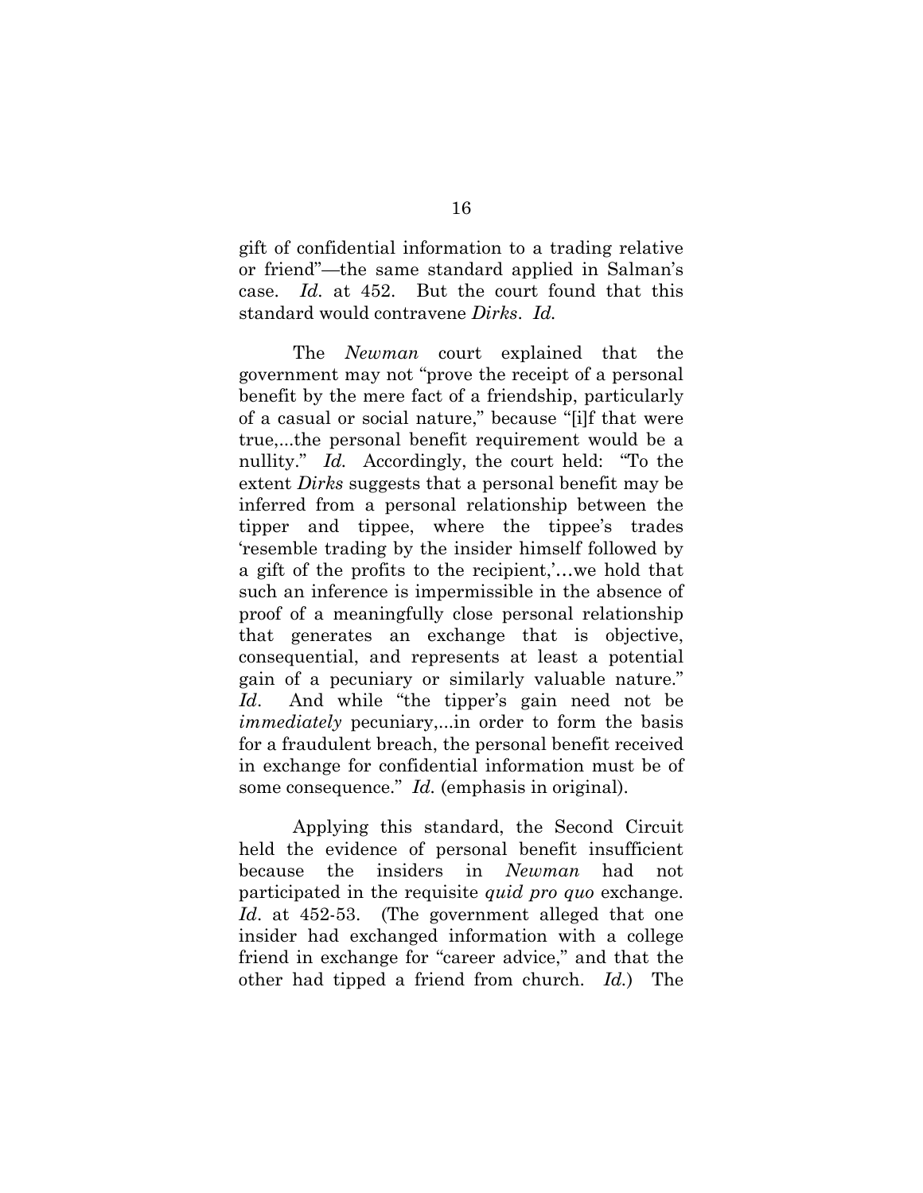gift of confidential information to a trading relative or friend"—the same standard applied in Salman's case. *Id.* at 452. But the court found that this standard would contravene *Dirks*. *Id.*

The *Newman* court explained that the government may not "prove the receipt of a personal benefit by the mere fact of a friendship, particularly of a casual or social nature," because "[i]f that were true,...the personal benefit requirement would be a nullity." *Id.* Accordingly, the court held: "To the extent *Dirks* suggests that a personal benefit may be inferred from a personal relationship between the tipper and tippee, where the tippee's trades 'resemble trading by the insider himself followed by a gift of the profits to the recipient,'…we hold that such an inference is impermissible in the absence of proof of a meaningfully close personal relationship that generates an exchange that is objective, consequential, and represents at least a potential gain of a pecuniary or similarly valuable nature." *Id*. And while "the tipper's gain need not be *immediately* pecuniary,...in order to form the basis for a fraudulent breach, the personal benefit received in exchange for confidential information must be of some consequence." *Id.* (emphasis in original).

Applying this standard, the Second Circuit held the evidence of personal benefit insufficient because the insiders in *Newman* had not participated in the requisite *quid pro quo* exchange. *Id*. at 452-53. (The government alleged that one insider had exchanged information with a college friend in exchange for "career advice," and that the other had tipped a friend from church. *Id.*) The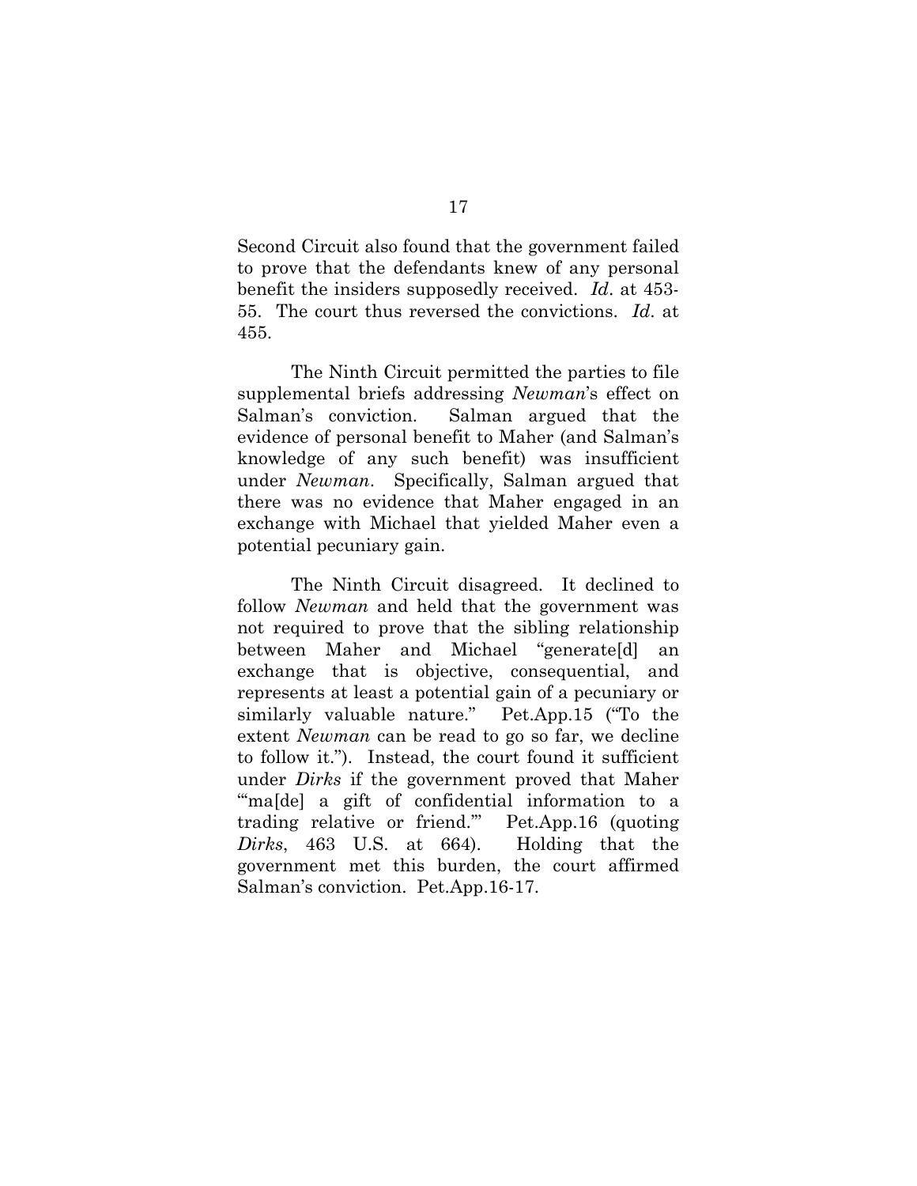Second Circuit also found that the government failed to prove that the defendants knew of any personal benefit the insiders supposedly received. *Id*. at 453-55. The court thus reversed the convictions. *Id*. at 455.

The Ninth Circuit permitted the parties to file supplemental briefs addressing *Newman*'s effect on Salman's conviction. Salman argued that the evidence of personal benefit to Maher (and Salman's knowledge of any such benefit) was insufficient under *Newman*. Specifically, Salman argued that there was no evidence that Maher engaged in an exchange with Michael that yielded Maher even a potential pecuniary gain.

The Ninth Circuit disagreed. It declined to follow *Newman* and held that the government was not required to prove that the sibling relationship between Maher and Michael "generate[d] an exchange that is objective, consequential, and represents at least a potential gain of a pecuniary or similarly valuable nature." Pet.App.15 ("To the extent *Newman* can be read to go so far, we decline to follow it."). Instead, the court found it sufficient under *Dirks* if the government proved that Maher "'ma[de] a gift of confidential information to a trading relative or friend.'" Pet.App.16 (quoting *Dirks*, 463 U.S. at 664). Holding that the government met this burden, the court affirmed Salman's conviction. Pet.App.16-17.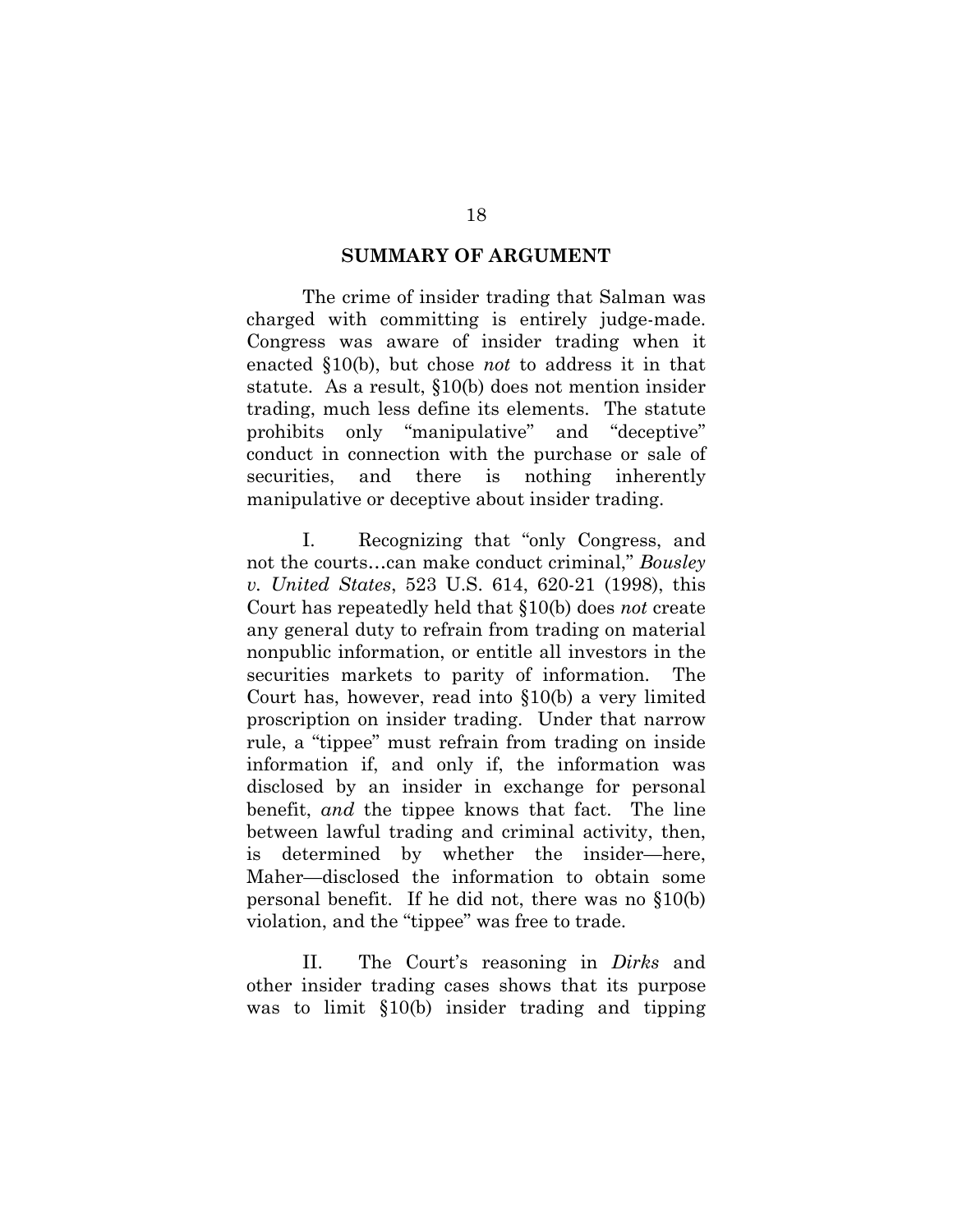## SUMMARY OF ARGUMENT

The crime of insider trading that Salman was charged with committing is entirely judge-made. Congress was aware of insider trading when it enacted §10(b), but chose *not* to address it in that statute. As a result, §10(b) does not mention insider trading, much less define its elements. The statute prohibits only "manipulative" and "deceptive" conduct in connection with the purchase or sale of securities, and there is nothing inherently manipulative or deceptive about insider trading.

I. Recognizing that "only Congress, and not the courts…can make conduct criminal," *Bousley v. United States*, 523 U.S. 614, 620-21 (1998), this Court has repeatedly held that §10(b) does *not* create any general duty to refrain from trading on material nonpublic information, or entitle all investors in the securities markets to parity of information. The Court has, however, read into §10(b) a very limited proscription on insider trading. Under that narrow rule, a "tippee" must refrain from trading on inside information if, and only if, the information was disclosed by an insider in exchange for personal benefit, *and* the tippee knows that fact. The line between lawful trading and criminal activity, then, is determined by whether the insider—here, Maher—disclosed the information to obtain some personal benefit. If he did not, there was no §10(b) violation, and the "tippee" was free to trade.

II. The Court's reasoning in *Dirks* and other insider trading cases shows that its purpose was to limit §10(b) insider trading and tipping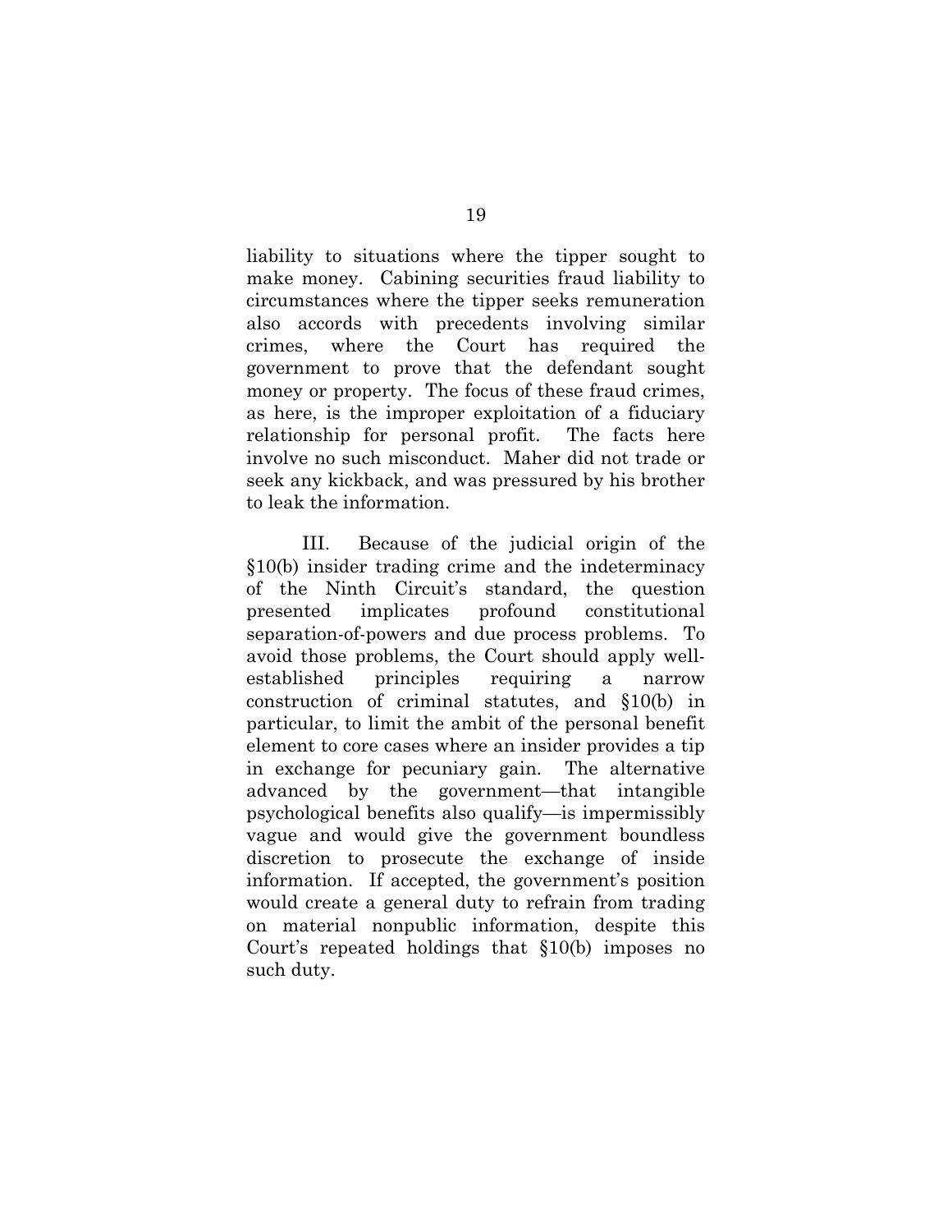liability to situations where the tipper sought to make money. Cabining securities fraud liability to circumstances where the tipper seeks remuneration also accords with precedents involving similar crimes, where the Court has required the government to prove that the defendant sought money or property. The focus of these fraud crimes, as here, is the improper exploitation of a fiduciary relationship for personal profit. The facts here involve no such misconduct. Maher did not trade or seek any kickback, and was pressured by his brother to leak the information.

III. Because of the judicial origin of the §10(b) insider trading crime and the indeterminacy of the Ninth Circuit's standard, the question presented implicates profound constitutional separation-of-powers and due process problems. To avoid those problems, the Court should apply well-established principles requiring a narrow construction of criminal statutes, and §10(b) in particular, to limit the ambit of the personal benefit element to core cases where an insider provides a tip in exchange for pecuniary gain. The alternative advanced by the government—that intangible psychological benefits also qualify—is impermissibly vague and would give the government boundless discretion to prosecute the exchange of inside information. If accepted, the government's position would create a general duty to refrain from trading on material nonpublic information, despite this Court's repeated holdings that §10(b) imposes no such duty.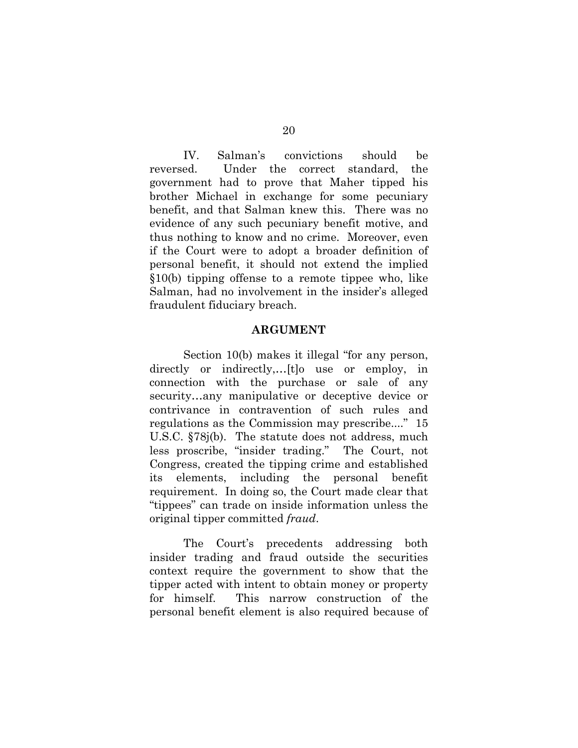IV. Salman's convictions should be reversed. Under the correct standard, the government had to prove that Maher tipped his brother Michael in exchange for some pecuniary benefit, and that Salman knew this. There was no evidence of any such pecuniary benefit motive, and thus nothing to know and no crime. Moreover, even if the Court were to adopt a broader definition of personal benefit, it should not extend the implied §10(b) tipping offense to a remote tippee who, like Salman, had no involvement in the insider's alleged fraudulent fiduciary breach.

## ARGUMENT

Section 10(b) makes it illegal "for any person, directly or indirectly,…[t]o use or employ, in connection with the purchase or sale of any security…any manipulative or deceptive device or contrivance in contravention of such rules and regulations as the Commission may prescribe...." 15 U.S.C. §78j(b). The statute does not address, much less proscribe, "insider trading." The Court, not Congress, created the tipping crime and established its elements, including the personal benefit requirement. In doing so, the Court made clear that "tippees" can trade on inside information unless the original tipper committed *fraud*.

The Court's precedents addressing both insider trading and fraud outside the securities context require the government to show that the tipper acted with intent to obtain money or property for himself. This narrow construction of the personal benefit element is also required because of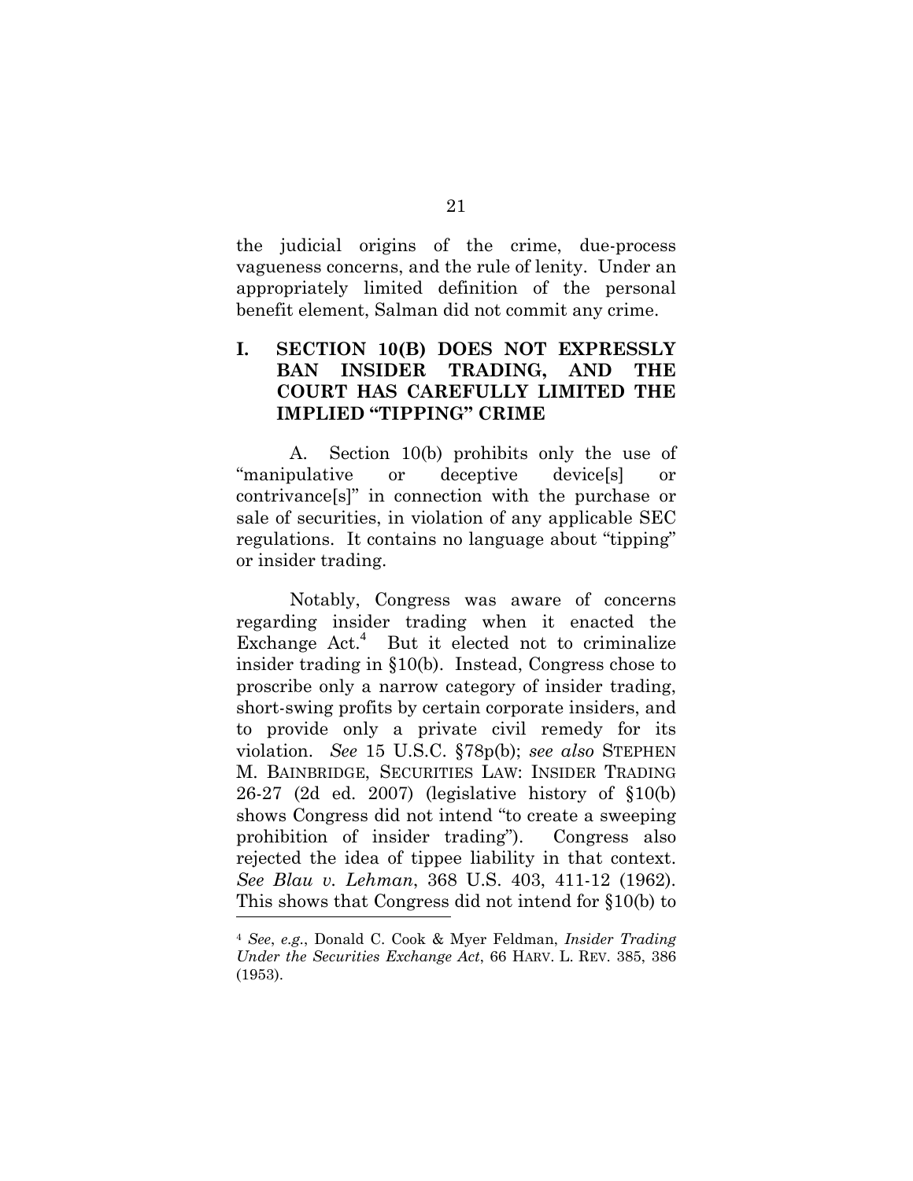the judicial origins of the crime, due-process vagueness concerns, and the rule of lenity. Under an appropriately limited definition of the personal benefit element, Salman did not commit any crime.

## I. SECTION 10(B) DOES NOT EXPRESSLY BAN INSIDER TRADING, AND THE COURT HAS CAREFULLY LIMITED THE IMPLIED "TIPPING" CRIME

A. Section 10(b) prohibits only the use of "manipulative or deceptive device[s] or contrivance[s]" in connection with the purchase or sale of securities, in violation of any applicable SEC regulations. It contains no language about "tipping" or insider trading.

Notably, Congress was aware of concerns regarding insider trading when it enacted the Exchange Act.[4] But it elected not to criminalize insider trading in §10(b). Instead, Congress chose to proscribe only a narrow category of insider trading, short-swing profits by certain corporate insiders, and to provide only a private civil remedy for its violation. *See* 15 U.S.C. §78p(b); *see also* STEPHEN M. BAINBRIDGE, SECURITIES LAW: INSIDER TRADING 26-27 (2d ed. 2007) (legislative history of §10(b) shows Congress did not intend "to create a sweeping prohibition of insider trading"). Congress also rejected the idea of tippee liability in that context. *See Blau v. Lehman*, 368 U.S. 403, 411-12 (1962). This shows that Congress did not intend for §10(b) to

---

[4] *See*, *e.g.*, Donald C. Cook & Myer Feldman, *Insider Trading Under the Securities Exchange Act*, 66 HARV. L. REV. 385, 386 (1953).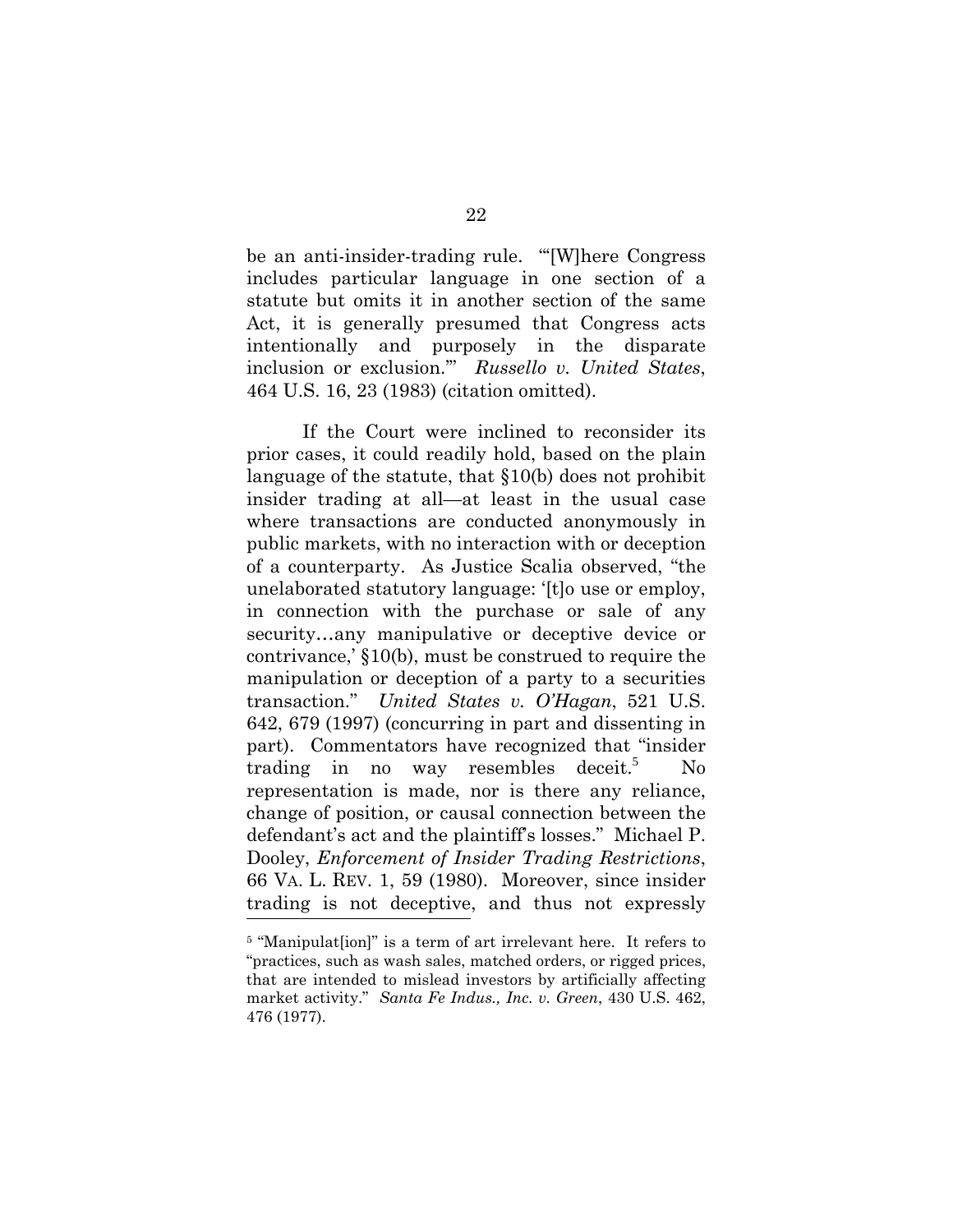be an anti-insider-trading rule. "'[W]here Congress includes particular language in one section of a statute but omits it in another section of the same Act, it is generally presumed that Congress acts intentionally and purposely in the disparate inclusion or exclusion.'" *Russello v. United States*, 464 U.S. 16, 23 (1983) (citation omitted).

If the Court were inclined to reconsider its prior cases, it could readily hold, based on the plain language of the statute, that §10(b) does not prohibit insider trading at all—at least in the usual case where transactions are conducted anonymously in public markets, with no interaction with or deception of a counterparty. As Justice Scalia observed, "the unelaborated statutory language: '[t]o use or employ, in connection with the purchase or sale of any security…any manipulative or deceptive device or contrivance,' §10(b), must be construed to require the manipulation or deception of a party to a securities transaction." *United States v. O'Hagan*, 521 U.S. 642, 679 (1997) (concurring in part and dissenting in part). Commentators have recognized that "insider trading in no way resembles deceit.[5] No representation is made, nor is there any reliance, change of position, or causal connection between the defendant's act and the plaintiff's losses." Michael P. Dooley, *Enforcement of Insider Trading Restrictions*, 66 VA. L. REV. 1, 59 (1980). Moreover, since insider trading is not deceptive, and thus not expressly

---

[5] "Manipulat[ion]" is a term of art irrelevant here. It refers to "practices, such as wash sales, matched orders, or rigged prices, that are intended to mislead investors by artificially affecting market activity." *Santa Fe Indus., Inc. v. Green*, 430 U.S. 462, 476 (1977).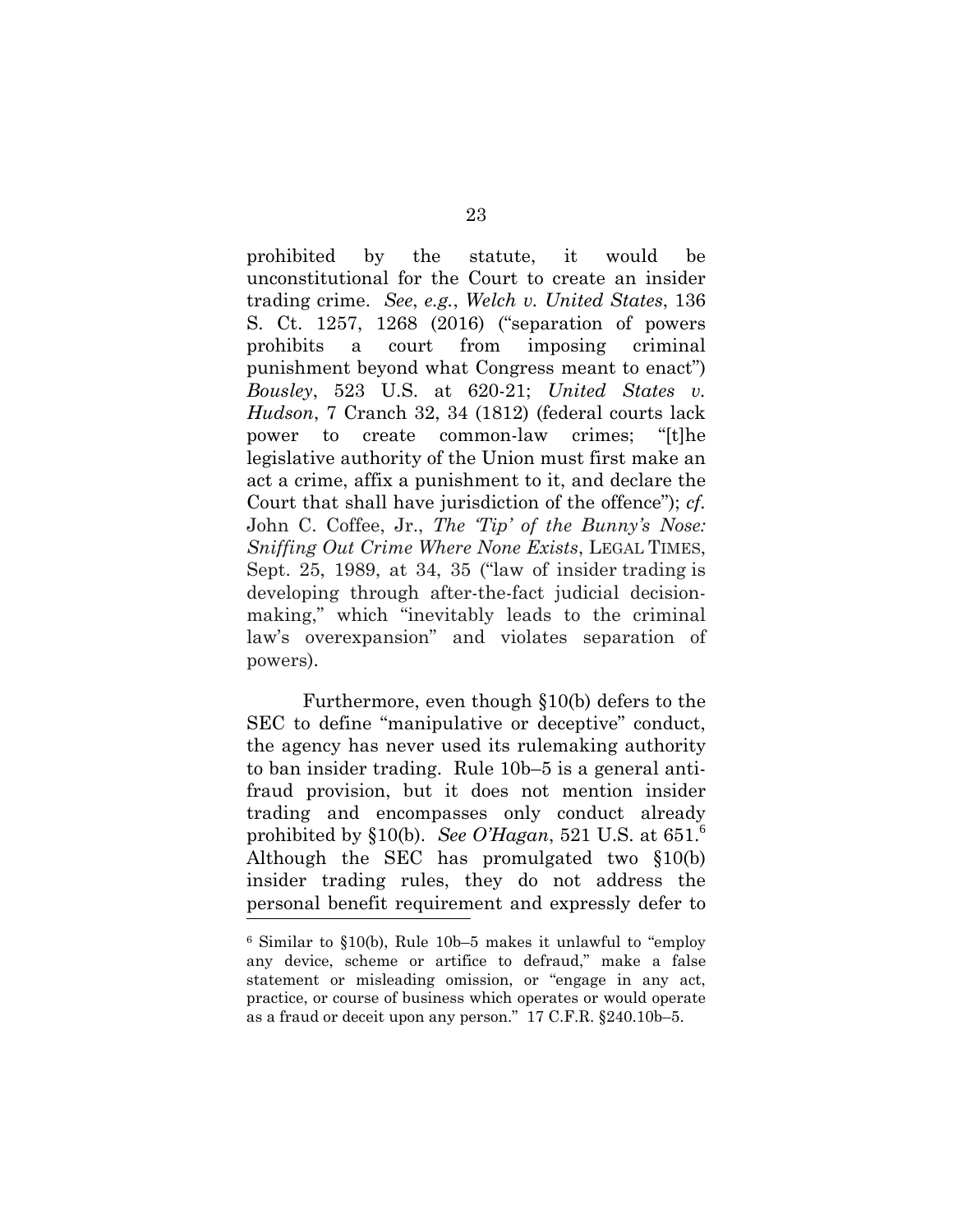prohibited by the statute, it would be unconstitutional for the Court to create an insider trading crime. *See*, *e.g.*, *Welch v. United States*, 136 S. Ct. 1257, 1268 (2016) ("separation of powers prohibits a court from imposing criminal punishment beyond what Congress meant to enact") *Bousley*, 523 U.S. at 620-21; *United States v. Hudson*, 7 Cranch 32, 34 (1812) (federal courts lack power to create common-law crimes; "[t]he legislative authority of the Union must first make an act a crime, affix a punishment to it, and declare the Court that shall have jurisdiction of the offence"); *cf*. John C. Coffee, Jr., *The 'Tip' of the Bunny's Nose: Sniffing Out Crime Where None Exists*, LEGAL TIMES, Sept. 25, 1989, at 34, 35 ("law of insider trading is developing through after-the-fact judicial decision-making," which "inevitably leads to the criminal law's overexpansion" and violates separation of powers).

Furthermore, even though §10(b) defers to the SEC to define "manipulative or deceptive" conduct, the agency has never used its rulemaking authority to ban insider trading. Rule 10b–5 is a general anti-fraud provision, but it does not mention insider trading and encompasses only conduct already prohibited by §10(b). *See O'Hagan*, 521 U.S. at 651.[6] Although the SEC has promulgated two §10(b) insider trading rules, they do not address the personal benefit requirement and expressly defer to

[6] Similar to §10(b), Rule 10b–5 makes it unlawful to "employ any device, scheme or artifice to defraud," make a false statement or misleading omission, or "engage in any act, practice, or course of business which operates or would operate as a fraud or deceit upon any person." 17 C.F.R. §240.10b–5.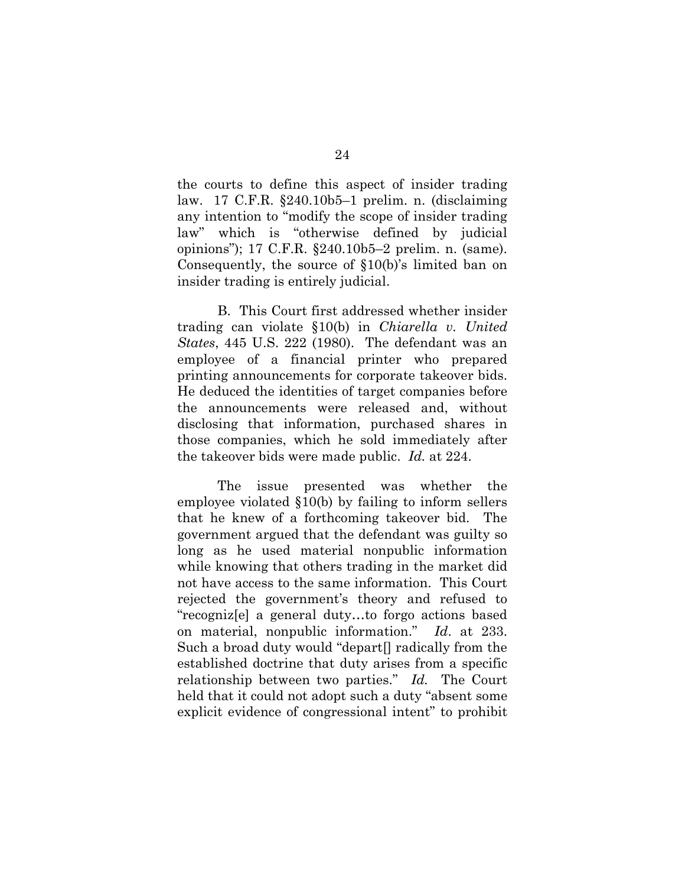the courts to define this aspect of insider trading law. 17 C.F.R. §240.10b5–1 prelim. n. (disclaiming any intention to "modify the scope of insider trading law" which is "otherwise defined by judicial opinions"); 17 C.F.R. §240.10b5–2 prelim. n. (same). Consequently, the source of §10(b)'s limited ban on insider trading is entirely judicial.

B. This Court first addressed whether insider trading can violate §10(b) in *Chiarella v. United States*, 445 U.S. 222 (1980). The defendant was an employee of a financial printer who prepared printing announcements for corporate takeover bids. He deduced the identities of target companies before the announcements were released and, without disclosing that information, purchased shares in those companies, which he sold immediately after the takeover bids were made public. *Id.* at 224.

The issue presented was whether the employee violated §10(b) by failing to inform sellers that he knew of a forthcoming takeover bid. The government argued that the defendant was guilty so long as he used material nonpublic information while knowing that others trading in the market did not have access to the same information. This Court rejected the government's theory and refused to "recogniz[e] a general duty…to forgo actions based on material, nonpublic information." *Id*. at 233. Such a broad duty would "depart[] radically from the established doctrine that duty arises from a specific relationship between two parties." *Id.* The Court held that it could not adopt such a duty "absent some explicit evidence of congressional intent" to prohibit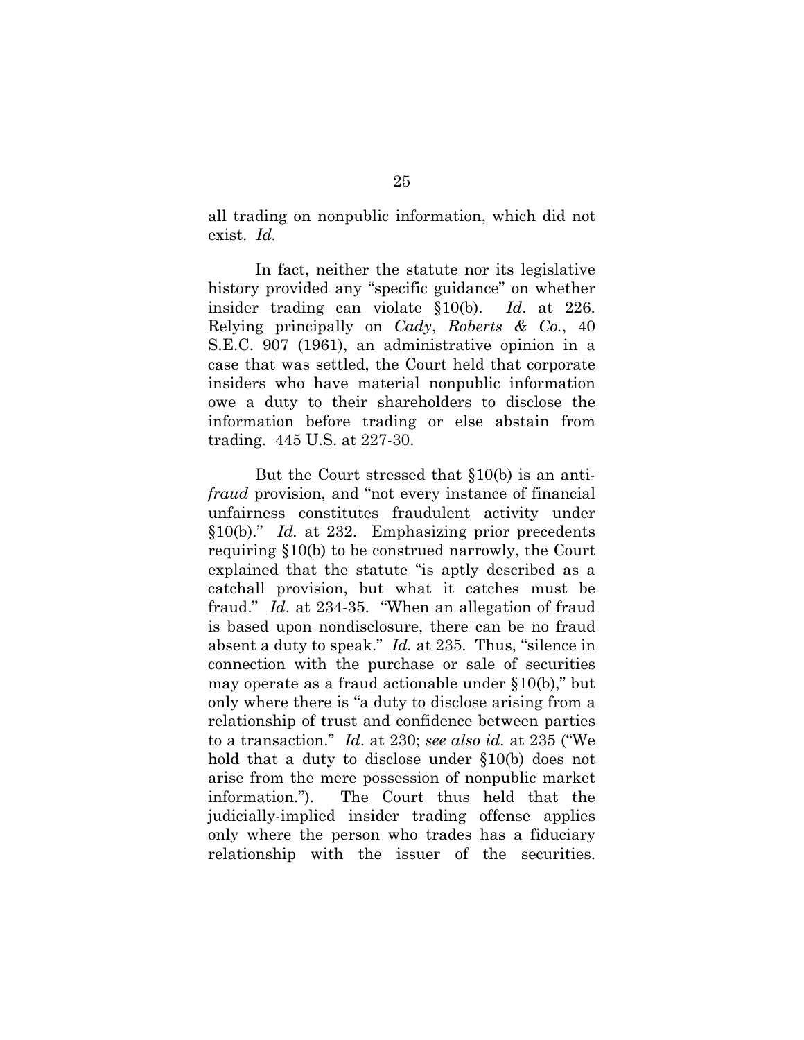all trading on nonpublic information, which did not exist. *Id.*

In fact, neither the statute nor its legislative history provided any "specific guidance" on whether insider trading can violate §10(b). *Id*. at 226. Relying principally on *Cady*, *Roberts & Co.*, 40 S.E.C. 907 (1961), an administrative opinion in a case that was settled, the Court held that corporate insiders who have material nonpublic information owe a duty to their shareholders to disclose the information before trading or else abstain from trading. 445 U.S. at 227-30.

But the Court stressed that §10(b) is an anti-*fraud* provision, and "not every instance of financial unfairness constitutes fraudulent activity under §10(b)." *Id.* at 232. Emphasizing prior precedents requiring §10(b) to be construed narrowly, the Court explained that the statute "is aptly described as a catchall provision, but what it catches must be fraud." *Id*. at 234-35. "When an allegation of fraud is based upon nondisclosure, there can be no fraud absent a duty to speak." *Id.* at 235. Thus, "silence in connection with the purchase or sale of securities may operate as a fraud actionable under §10(b)," but only where there is "a duty to disclose arising from a relationship of trust and confidence between parties to a transaction." *Id*. at 230; *see also id*. at 235 ("We hold that a duty to disclose under §10(b) does not arise from the mere possession of nonpublic market information."). The Court thus held that the judicially-implied insider trading offense applies only where the person who trades has a fiduciary relationship with the issuer of the securities.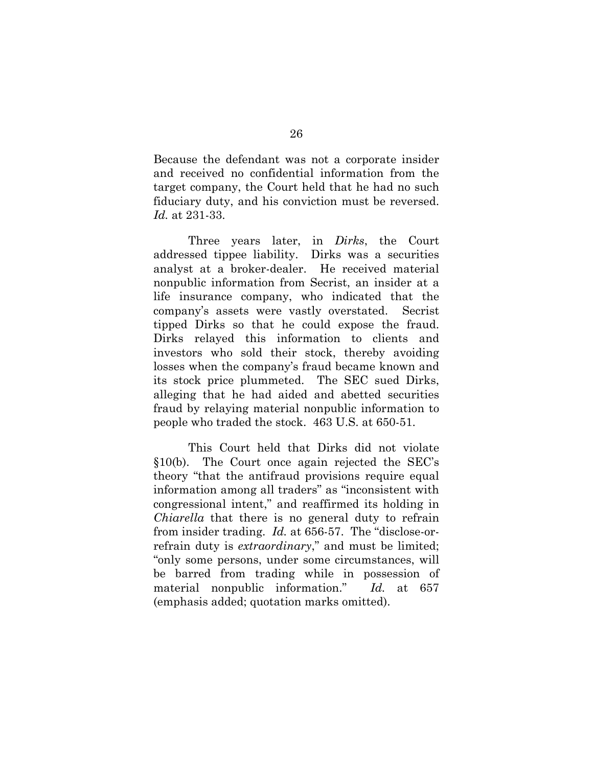Because the defendant was not a corporate insider and received no confidential information from the target company, the Court held that he had no such fiduciary duty, and his conviction must be reversed. *Id.* at 231-33.

Three years later, in *Dirks*, the Court addressed tippee liability. Dirks was a securities analyst at a broker-dealer. He received material nonpublic information from Secrist, an insider at a life insurance company, who indicated that the company's assets were vastly overstated. Secrist tipped Dirks so that he could expose the fraud. Dirks relayed this information to clients and investors who sold their stock, thereby avoiding losses when the company's fraud became known and its stock price plummeted. The SEC sued Dirks, alleging that he had aided and abetted securities fraud by relaying material nonpublic information to people who traded the stock. 463 U.S. at 650-51.

This Court held that Dirks did not violate §10(b). The Court once again rejected the SEC's theory "that the antifraud provisions require equal information among all traders" as "inconsistent with congressional intent," and reaffirmed its holding in *Chiarella* that there is no general duty to refrain from insider trading. *Id.* at 656-57. The "disclose-or-refrain duty is *extraordinary*," and must be limited; "only some persons, under some circumstances, will be barred from trading while in possession of material nonpublic information." *Id.* at 657 (emphasis added; quotation marks omitted).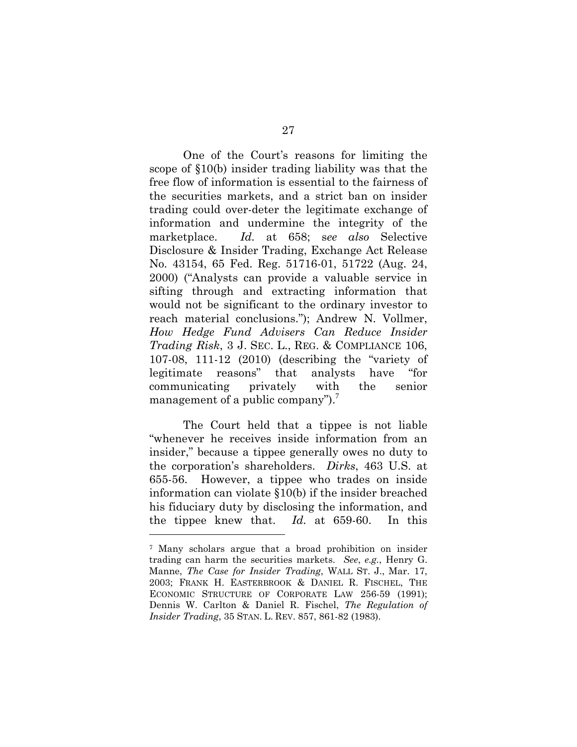One of the Court's reasons for limiting the scope of §10(b) insider trading liability was that the free flow of information is essential to the fairness of the securities markets, and a strict ban on insider trading could over-deter the legitimate exchange of information and undermine the integrity of the marketplace. *Id.* at 658; s*ee also* Selective Disclosure & Insider Trading, Exchange Act Release No. 43154, 65 Fed. Reg. 51716-01, 51722 (Aug. 24, 2000) ("Analysts can provide a valuable service in sifting through and extracting information that would not be significant to the ordinary investor to reach material conclusions."); Andrew N. Vollmer, *How Hedge Fund Advisers Can Reduce Insider Trading Risk*, 3 J. SEC. L., REG. & COMPLIANCE 106, 107-08, 111-12 (2010) (describing the "variety of legitimate reasons" that analysts have "for communicating privately with the senior management of a public company").[7]

The Court held that a tippee is not liable "whenever he receives inside information from an insider," because a tippee generally owes no duty to the corporation's shareholders. *Dirks*, 463 U.S. at 655-56. However, a tippee who trades on inside information can violate §10(b) if the insider breached his fiduciary duty by disclosing the information, and the tippee knew that. *Id.* at 659-60. In this

---

[7] Many scholars argue that a broad prohibition on insider trading can harm the securities markets. *See*, *e.g.*, Henry G. Manne, *The Case for Insider Trading*, WALL ST. J., Mar. 17, 2003; FRANK H. EASTERBROOK & DANIEL R. FISCHEL, THE ECONOMIC STRUCTURE OF CORPORATE LAW 256-59 (1991); Dennis W. Carlton & Daniel R. Fischel, *The Regulation of Insider Trading*, 35 STAN. L. REV. 857, 861-82 (1983).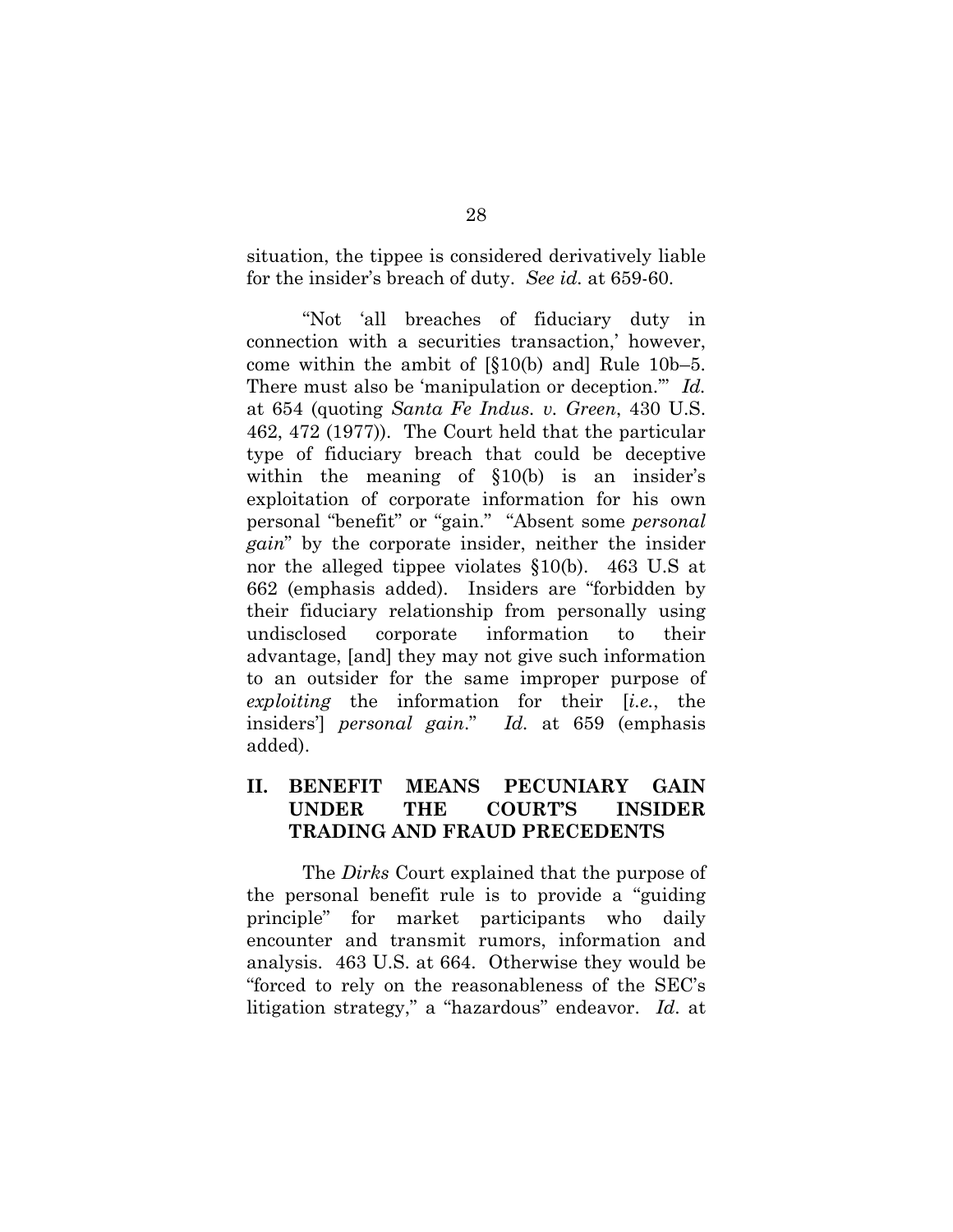situation, the tippee is considered derivatively liable for the insider's breach of duty. *See id.* at 659-60.

"Not 'all breaches of fiduciary duty in connection with a securities transaction,' however, come within the ambit of [§10(b) and] Rule 10b–5. There must also be 'manipulation or deception.'" *Id.* at 654 (quoting *Santa Fe Indus. v. Green*, 430 U.S. 462, 472 (1977)). The Court held that the particular type of fiduciary breach that could be deceptive within the meaning of §10(b) is an insider's exploitation of corporate information for his own personal "benefit" or "gain." "Absent some *personal gain*" by the corporate insider, neither the insider nor the alleged tippee violates §10(b). 463 U.S at 662 (emphasis added). Insiders are "forbidden by their fiduciary relationship from personally using undisclosed corporate information to their advantage, [and] they may not give such information to an outsider for the same improper purpose of *exploiting* the information for their [*i.e.*, the insiders'] *personal gain*." *Id.* at 659 (emphasis added).

## II. BENEFIT MEANS PECUNIARY GAIN UNDER THE COURT'S INSIDER TRADING AND FRAUD PRECEDENTS

The *Dirks* Court explained that the purpose of the personal benefit rule is to provide a "guiding principle" for market participants who daily encounter and transmit rumors, information and analysis. 463 U.S. at 664. Otherwise they would be "forced to rely on the reasonableness of the SEC's litigation strategy," a "hazardous" endeavor. *Id.* at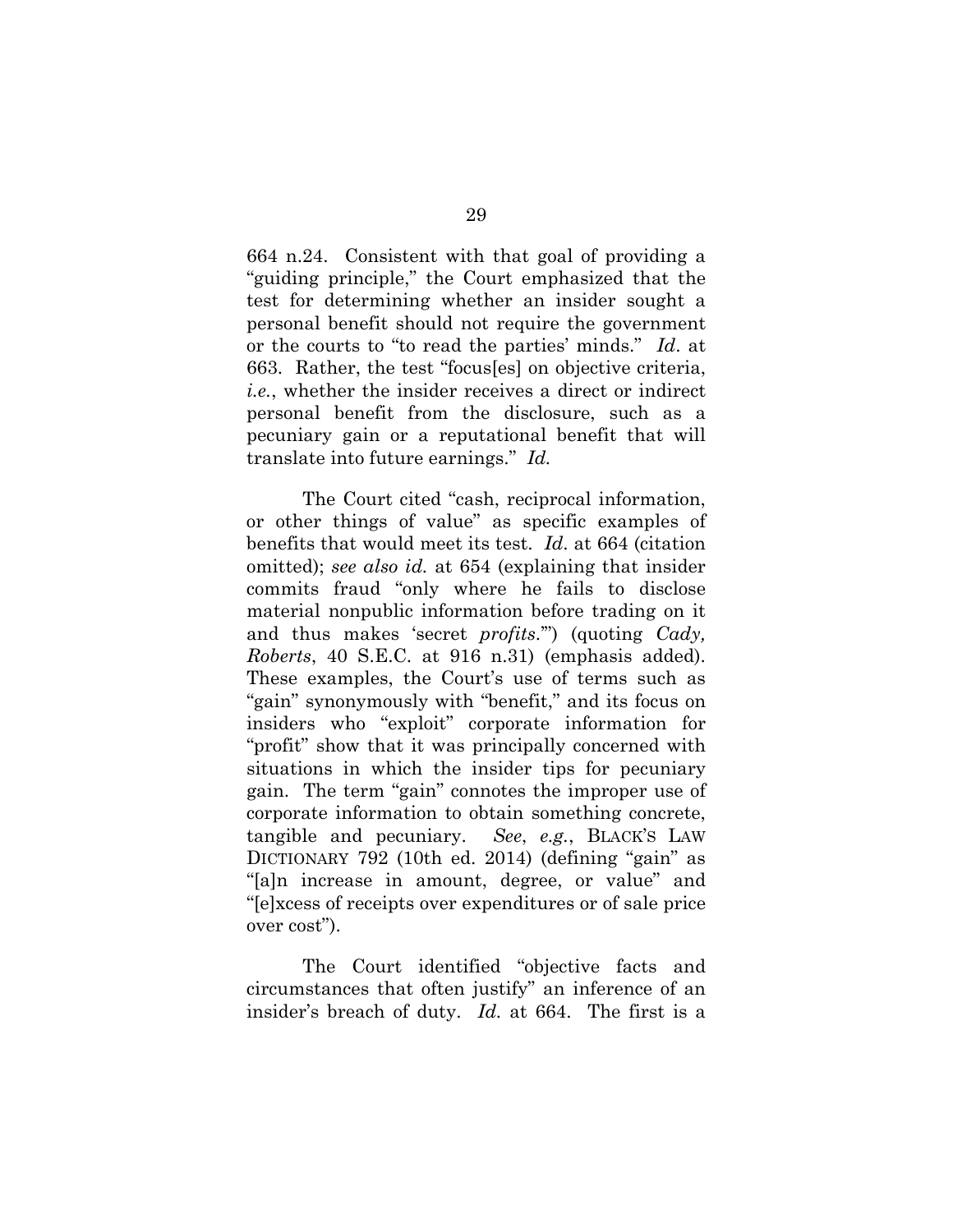664 n.24. Consistent with that goal of providing a "guiding principle," the Court emphasized that the test for determining whether an insider sought a personal benefit should not require the government or the courts to "to read the parties' minds." *Id*. at 663. Rather, the test "focus[es] on objective criteria, *i.e.*, whether the insider receives a direct or indirect personal benefit from the disclosure, such as a pecuniary gain or a reputational benefit that will translate into future earnings." *Id.*

The Court cited "cash, reciprocal information, or other things of value" as specific examples of benefits that would meet its test. *Id*. at 664 (citation omitted); *see also id.* at 654 (explaining that insider commits fraud "only where he fails to disclose material nonpublic information before trading on it and thus makes 'secret *profits*.'") (quoting *Cady, Roberts*, 40 S.E.C. at 916 n.31) (emphasis added). These examples, the Court's use of terms such as "gain" synonymously with "benefit," and its focus on insiders who "exploit" corporate information for "profit" show that it was principally concerned with situations in which the insider tips for pecuniary gain. The term "gain" connotes the improper use of corporate information to obtain something concrete, tangible and pecuniary. *See*, *e.g.*, BLACK'S LAW DICTIONARY 792 (10th ed. 2014) (defining "gain" as "[a]n increase in amount, degree, or value" and "[e]xcess of receipts over expenditures or of sale price over cost").

The Court identified "objective facts and circumstances that often justify" an inference of an insider's breach of duty. *Id.* at 664. The first is a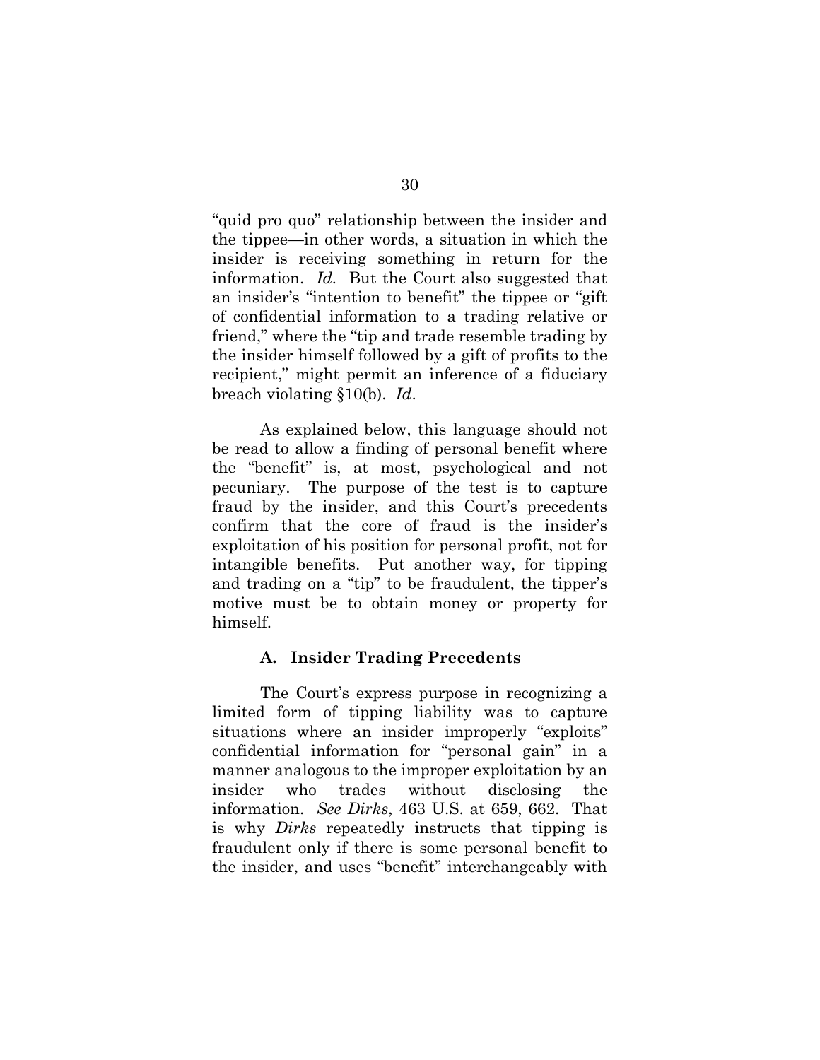"quid pro quo" relationship between the insider and the tippee—in other words, a situation in which the insider is receiving something in return for the information. *Id.* But the Court also suggested that an insider's "intention to benefit" the tippee or "gift of confidential information to a trading relative or friend," where the "tip and trade resemble trading by the insider himself followed by a gift of profits to the recipient," might permit an inference of a fiduciary breach violating §10(b). *Id*.

As explained below, this language should not be read to allow a finding of personal benefit where the "benefit" is, at most, psychological and not pecuniary. The purpose of the test is to capture fraud by the insider, and this Court's precedents confirm that the core of fraud is the insider's exploitation of his position for personal profit, not for intangible benefits. Put another way, for tipping and trading on a "tip" to be fraudulent, the tipper's motive must be to obtain money or property for himself.

### A. Insider Trading Precedents

The Court's express purpose in recognizing a limited form of tipping liability was to capture situations where an insider improperly "exploits" confidential information for "personal gain" in a manner analogous to the improper exploitation by an insider who trades without disclosing the information. *See Dirks*, 463 U.S. at 659, 662. That is why *Dirks* repeatedly instructs that tipping is fraudulent only if there is some personal benefit to the insider, and uses "benefit" interchangeably with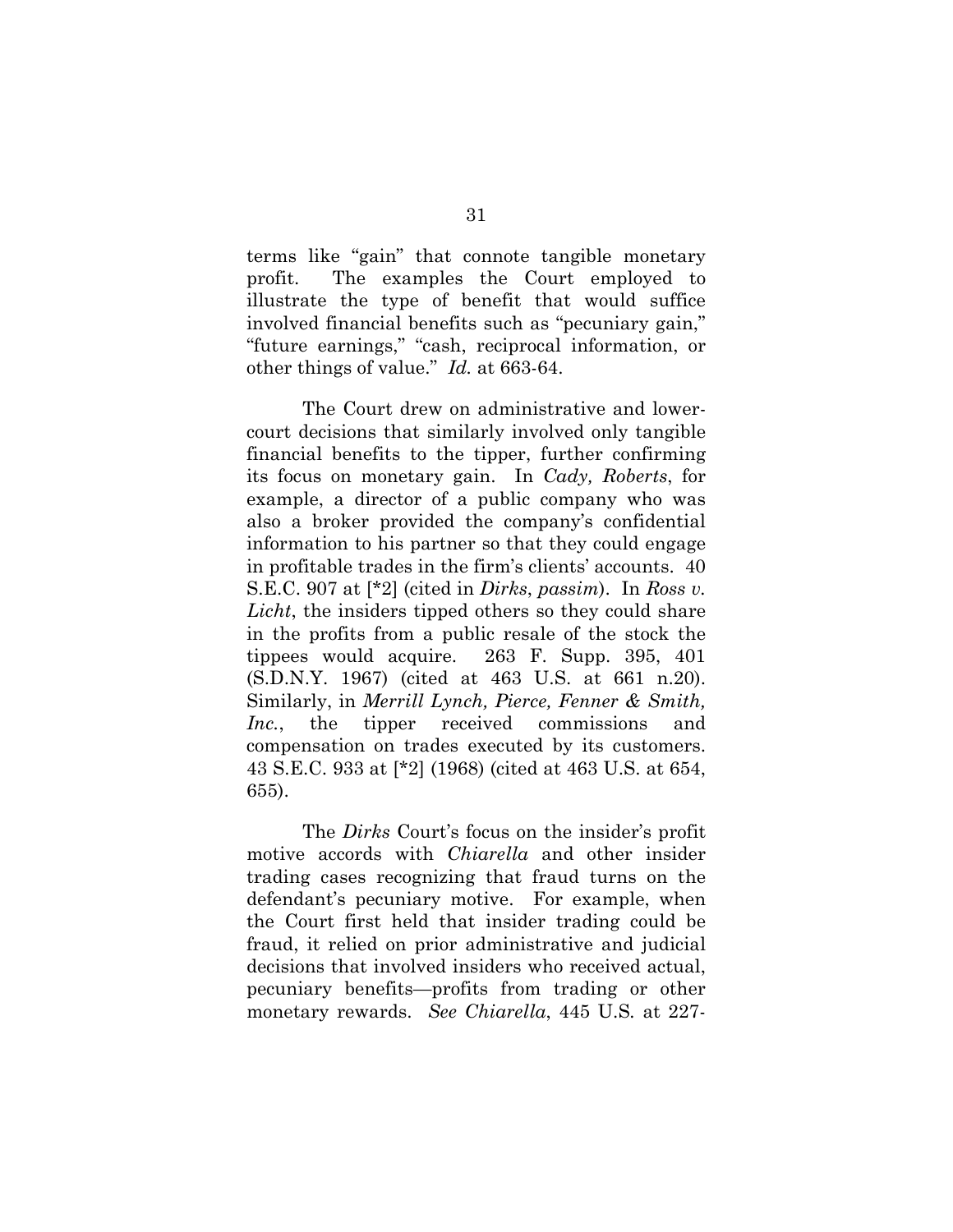terms like "gain" that connote tangible monetary profit. The examples the Court employed to illustrate the type of benefit that would suffice involved financial benefits such as "pecuniary gain," "future earnings," "cash, reciprocal information, or other things of value." *Id.* at 663-64.

The Court drew on administrative and lower-court decisions that similarly involved only tangible financial benefits to the tipper, further confirming its focus on monetary gain. In *Cady, Roberts*, for example, a director of a public company who was also a broker provided the company's confidential information to his partner so that they could engage in profitable trades in the firm's clients' accounts. 40 S.E.C. 907 at [*2] (cited in *Dirks*, *passim*). In *Ross v. Licht*, the insiders tipped others so they could share in the profits from a public resale of the stock the tippees would acquire. 263 F. Supp. 395, 401 (S.D.N.Y. 1967) (cited at 463 U.S. at 661 n.20). Similarly, in *Merrill Lynch, Pierce, Fenner & Smith, Inc.*, the tipper received commissions and compensation on trades executed by its customers. 43 S.E.C. 933 at [*2] (1968) (cited at 463 U.S. at 654, 655).

The *Dirks* Court's focus on the insider's profit motive accords with *Chiarella* and other insider trading cases recognizing that fraud turns on the defendant's pecuniary motive. For example, when the Court first held that insider trading could be fraud, it relied on prior administrative and judicial decisions that involved insiders who received actual, pecuniary benefits—profits from trading or other monetary rewards. *See Chiarella*, 445 U.S. at 227-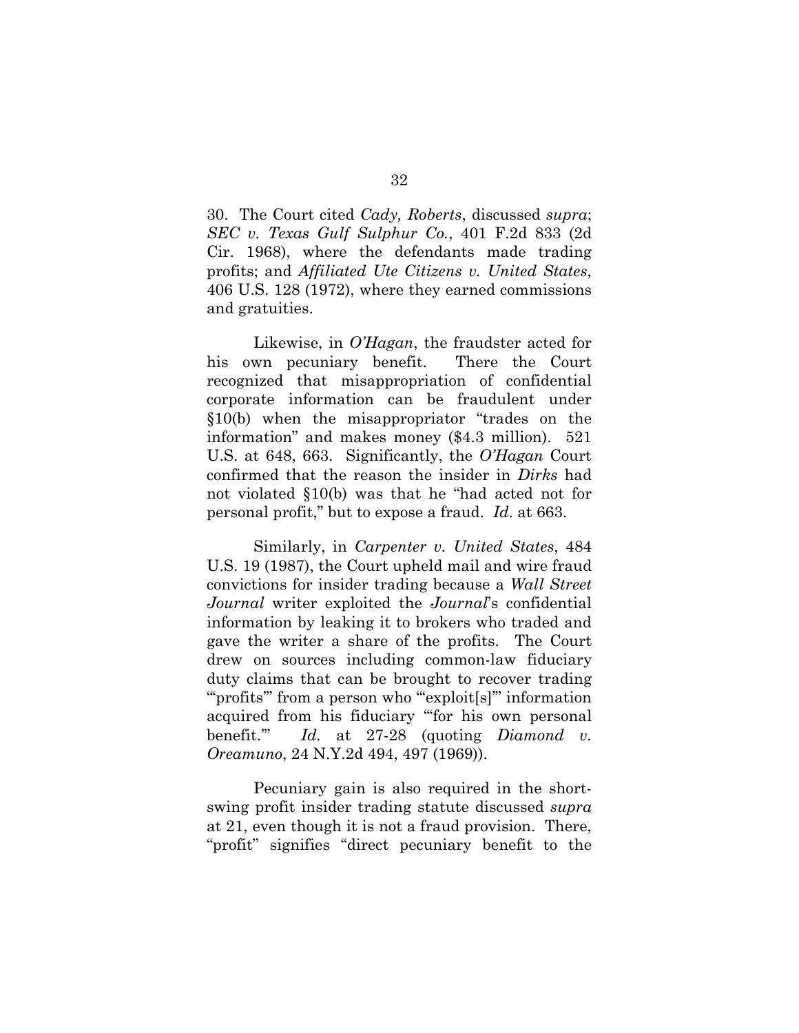30. The Court cited *Cady, Roberts*, discussed *supra*; *SEC v. Texas Gulf Sulphur Co.*, 401 F.2d 833 (2d Cir. 1968), where the defendants made trading profits; and *Affiliated Ute Citizens v. United States*, 406 U.S. 128 (1972), where they earned commissions and gratuities.

Likewise, in *O'Hagan*, the fraudster acted for his own pecuniary benefit. There the Court recognized that misappropriation of confidential corporate information can be fraudulent under §10(b) when the misappropriator "trades on the information" and makes money ($4.3 million). 521 U.S. at 648, 663. Significantly, the *O'Hagan* Court confirmed that the reason the insider in *Dirks* had not violated §10(b) was that he "had acted not for personal profit," but to expose a fraud. *Id.* at 663.

Similarly, in *Carpenter v. United States*, 484 U.S. 19 (1987), the Court upheld mail and wire fraud convictions for insider trading because a *Wall Street Journal* writer exploited the *Journal*'s confidential information by leaking it to brokers who traded and gave the writer a share of the profits. The Court drew on sources including common-law fiduciary duty claims that can be brought to recover trading "'profits'" from a person who "'exploit[s]'" information acquired from his fiduciary "'for his own personal benefit.'" *Id.* at 27-28 (quoting *Diamond v. Oreamuno*, 24 N.Y.2d 494, 497 (1969)).

Pecuniary gain is also required in the short-swing profit insider trading statute discussed *supra* at 21, even though it is not a fraud provision. There, "profit" signifies "direct pecuniary benefit to the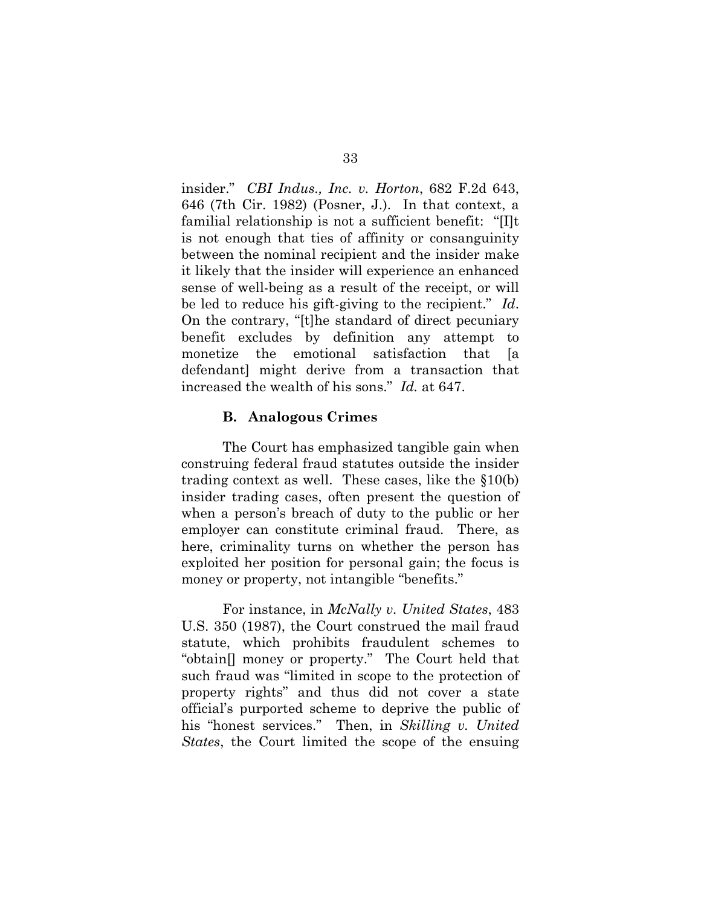insider." *CBI Indus., Inc. v. Horton*, 682 F.2d 643, 646 (7th Cir. 1982) (Posner, J.). In that context, a familial relationship is not a sufficient benefit: "[I]t is not enough that ties of affinity or consanguinity between the nominal recipient and the insider make it likely that the insider will experience an enhanced sense of well-being as a result of the receipt, or will be led to reduce his gift-giving to the recipient." *Id*. On the contrary, "[t]he standard of direct pecuniary benefit excludes by definition any attempt to monetize the emotional satisfaction that [a defendant] might derive from a transaction that increased the wealth of his sons." *Id.* at 647.

### B. Analogous Crimes

The Court has emphasized tangible gain when construing federal fraud statutes outside the insider trading context as well. These cases, like the §10(b) insider trading cases, often present the question of when a person's breach of duty to the public or her employer can constitute criminal fraud. There, as here, criminality turns on whether the person has exploited her position for personal gain; the focus is money or property, not intangible "benefits."

For instance, in *McNally v. United States*, 483 U.S. 350 (1987), the Court construed the mail fraud statute, which prohibits fraudulent schemes to "obtain[] money or property." The Court held that such fraud was "limited in scope to the protection of property rights" and thus did not cover a state official's purported scheme to deprive the public of his "honest services." Then, in *Skilling v. United States*, the Court limited the scope of the ensuing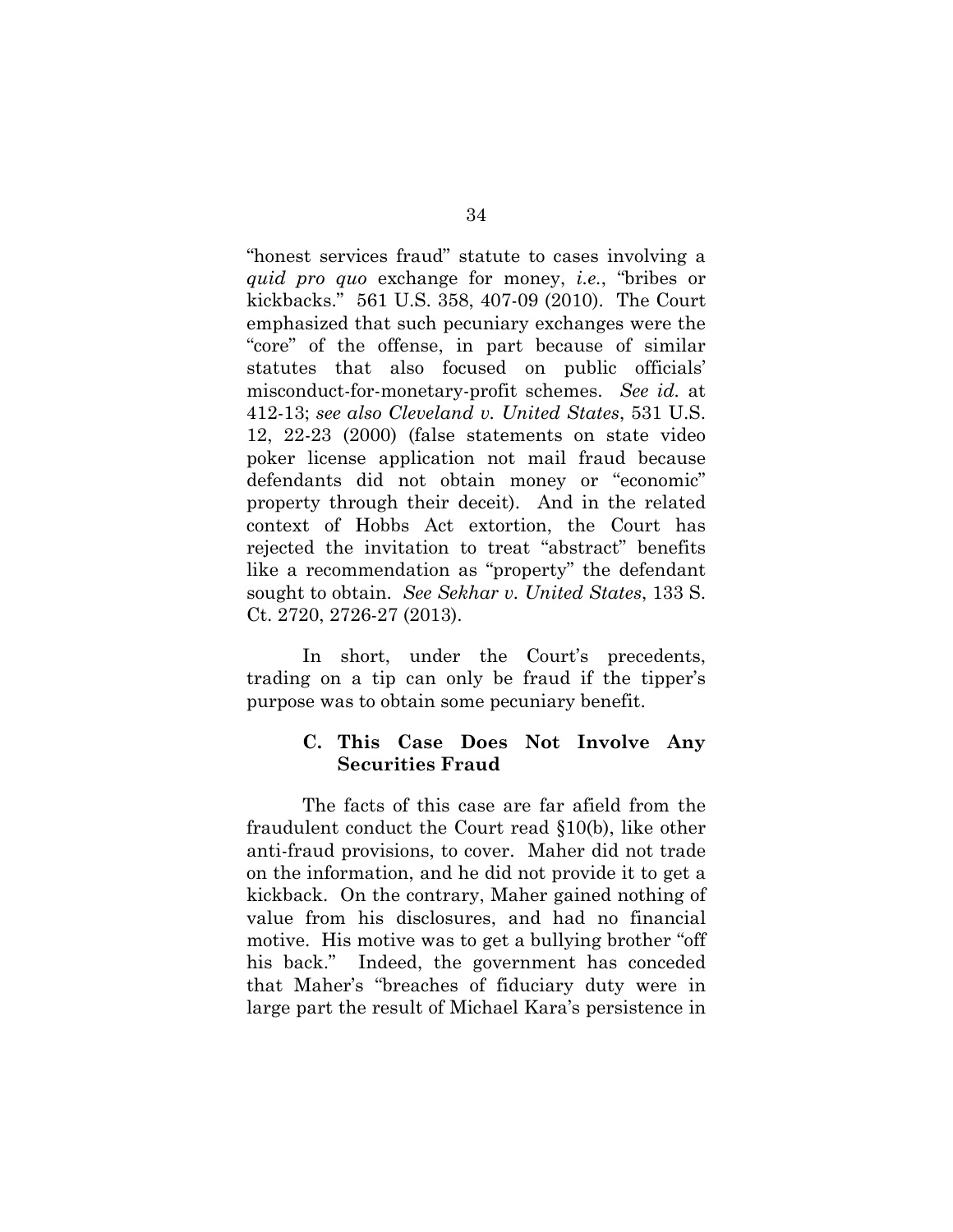"honest services fraud" statute to cases involving a *quid pro quo* exchange for money, *i.e.*, "bribes or kickbacks." 561 U.S. 358, 407-09 (2010). The Court emphasized that such pecuniary exchanges were the "core" of the offense, in part because of similar statutes that also focused on public officials' misconduct-for-monetary-profit schemes. *See id.* at 412-13; *see also Cleveland v. United States*, 531 U.S. 12, 22-23 (2000) (false statements on state video poker license application not mail fraud because defendants did not obtain money or "economic" property through their deceit). And in the related context of Hobbs Act extortion, the Court has rejected the invitation to treat "abstract" benefits like a recommendation as "property" the defendant sought to obtain. *See Sekhar v. United States*, 133 S. Ct. 2720, 2726-27 (2013).

In short, under the Court's precedents, trading on a tip can only be fraud if the tipper's purpose was to obtain some pecuniary benefit.

### C. This Case Does Not Involve Any Securities Fraud

The facts of this case are far afield from the fraudulent conduct the Court read §10(b), like other anti-fraud provisions, to cover. Maher did not trade on the information, and he did not provide it to get a kickback. On the contrary, Maher gained nothing of value from his disclosures, and had no financial motive. His motive was to get a bullying brother "off his back." Indeed, the government has conceded that Maher's "breaches of fiduciary duty were in large part the result of Michael Kara's persistence in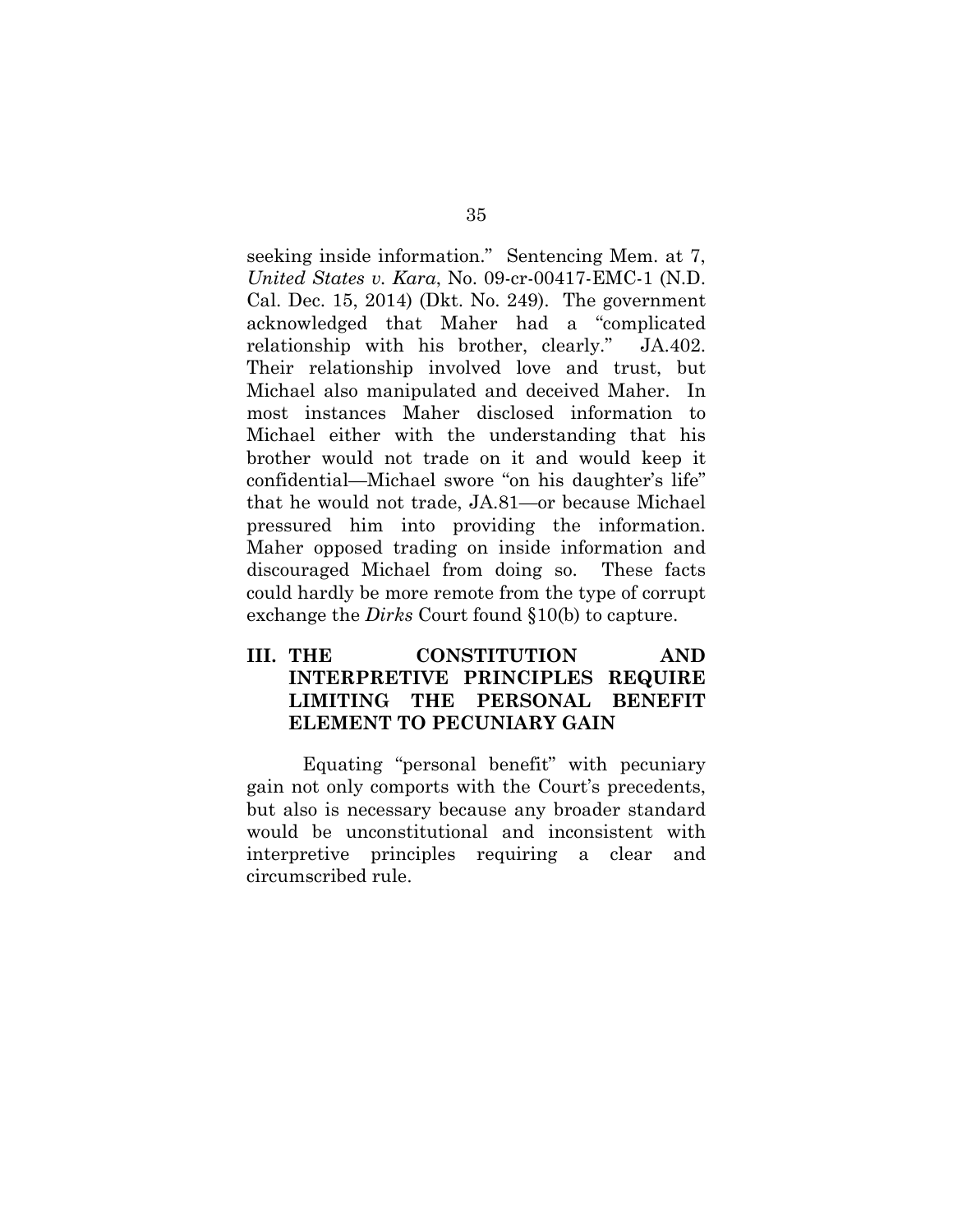seeking inside information." Sentencing Mem. at 7, *United States v. Kara*, No. 09-cr-00417-EMC-1 (N.D. Cal. Dec. 15, 2014) (Dkt. No. 249). The government acknowledged that Maher had a "complicated relationship with his brother, clearly." JA.402. Their relationship involved love and trust, but Michael also manipulated and deceived Maher. In most instances Maher disclosed information to Michael either with the understanding that his brother would not trade on it and would keep it confidential—Michael swore "on his daughter's life" that he would not trade, JA.81—or because Michael pressured him into providing the information. Maher opposed trading on inside information and discouraged Michael from doing so. These facts could hardly be more remote from the type of corrupt exchange the *Dirks* Court found §10(b) to capture.

## III. THE CONSTITUTION AND INTERPRETIVE PRINCIPLES REQUIRE LIMITING THE PERSONAL BENEFIT ELEMENT TO PECUNIARY GAIN

Equating "personal benefit" with pecuniary gain not only comports with the Court's precedents, but also is necessary because any broader standard would be unconstitutional and inconsistent with interpretive principles requiring a clear and circumscribed rule.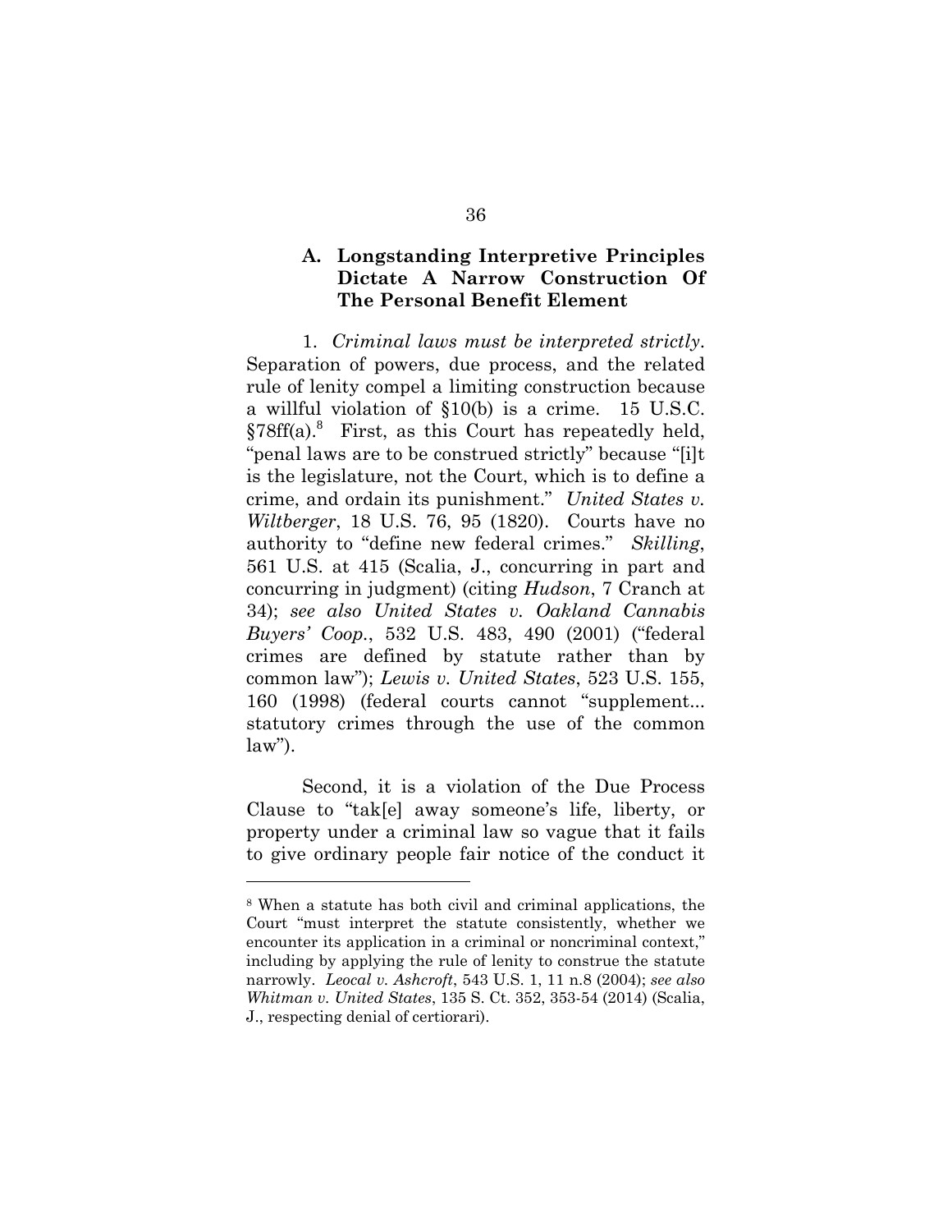### A. Longstanding Interpretive Principles Dictate A Narrow Construction Of The Personal Benefit Element

1. *Criminal laws must be interpreted strictly*. Separation of powers, due process, and the related rule of lenity compel a limiting construction because a willful violation of §10(b) is a crime. 15 U.S.C. §78ff(a).[8] First, as this Court has repeatedly held, "penal laws are to be construed strictly" because "[i]t is the legislature, not the Court, which is to define a crime, and ordain its punishment." *United States v. Wiltberger*, 18 U.S. 76, 95 (1820). Courts have no authority to "define new federal crimes." *Skilling*, 561 U.S. at 415 (Scalia, J., concurring in part and concurring in judgment) (citing *Hudson*, 7 Cranch at 34); *see also United States v. Oakland Cannabis Buyers' Coop.*, 532 U.S. 483, 490 (2001) ("federal crimes are defined by statute rather than by common law"); *Lewis v. United States*, 523 U.S. 155, 160 (1998) (federal courts cannot "supplement... statutory crimes through the use of the common law").

Second, it is a violation of the Due Process Clause to "tak[e] away someone's life, liberty, or property under a criminal law so vague that it fails to give ordinary people fair notice of the conduct it

---

[8] When a statute has both civil and criminal applications, the Court "must interpret the statute consistently, whether we encounter its application in a criminal or noncriminal context," including by applying the rule of lenity to construe the statute narrowly. *Leocal v. Ashcroft*, 543 U.S. 1, 11 n.8 (2004); *see also Whitman v. United States*, 135 S. Ct. 352, 353-54 (2014) (Scalia, J., respecting denial of certiorari).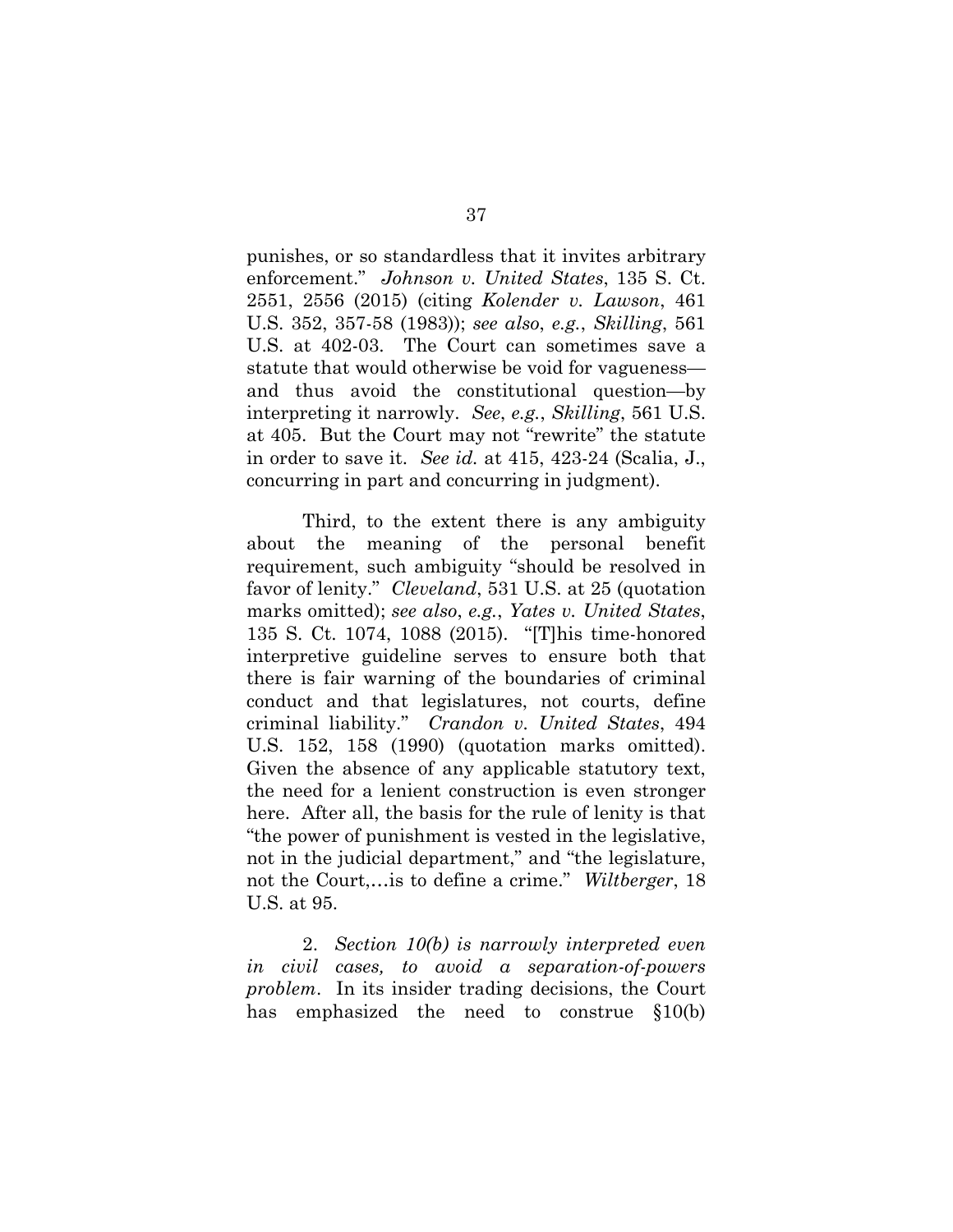punishes, or so standardless that it invites arbitrary enforcement." *Johnson v. United States*, 135 S. Ct. 2551, 2556 (2015) (citing *Kolender v. Lawson*, 461 U.S. 352, 357-58 (1983)); *see also*, *e.g.*, *Skilling*, 561 U.S. at 402-03. The Court can sometimes save a statute that would otherwise be void for vagueness—and thus avoid the constitutional question—by interpreting it narrowly. *See*, *e.g.*, *Skilling*, 561 U.S. at 405. But the Court may not "rewrite" the statute in order to save it. *See id.* at 415, 423-24 (Scalia, J., concurring in part and concurring in judgment).

Third, to the extent there is any ambiguity about the meaning of the personal benefit requirement, such ambiguity "should be resolved in favor of lenity." *Cleveland*, 531 U.S. at 25 (quotation marks omitted); *see also*, *e.g.*, *Yates v. United States*, 135 S. Ct. 1074, 1088 (2015). "[T]his time-honored interpretive guideline serves to ensure both that there is fair warning of the boundaries of criminal conduct and that legislatures, not courts, define criminal liability." *Crandon v. United States*, 494 U.S. 152, 158 (1990) (quotation marks omitted). Given the absence of any applicable statutory text, the need for a lenient construction is even stronger here. After all, the basis for the rule of lenity is that "the power of punishment is vested in the legislative, not in the judicial department," and "the legislature, not the Court,…is to define a crime." *Wiltberger*, 18 U.S. at 95.

2. *Section 10(b) is narrowly interpreted even in civil cases, to avoid a separation-of-powers problem*. In its insider trading decisions, the Court has emphasized the need to construe §10(b)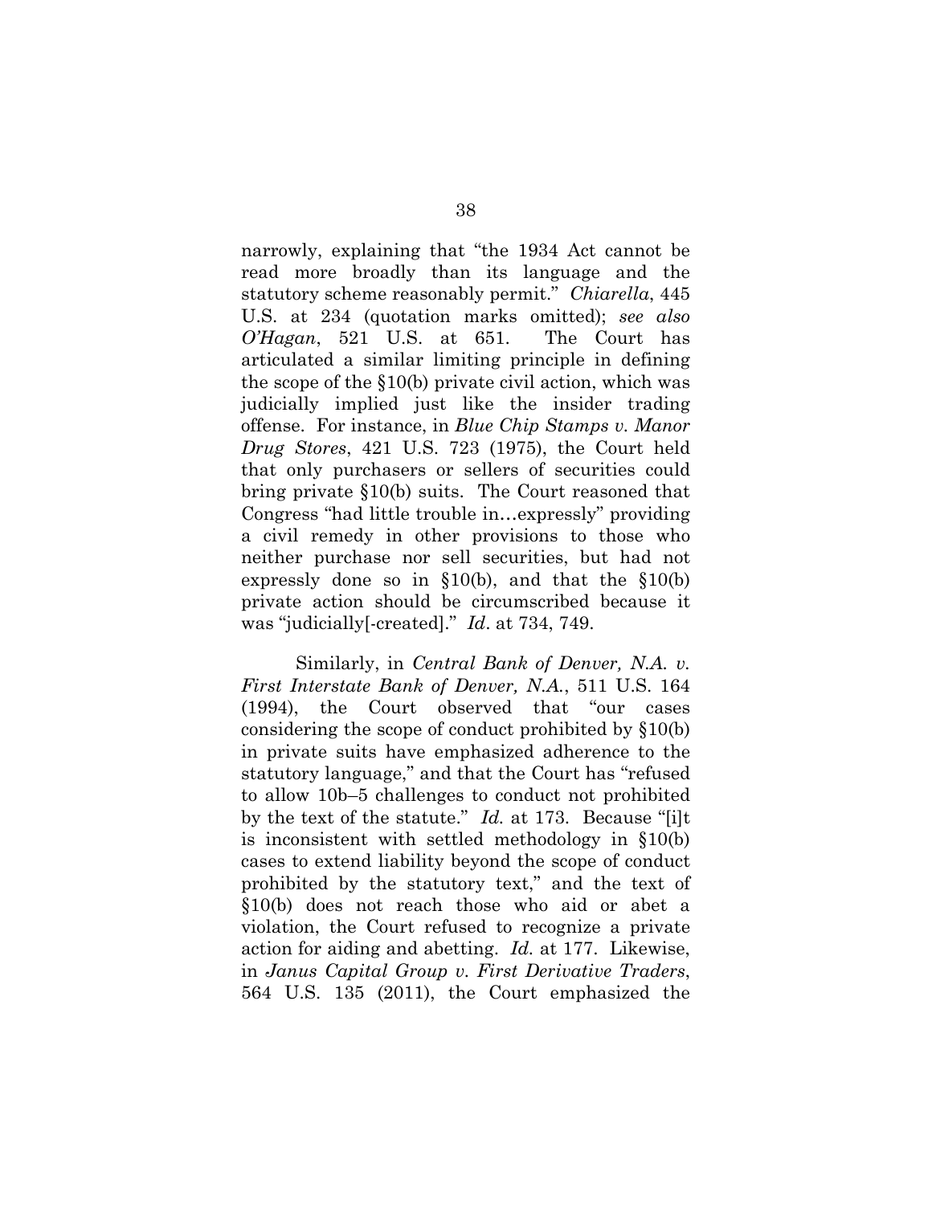narrowly, explaining that "the 1934 Act cannot be read more broadly than its language and the statutory scheme reasonably permit." *Chiarella*, 445 U.S. at 234 (quotation marks omitted); *see also O'Hagan*, 521 U.S. at 651. The Court has articulated a similar limiting principle in defining the scope of the §10(b) private civil action, which was judicially implied just like the insider trading offense. For instance, in *Blue Chip Stamps v. Manor Drug Stores*, 421 U.S. 723 (1975), the Court held that only purchasers or sellers of securities could bring private §10(b) suits. The Court reasoned that Congress "had little trouble in…expressly" providing a civil remedy in other provisions to those who neither purchase nor sell securities, but had not expressly done so in §10(b), and that the §10(b) private action should be circumscribed because it was "judicially[-created]." *Id*. at 734, 749.

Similarly, in *Central Bank of Denver, N.A. v. First Interstate Bank of Denver, N.A.*, 511 U.S. 164 (1994), the Court observed that "our cases considering the scope of conduct prohibited by §10(b) in private suits have emphasized adherence to the statutory language," and that the Court has "refused to allow 10b–5 challenges to conduct not prohibited by the text of the statute." *Id.* at 173. Because "[i]t is inconsistent with settled methodology in §10(b) cases to extend liability beyond the scope of conduct prohibited by the statutory text," and the text of §10(b) does not reach those who aid or abet a violation, the Court refused to recognize a private action for aiding and abetting. *Id.* at 177. Likewise, in *Janus Capital Group v. First Derivative Traders*, 564 U.S. 135 (2011), the Court emphasized the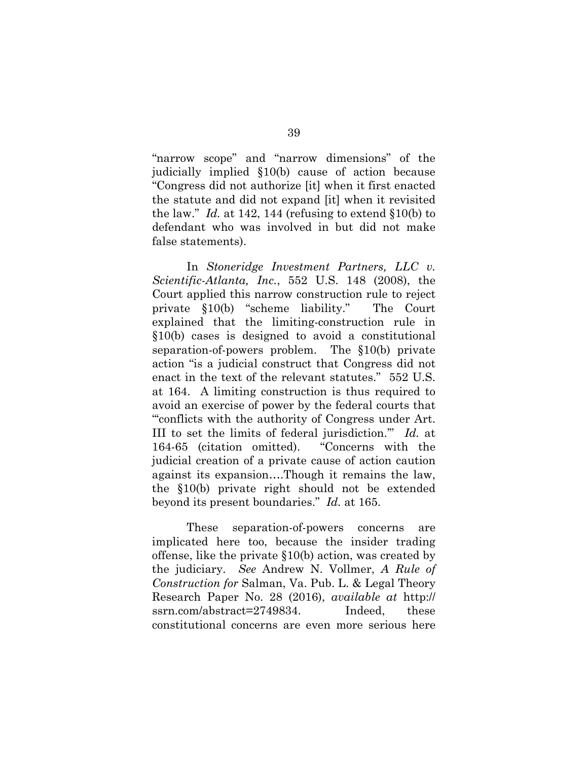"narrow scope" and "narrow dimensions" of the judicially implied §10(b) cause of action because "Congress did not authorize [it] when it first enacted the statute and did not expand [it] when it revisited the law." *Id.* at 142, 144 (refusing to extend §10(b) to defendant who was involved in but did not make false statements).

In *Stoneridge Investment Partners, LLC v. Scientific-Atlanta, Inc.*, 552 U.S. 148 (2008), the Court applied this narrow construction rule to reject private §10(b) "scheme liability." The Court explained that the limiting-construction rule in §10(b) cases is designed to avoid a constitutional separation-of-powers problem. The §10(b) private action "is a judicial construct that Congress did not enact in the text of the relevant statutes." 552 U.S. at 164. A limiting construction is thus required to avoid an exercise of power by the federal courts that "'conflicts with the authority of Congress under Art. III to set the limits of federal jurisdiction.'" *Id.* at 164-65 (citation omitted). "Concerns with the judicial creation of a private cause of action caution against its expansion….Though it remains the law, the §10(b) private right should not be extended beyond its present boundaries." *Id.* at 165.

These separation-of-powers concerns are implicated here too, because the insider trading offense, like the private §10(b) action, was created by the judiciary. *See* Andrew N. Vollmer, *A Rule of Construction for* Salman, Va. Pub. L. & Legal Theory Research Paper No. 28 (2016), *available at* http://ssrn.com/abstract=2749834. Indeed, these constitutional concerns are even more serious here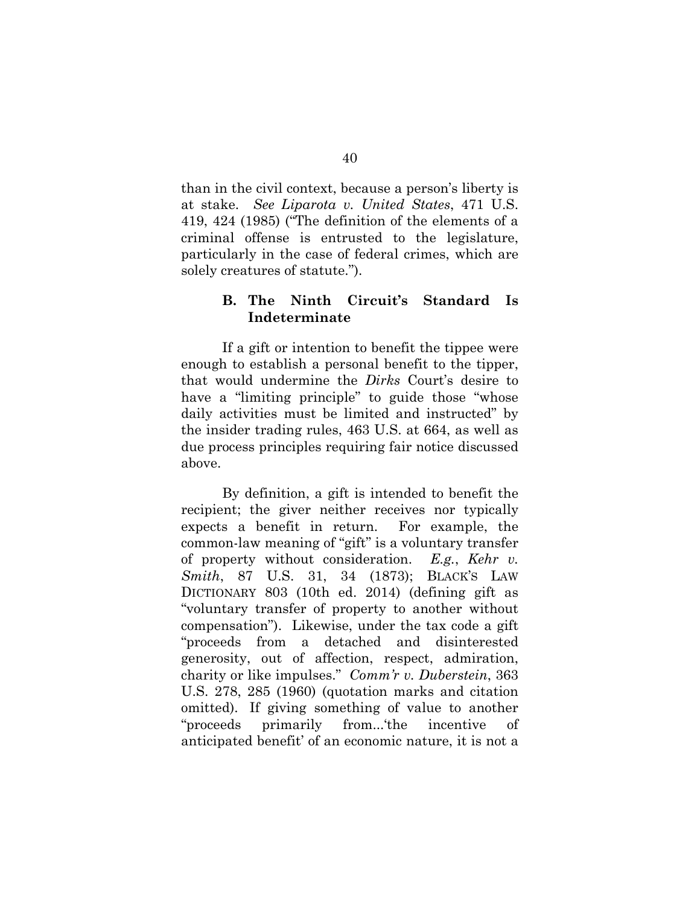than in the civil context, because a person's liberty is at stake. *See Liparota v. United States*, 471 U.S. 419, 424 (1985) ("The definition of the elements of a criminal offense is entrusted to the legislature, particularly in the case of federal crimes, which are solely creatures of statute.").

### B. The Ninth Circuit's Standard Is Indeterminate

If a gift or intention to benefit the tippee were enough to establish a personal benefit to the tipper, that would undermine the *Dirks* Court's desire to have a "limiting principle" to guide those "whose daily activities must be limited and instructed" by the insider trading rules, 463 U.S. at 664, as well as due process principles requiring fair notice discussed above.

By definition, a gift is intended to benefit the recipient; the giver neither receives nor typically expects a benefit in return. For example, the common-law meaning of "gift" is a voluntary transfer of property without consideration. *E.g.*, *Kehr v. Smith*, 87 U.S. 31, 34 (1873); BLACK'S LAW DICTIONARY 803 (10th ed. 2014) (defining gift as "voluntary transfer of property to another without compensation"). Likewise, under the tax code a gift "proceeds from a detached and disinterested generosity, out of affection, respect, admiration, charity or like impulses." *Comm'r v. Duberstein*, 363 U.S. 278, 285 (1960) (quotation marks and citation omitted). If giving something of value to another "proceeds primarily from...'the incentive of anticipated benefit' of an economic nature, it is not a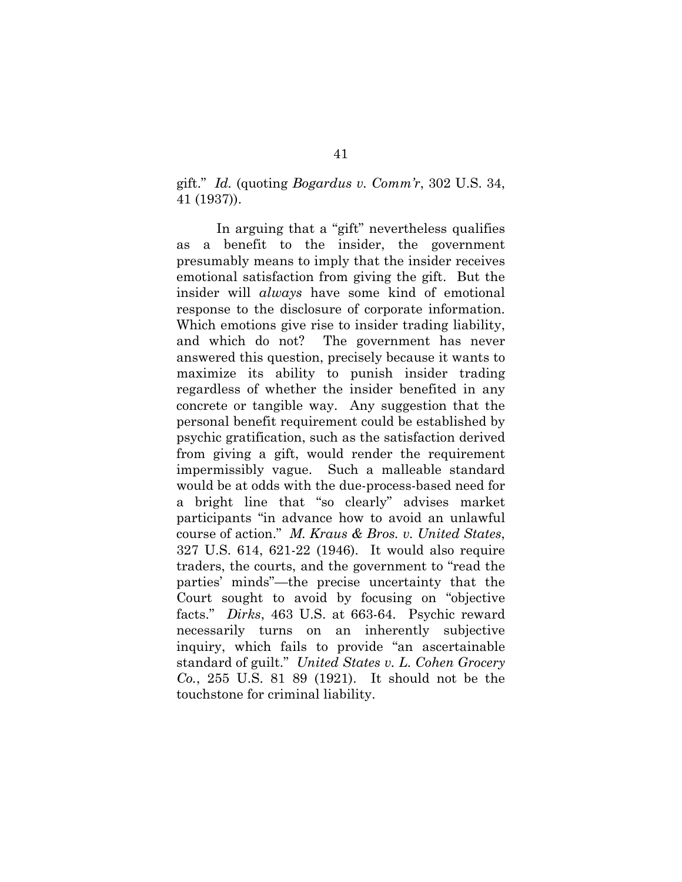gift." *Id.* (quoting *Bogardus v. Comm'r*, 302 U.S. 34, 41 (1937)).

In arguing that a "gift" nevertheless qualifies as a benefit to the insider, the government presumably means to imply that the insider receives emotional satisfaction from giving the gift. But the insider will *always* have some kind of emotional response to the disclosure of corporate information. Which emotions give rise to insider trading liability, and which do not? The government has never answered this question, precisely because it wants to maximize its ability to punish insider trading regardless of whether the insider benefited in any concrete or tangible way. Any suggestion that the personal benefit requirement could be established by psychic gratification, such as the satisfaction derived from giving a gift, would render the requirement impermissibly vague. Such a malleable standard would be at odds with the due-process-based need for a bright line that "so clearly" advises market participants "in advance how to avoid an unlawful course of action." *M. Kraus & Bros. v. United States*, 327 U.S. 614, 621-22 (1946). It would also require traders, the courts, and the government to "read the parties' minds"—the precise uncertainty that the Court sought to avoid by focusing on "objective facts." *Dirks*, 463 U.S. at 663-64. Psychic reward necessarily turns on an inherently subjective inquiry, which fails to provide "an ascertainable standard of guilt." *United States v. L. Cohen Grocery Co.*, 255 U.S. 81 89 (1921). It should not be the touchstone for criminal liability.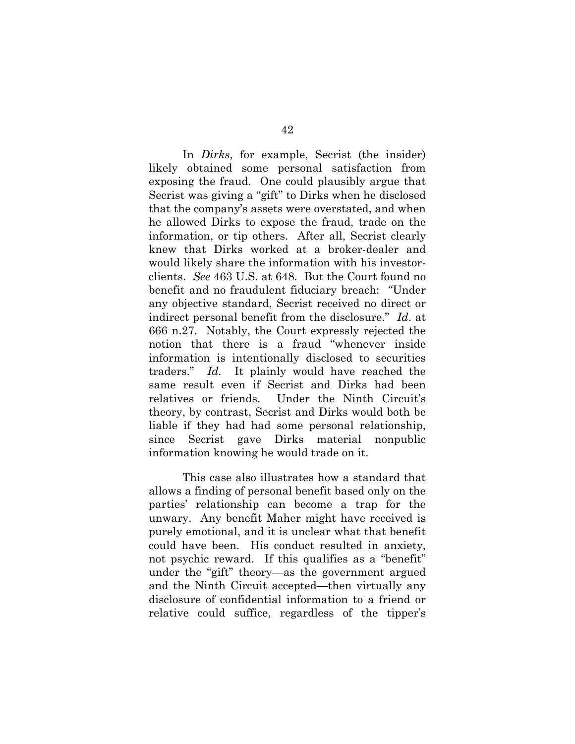In *Dirks*, for example, Secrist (the insider) likely obtained some personal satisfaction from exposing the fraud. One could plausibly argue that Secrist was giving a "gift" to Dirks when he disclosed that the company's assets were overstated, and when he allowed Dirks to expose the fraud, trade on the information, or tip others. After all, Secrist clearly knew that Dirks worked at a broker-dealer and would likely share the information with his investor-clients. *See* 463 U.S. at 648. But the Court found no benefit and no fraudulent fiduciary breach: "Under any objective standard, Secrist received no direct or indirect personal benefit from the disclosure." *Id*. at 666 n.27. Notably, the Court expressly rejected the notion that there is a fraud "whenever inside information is intentionally disclosed to securities traders." *Id.* It plainly would have reached the same result even if Secrist and Dirks had been relatives or friends. Under the Ninth Circuit's theory, by contrast, Secrist and Dirks would both be liable if they had had some personal relationship, since Secrist gave Dirks material nonpublic information knowing he would trade on it.

This case also illustrates how a standard that allows a finding of personal benefit based only on the parties' relationship can become a trap for the unwary. Any benefit Maher might have received is purely emotional, and it is unclear what that benefit could have been. His conduct resulted in anxiety, not psychic reward. If this qualifies as a "benefit" under the "gift" theory—as the government argued and the Ninth Circuit accepted—then virtually any disclosure of confidential information to a friend or relative could suffice, regardless of the tipper's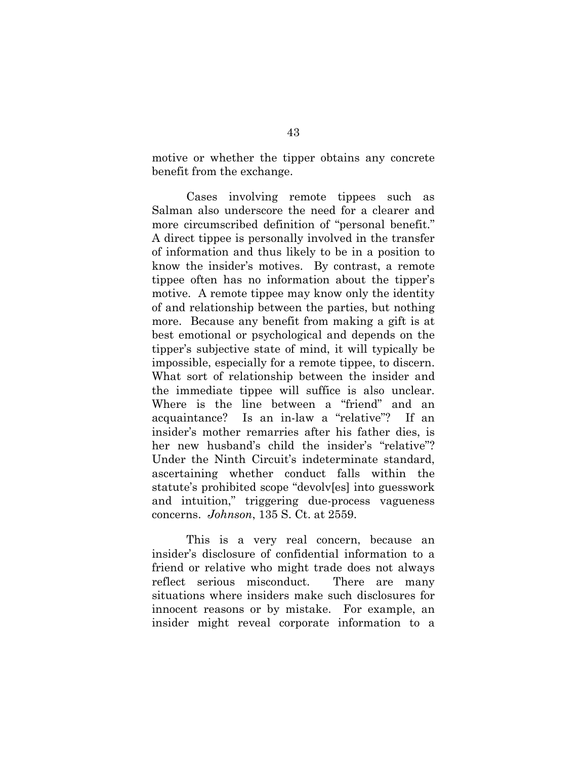motive or whether the tipper obtains any concrete benefit from the exchange.

Cases involving remote tippees such as Salman also underscore the need for a clearer and more circumscribed definition of "personal benefit." A direct tippee is personally involved in the transfer of information and thus likely to be in a position to know the insider's motives. By contrast, a remote tippee often has no information about the tipper's motive. A remote tippee may know only the identity of and relationship between the parties, but nothing more. Because any benefit from making a gift is at best emotional or psychological and depends on the tipper's subjective state of mind, it will typically be impossible, especially for a remote tippee, to discern. What sort of relationship between the insider and the immediate tippee will suffice is also unclear. Where is the line between a "friend" and an acquaintance? Is an in-law a "relative"? If an insider's mother remarries after his father dies, is her new husband's child the insider's "relative"? Under the Ninth Circuit's indeterminate standard, ascertaining whether conduct falls within the statute's prohibited scope "devolv[es] into guesswork and intuition," triggering due-process vagueness concerns. *Johnson*, 135 S. Ct. at 2559.

This is a very real concern, because an insider's disclosure of confidential information to a friend or relative who might trade does not always reflect serious misconduct. There are many situations where insiders make such disclosures for innocent reasons or by mistake. For example, an insider might reveal corporate information to a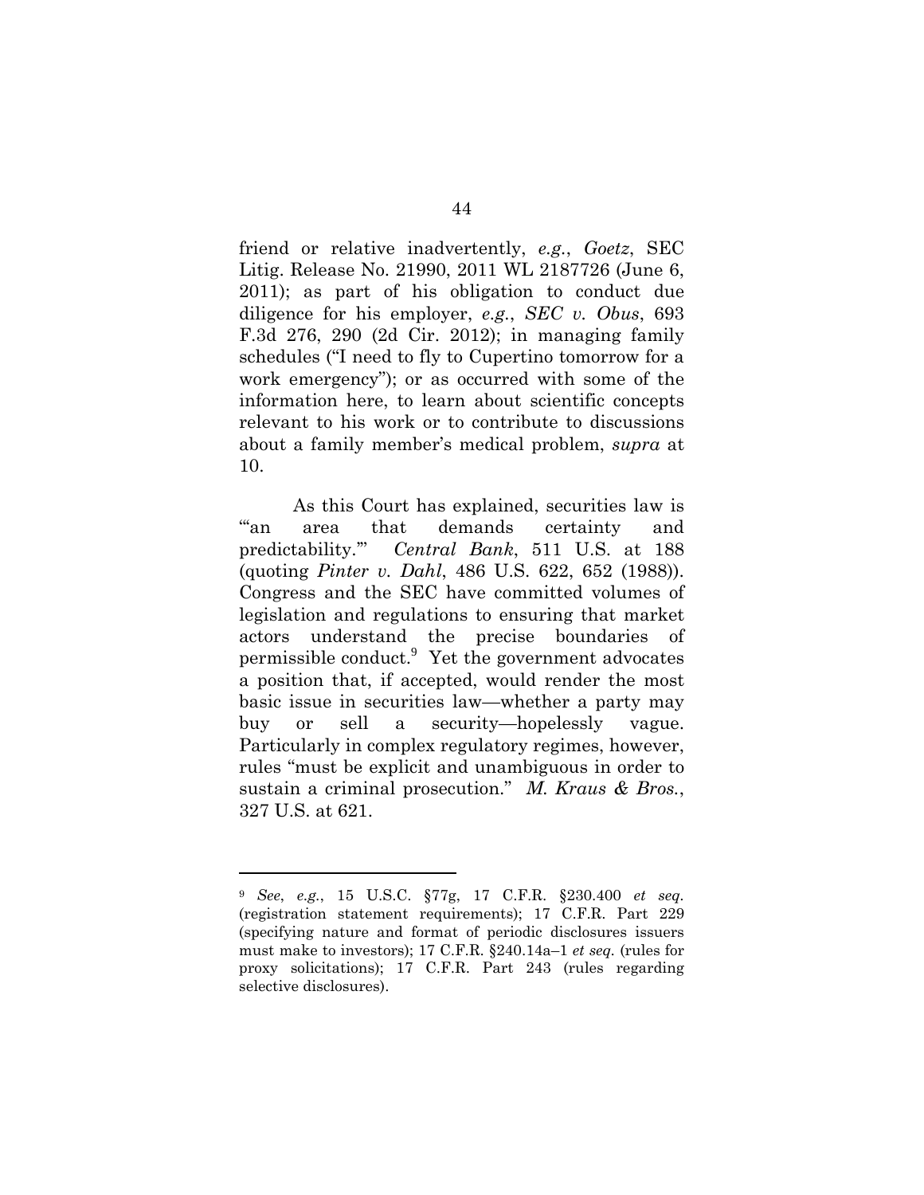friend or relative inadvertently, *e.g.*, *Goetz*, SEC Litig. Release No. 21990, 2011 WL 2187726 (June 6, 2011); as part of his obligation to conduct due diligence for his employer, *e.g.*, *SEC v. Obus*, 693 F.3d 276, 290 (2d Cir. 2012); in managing family schedules ("I need to fly to Cupertino tomorrow for a work emergency"); or as occurred with some of the information here, to learn about scientific concepts relevant to his work or to contribute to discussions about a family member's medical problem, *supra* at 10.

As this Court has explained, securities law is "'an area that demands certainty and predictability.'" *Central Bank*, 511 U.S. at 188 (quoting *Pinter v. Dahl*, 486 U.S. 622, 652 (1988)). Congress and the SEC have committed volumes of legislation and regulations to ensuring that market actors understand the precise boundaries of permissible conduct.[9] Yet the government advocates a position that, if accepted, would render the most basic issue in securities law—whether a party may buy or sell a security—hopelessly vague. Particularly in complex regulatory regimes, however, rules "must be explicit and unambiguous in order to sustain a criminal prosecution." *M. Kraus & Bros.*, 327 U.S. at 621.

---

[9] *See*, *e.g.*, 15 U.S.C. §77g, 17 C.F.R. §230.400 *et seq.* (registration statement requirements); 17 C.F.R. Part 229 (specifying nature and format of periodic disclosures issuers must make to investors); 17 C.F.R. §240.14a–1 *et seq.* (rules for proxy solicitations); 17 C.F.R. Part 243 (rules regarding selective disclosures).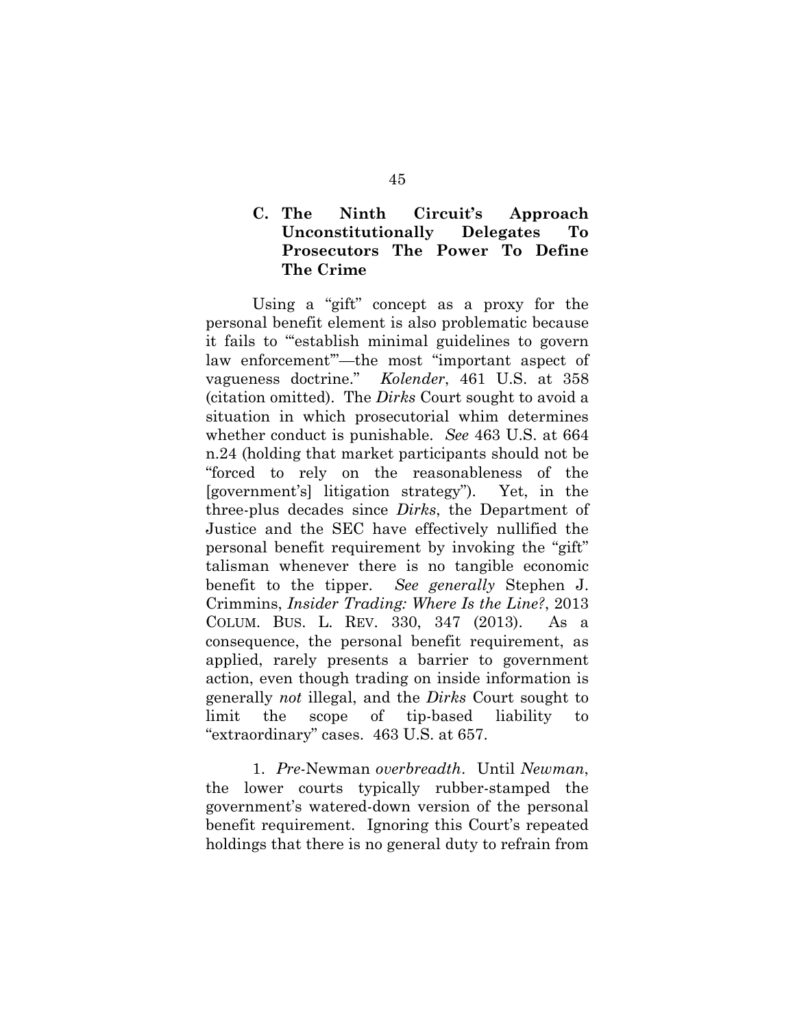### C. The Ninth Circuit's Approach Unconstitutionally Delegates To Prosecutors The Power To Define The Crime

Using a "gift" concept as a proxy for the personal benefit element is also problematic because it fails to "'establish minimal guidelines to govern law enforcement'"—the most "important aspect of vagueness doctrine." *Kolender*, 461 U.S. at 358 (citation omitted). The *Dirks* Court sought to avoid a situation in which prosecutorial whim determines whether conduct is punishable. *See* 463 U.S. at 664 n.24 (holding that market participants should not be "forced to rely on the reasonableness of the [government's] litigation strategy"). Yet, in the three-plus decades since *Dirks*, the Department of Justice and the SEC have effectively nullified the personal benefit requirement by invoking the "gift" talisman whenever there is no tangible economic benefit to the tipper. *See generally* Stephen J. Crimmins, *Insider Trading: Where Is the Line?*, 2013 COLUM. BUS. L. REV. 330, 347 (2013). As a consequence, the personal benefit requirement, as applied, rarely presents a barrier to government action, even though trading on inside information is generally *not* illegal, and the *Dirks* Court sought to limit the scope of tip-based liability to "extraordinary" cases. 463 U.S. at 657.

1. *Pre-*Newman *overbreadth*. Until *Newman*, the lower courts typically rubber-stamped the government's watered-down version of the personal benefit requirement. Ignoring this Court's repeated holdings that there is no general duty to refrain from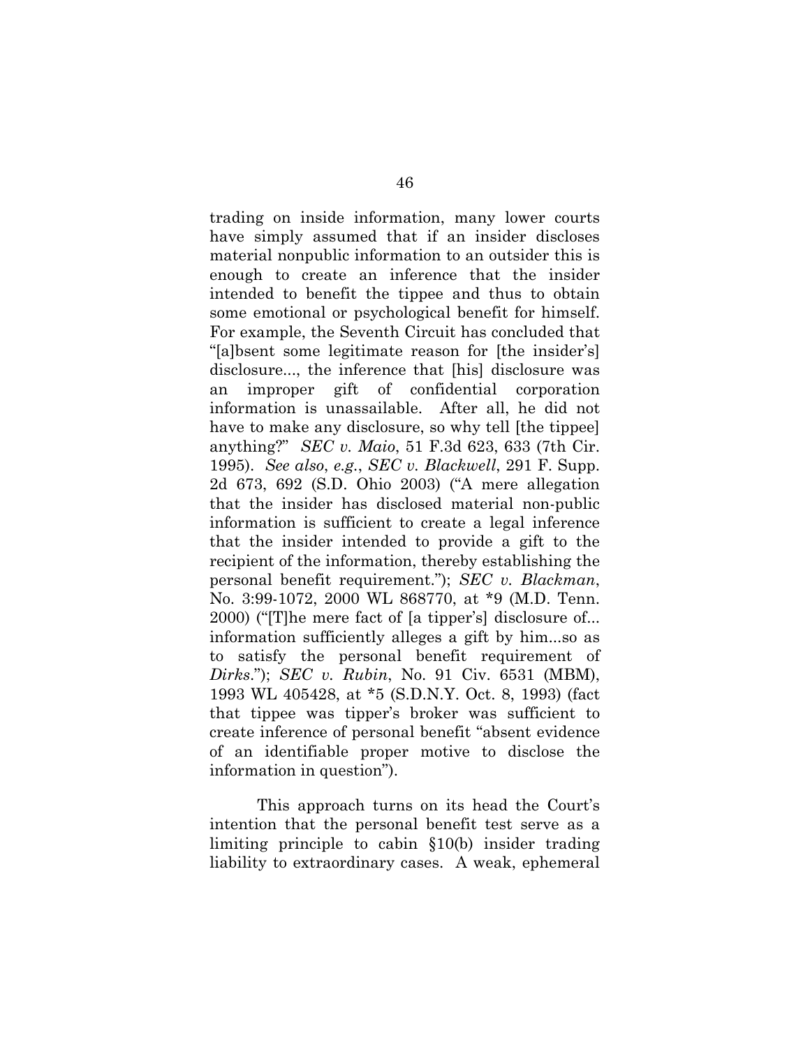trading on inside information, many lower courts have simply assumed that if an insider discloses material nonpublic information to an outsider this is enough to create an inference that the insider intended to benefit the tippee and thus to obtain some emotional or psychological benefit for himself. For example, the Seventh Circuit has concluded that "[a]bsent some legitimate reason for [the insider's] disclosure..., the inference that [his] disclosure was an improper gift of confidential corporation information is unassailable. After all, he did not have to make any disclosure, so why tell [the tippee] anything?" *SEC v. Maio*, 51 F.3d 623, 633 (7th Cir. 1995). *See also*, *e.g.*, *SEC v. Blackwell*, 291 F. Supp. 2d 673, 692 (S.D. Ohio 2003) ("A mere allegation that the insider has disclosed material non-public information is sufficient to create a legal inference that the insider intended to provide a gift to the recipient of the information, thereby establishing the personal benefit requirement."); *SEC v. Blackman*, No. 3:99-1072, 2000 WL 868770, at *9 (M.D. Tenn. 2000) ("[T]he mere fact of [a tipper's] disclosure of... information sufficiently alleges a gift by him...so as to satisfy the personal benefit requirement of *Dirks*."); *SEC v. Rubin*, No. 91 Civ. 6531 (MBM), 1993 WL 405428, at *5 (S.D.N.Y. Oct. 8, 1993) (fact that tippee was tipper's broker was sufficient to create inference of personal benefit "absent evidence of an identifiable proper motive to disclose the information in question").

This approach turns on its head the Court's intention that the personal benefit test serve as a limiting principle to cabin §10(b) insider trading liability to extraordinary cases. A weak, ephemeral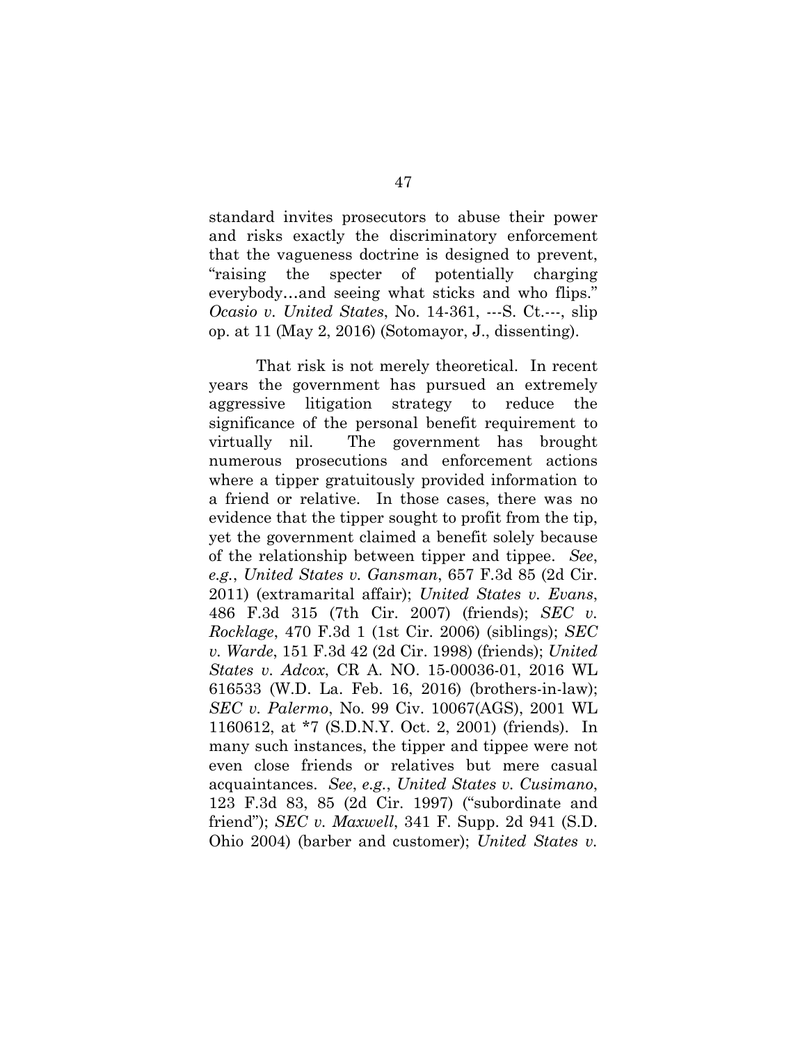standard invites prosecutors to abuse their power and risks exactly the discriminatory enforcement that the vagueness doctrine is designed to prevent, "raising the specter of potentially charging everybody…and seeing what sticks and who flips." *Ocasio v. United States*, No. 14-361, ---S. Ct.---, slip op. at 11 (May 2, 2016) (Sotomayor, J., dissenting).

That risk is not merely theoretical. In recent years the government has pursued an extremely aggressive litigation strategy to reduce the significance of the personal benefit requirement to virtually nil. The government has brought numerous prosecutions and enforcement actions where a tipper gratuitously provided information to a friend or relative. In those cases, there was no evidence that the tipper sought to profit from the tip, yet the government claimed a benefit solely because of the relationship between tipper and tippee. *See*, *e.g.*, *United States v. Gansman*, 657 F.3d 85 (2d Cir. 2011) (extramarital affair); *United States v. Evans*, 486 F.3d 315 (7th Cir. 2007) (friends); *SEC v. Rocklage*, 470 F.3d 1 (1st Cir. 2006) (siblings); *SEC v. Warde*, 151 F.3d 42 (2d Cir. 1998) (friends); *United States v. Adcox*, CR A. NO. 15-00036-01, 2016 WL 616533 (W.D. La. Feb. 16, 2016) (brothers-in-law); *SEC v. Palermo*, No. 99 Civ. 10067(AGS), 2001 WL 1160612, at *7 (S.D.N.Y. Oct. 2, 2001) (friends). In many such instances, the tipper and tippee were not even close friends or relatives but mere casual acquaintances. *See*, *e.g.*, *United States v. Cusimano*, 123 F.3d 83, 85 (2d Cir. 1997) ("subordinate and friend"); *SEC v. Maxwell*, 341 F. Supp. 2d 941 (S.D. Ohio 2004) (barber and customer); *United States v.*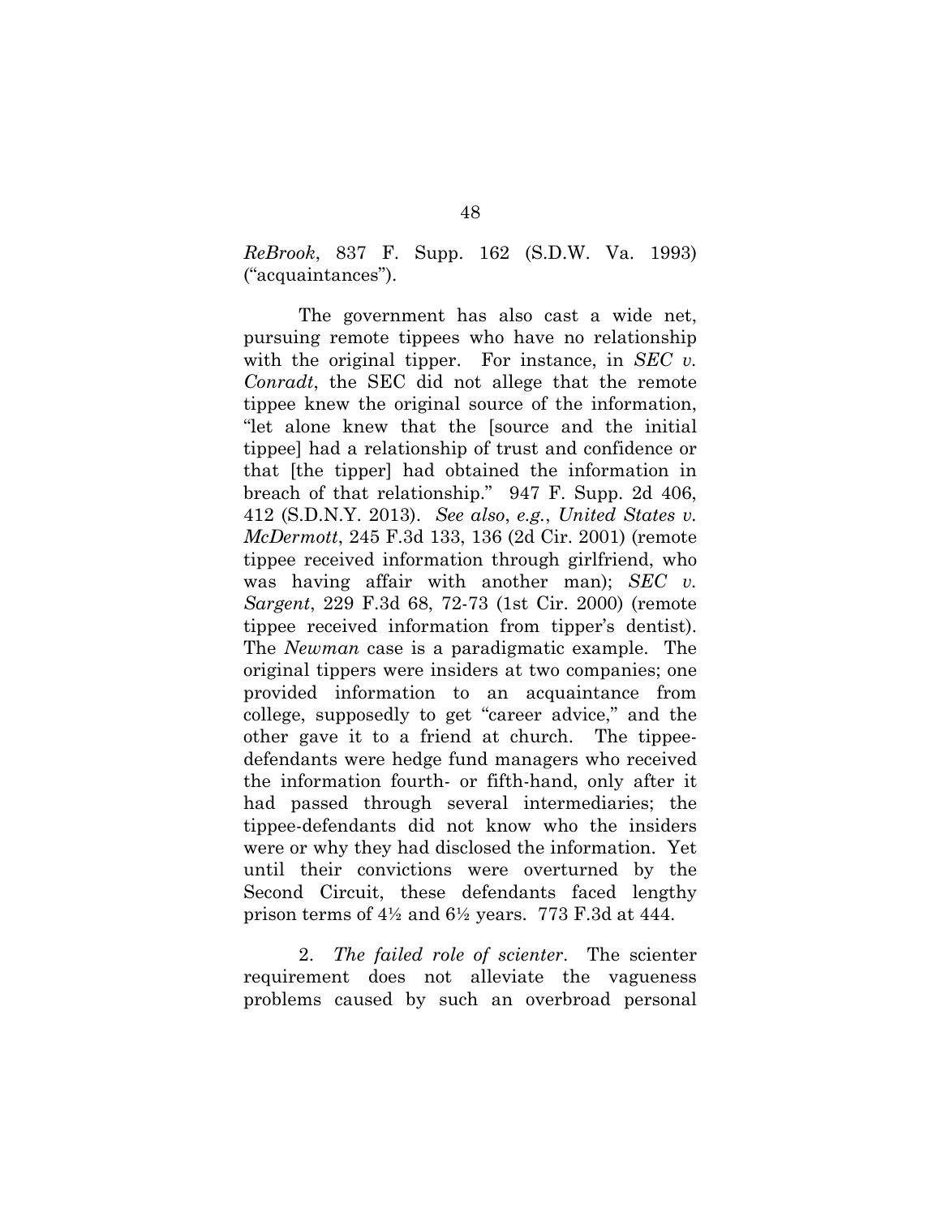*ReBrook*, 837 F. Supp. 162 (S.D.W. Va. 1993) ("acquaintances").

The government has also cast a wide net, pursuing remote tippees who have no relationship with the original tipper. For instance, in *SEC v. Conradt*, the SEC did not allege that the remote tippee knew the original source of the information, "let alone knew that the [source and the initial tippee] had a relationship of trust and confidence or that [the tipper] had obtained the information in breach of that relationship." 947 F. Supp. 2d 406, 412 (S.D.N.Y. 2013). *See also*, *e.g.*, *United States v. McDermott*, 245 F.3d 133, 136 (2d Cir. 2001) (remote tippee received information through girlfriend, who was having affair with another man); *SEC v. Sargent*, 229 F.3d 68, 72-73 (1st Cir. 2000) (remote tippee received information from tipper's dentist). The *Newman* case is a paradigmatic example. The original tippers were insiders at two companies; one provided information to an acquaintance from college, supposedly to get "career advice," and the other gave it to a friend at church. The tippee-defendants were hedge fund managers who received the information fourth- or fifth-hand, only after it had passed through several intermediaries; the tippee-defendants did not know who the insiders were or why they had disclosed the information. Yet until their convictions were overturned by the Second Circuit, these defendants faced lengthy prison terms of 4½ and 6½ years. 773 F.3d at 444.

2. *The failed role of scienter*. The scienter requirement does not alleviate the vagueness problems caused by such an overbroad personal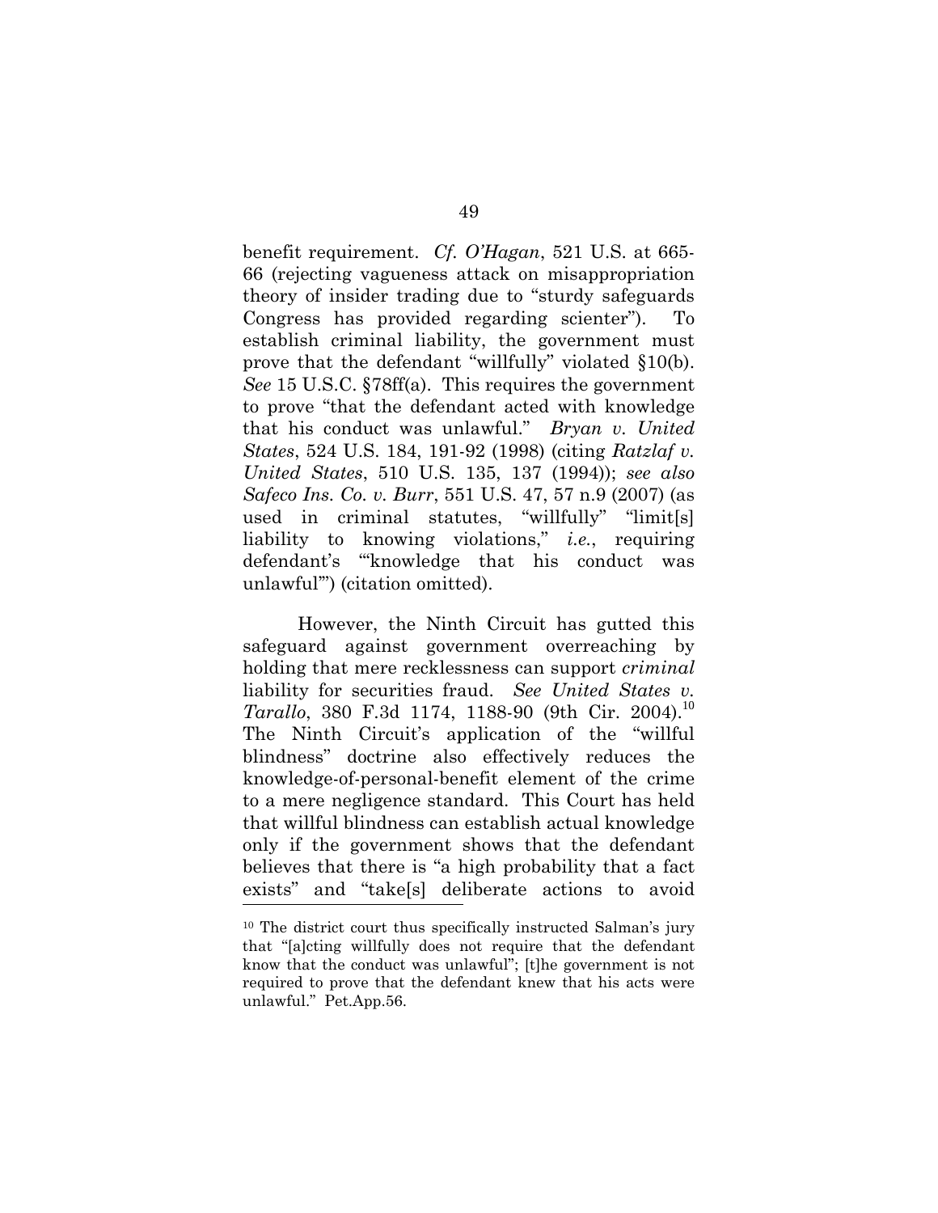benefit requirement. *Cf. O'Hagan*, 521 U.S. at 665-66 (rejecting vagueness attack on misappropriation theory of insider trading due to "sturdy safeguards Congress has provided regarding scienter"). To establish criminal liability, the government must prove that the defendant "willfully" violated §10(b). *See* 15 U.S.C. §78ff(a). This requires the government to prove "that the defendant acted with knowledge that his conduct was unlawful." *Bryan v. United States*, 524 U.S. 184, 191-92 (1998) (citing *Ratzlaf v. United States*, 510 U.S. 135, 137 (1994)); *see also Safeco Ins. Co. v. Burr*, 551 U.S. 47, 57 n.9 (2007) (as used in criminal statutes, "willfully" "limit[s] liability to knowing violations," *i.e.*, requiring defendant's "'knowledge that his conduct was unlawful'") (citation omitted).

However, the Ninth Circuit has gutted this safeguard against government overreaching by holding that mere recklessness can support *criminal* liability for securities fraud. *See United States v. Tarallo*, 380 F.3d 1174, 1188-90 (9th Cir. 2004).[10] The Ninth Circuit's application of the "willful blindness" doctrine also effectively reduces the knowledge-of-personal-benefit element of the crime to a mere negligence standard. This Court has held that willful blindness can establish actual knowledge only if the government shows that the defendant believes that there is "a high probability that a fact exists" and "take[s] deliberate actions to avoid

---

[10] The district court thus specifically instructed Salman's jury that "[a]cting willfully does not require that the defendant know that the conduct was unlawful"; [t]he government is not required to prove that the defendant knew that his acts were unlawful." Pet.App.56.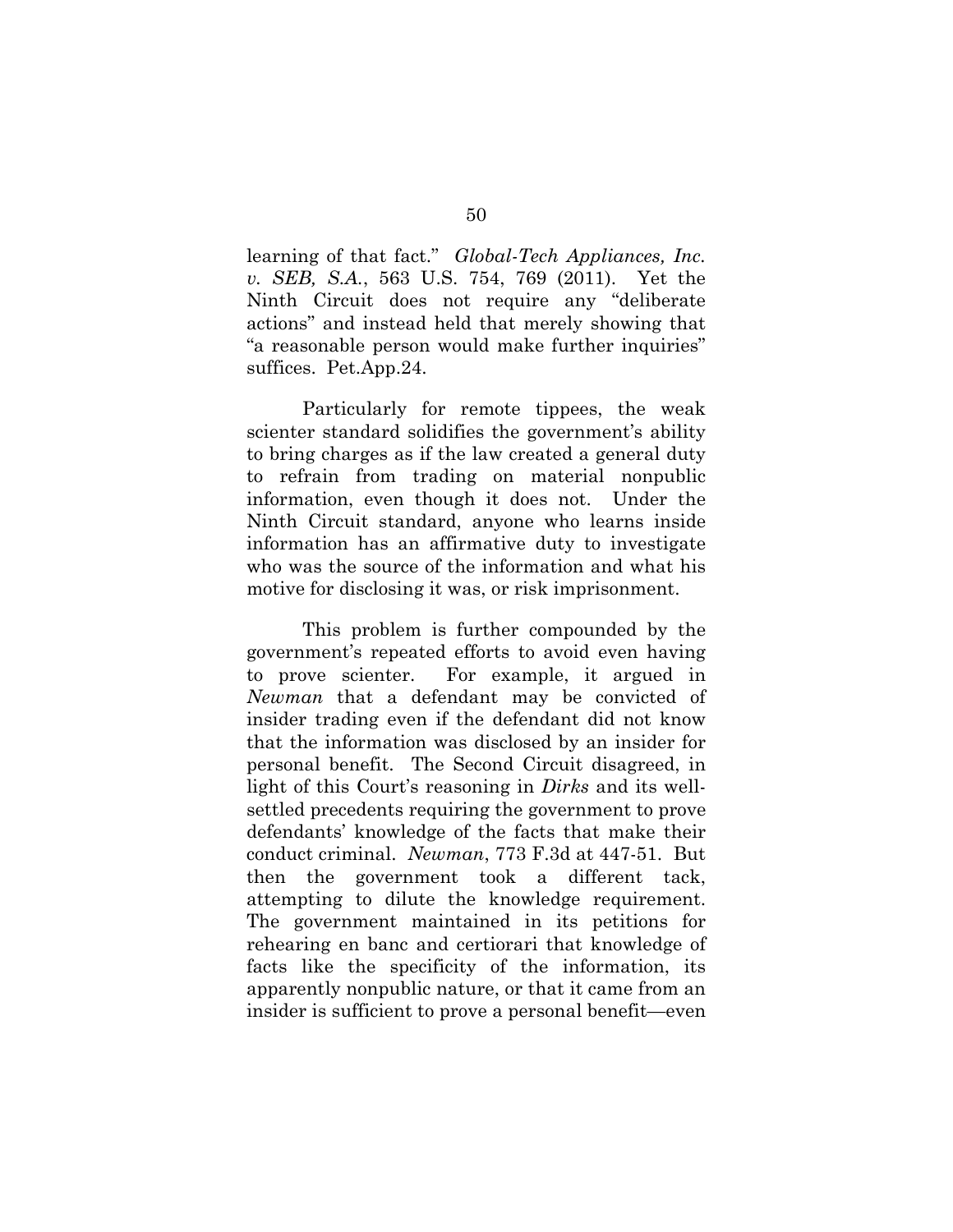learning of that fact." *Global-Tech Appliances, Inc. v. SEB, S.A.*, 563 U.S. 754, 769 (2011). Yet the Ninth Circuit does not require any "deliberate actions" and instead held that merely showing that "a reasonable person would make further inquiries" suffices. Pet.App.24.

Particularly for remote tippees, the weak scienter standard solidifies the government's ability to bring charges as if the law created a general duty to refrain from trading on material nonpublic information, even though it does not. Under the Ninth Circuit standard, anyone who learns inside information has an affirmative duty to investigate who was the source of the information and what his motive for disclosing it was, or risk imprisonment.

This problem is further compounded by the government's repeated efforts to avoid even having to prove scienter. For example, it argued in *Newman* that a defendant may be convicted of insider trading even if the defendant did not know that the information was disclosed by an insider for personal benefit. The Second Circuit disagreed, in light of this Court's reasoning in *Dirks* and its well-settled precedents requiring the government to prove defendants' knowledge of the facts that make their conduct criminal. *Newman*, 773 F.3d at 447-51. But then the government took a different tack, attempting to dilute the knowledge requirement. The government maintained in its petitions for rehearing en banc and certiorari that knowledge of facts like the specificity of the information, its apparently nonpublic nature, or that it came from an insider is sufficient to prove a personal benefit—even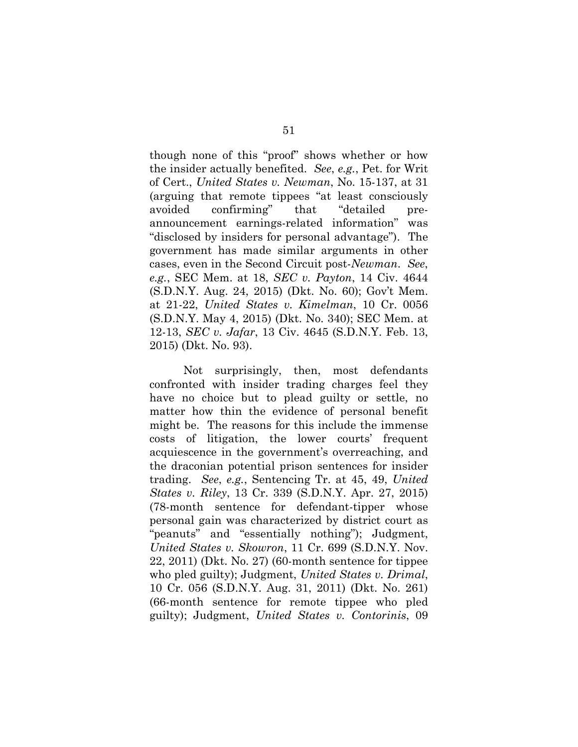though none of this "proof" shows whether or how the insider actually benefited. *See*, *e.g.*, Pet. for Writ of Cert., *United States v. Newman*, No. 15-137, at 31 (arguing that remote tippees "at least consciously avoided confirming" that "detailed pre-announcement earnings-related information" was "disclosed by insiders for personal advantage"). The government has made similar arguments in other cases, even in the Second Circuit post-*Newman*. *See*, *e.g.*, SEC Mem. at 18, *SEC v. Payton*, 14 Civ. 4644 (S.D.N.Y. Aug. 24, 2015) (Dkt. No. 60); Gov't Mem. at 21-22, *United States v. Kimelman*, 10 Cr. 0056 (S.D.N.Y. May 4, 2015) (Dkt. No. 340); SEC Mem. at 12-13, *SEC v. Jafar*, 13 Civ. 4645 (S.D.N.Y. Feb. 13, 2015) (Dkt. No. 93).

Not surprisingly, then, most defendants confronted with insider trading charges feel they have no choice but to plead guilty or settle, no matter how thin the evidence of personal benefit might be. The reasons for this include the immense costs of litigation, the lower courts' frequent acquiescence in the government's overreaching, and the draconian potential prison sentences for insider trading. *See*, *e.g.*, Sentencing Tr. at 45, 49, *United States v. Riley*, 13 Cr. 339 (S.D.N.Y. Apr. 27, 2015) (78-month sentence for defendant-tipper whose personal gain was characterized by district court as "peanuts" and "essentially nothing"); Judgment, *United States v. Skowron*, 11 Cr. 699 (S.D.N.Y. Nov. 22, 2011) (Dkt. No. 27) (60-month sentence for tippee who pled guilty); Judgment, *United States v. Drimal*, 10 Cr. 056 (S.D.N.Y. Aug. 31, 2011) (Dkt. No. 261) (66-month sentence for remote tippee who pled guilty); Judgment, *United States v. Contorinis*, 09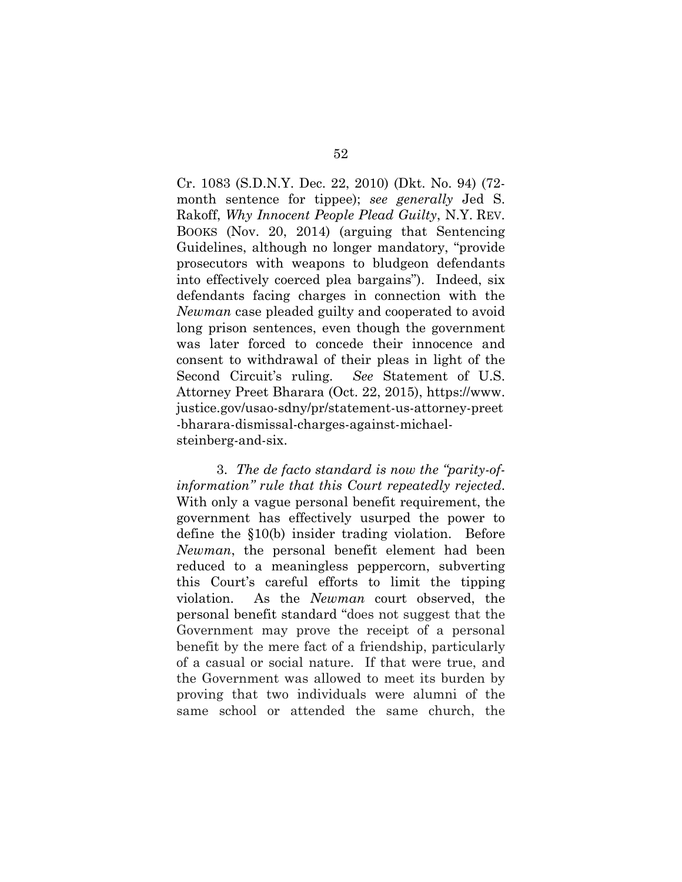Cr. 1083 (S.D.N.Y. Dec. 22, 2010) (Dkt. No. 94) (72-month sentence for tippee); *see generally* Jed S. Rakoff, *Why Innocent People Plead Guilty*, N.Y. REV. BOOKS (Nov. 20, 2014) (arguing that Sentencing Guidelines, although no longer mandatory, "provide prosecutors with weapons to bludgeon defendants into effectively coerced plea bargains"). Indeed, six defendants facing charges in connection with the *Newman* case pleaded guilty and cooperated to avoid long prison sentences, even though the government was later forced to concede their innocence and consent to withdrawal of their pleas in light of the Second Circuit's ruling. *See* Statement of U.S. Attorney Preet Bharara (Oct. 22, 2015), https://www.justice.gov/usao-sdny/pr/statement-us-attorney-preet-bharara-dismissal-charges-against-michael-steinberg-and-six.

3. *The de facto standard is now the "parity-of-information" rule that this Court repeatedly rejected.* With only a vague personal benefit requirement, the government has effectively usurped the power to define the §10(b) insider trading violation. Before *Newman*, the personal benefit element had been reduced to a meaningless peppercorn, subverting this Court's careful efforts to limit the tipping violation. As the *Newman* court observed, the personal benefit standard "does not suggest that the Government may prove the receipt of a personal benefit by the mere fact of a friendship, particularly of a casual or social nature. If that were true, and the Government was allowed to meet its burden by proving that two individuals were alumni of the same school or attended the same church, the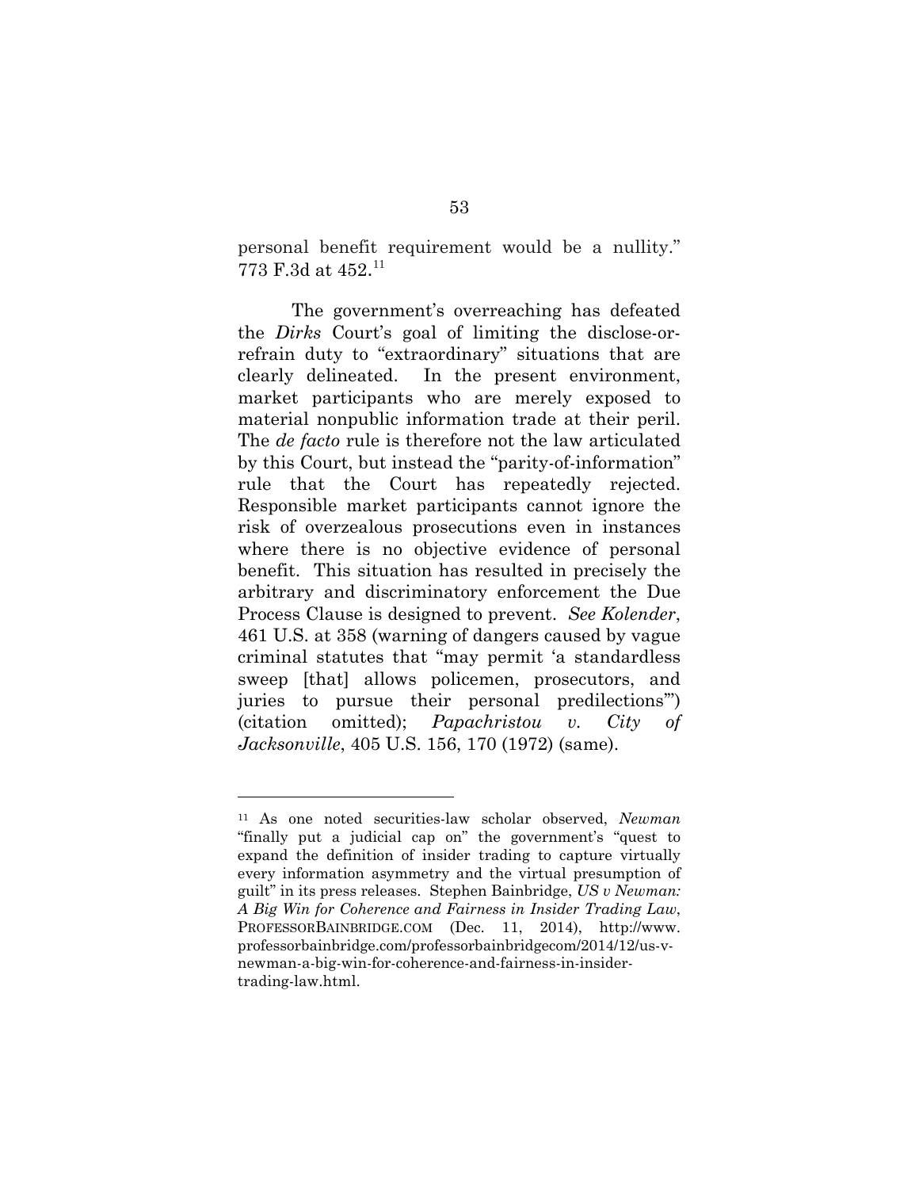personal benefit requirement would be a nullity." 773 F.3d at 452.[11]

The government's overreaching has defeated the *Dirks* Court's goal of limiting the disclose-or-refrain duty to "extraordinary" situations that are clearly delineated. In the present environment, market participants who are merely exposed to material nonpublic information trade at their peril. The *de facto* rule is therefore not the law articulated by this Court, but instead the "parity-of-information" rule that the Court has repeatedly rejected. Responsible market participants cannot ignore the risk of overzealous prosecutions even in instances where there is no objective evidence of personal benefit. This situation has resulted in precisely the arbitrary and discriminatory enforcement the Due Process Clause is designed to prevent. *See Kolender*, 461 U.S. at 358 (warning of dangers caused by vague criminal statutes that "may permit 'a standardless sweep [that] allows policemen, prosecutors, and juries to pursue their personal predilections'") (citation omitted); *Papachristou v. City of Jacksonville*, 405 U.S. 156, 170 (1972) (same).

---

[11] As one noted securities-law scholar observed, *Newman* "finally put a judicial cap on" the government's "quest to expand the definition of insider trading to capture virtually every information asymmetry and the virtual presumption of guilt" in its press releases. Stephen Bainbridge, *US v Newman: A Big Win for Coherence and Fairness in Insider Trading Law*, PROFESSORBAINBRIDGE.COM (Dec. 11, 2014), http://www.professorbainbridge.com/professorbainbridgecom/2014/12/us-v-newman-a-big-win-for-coherence-and-fairness-in-insider-trading-law.html.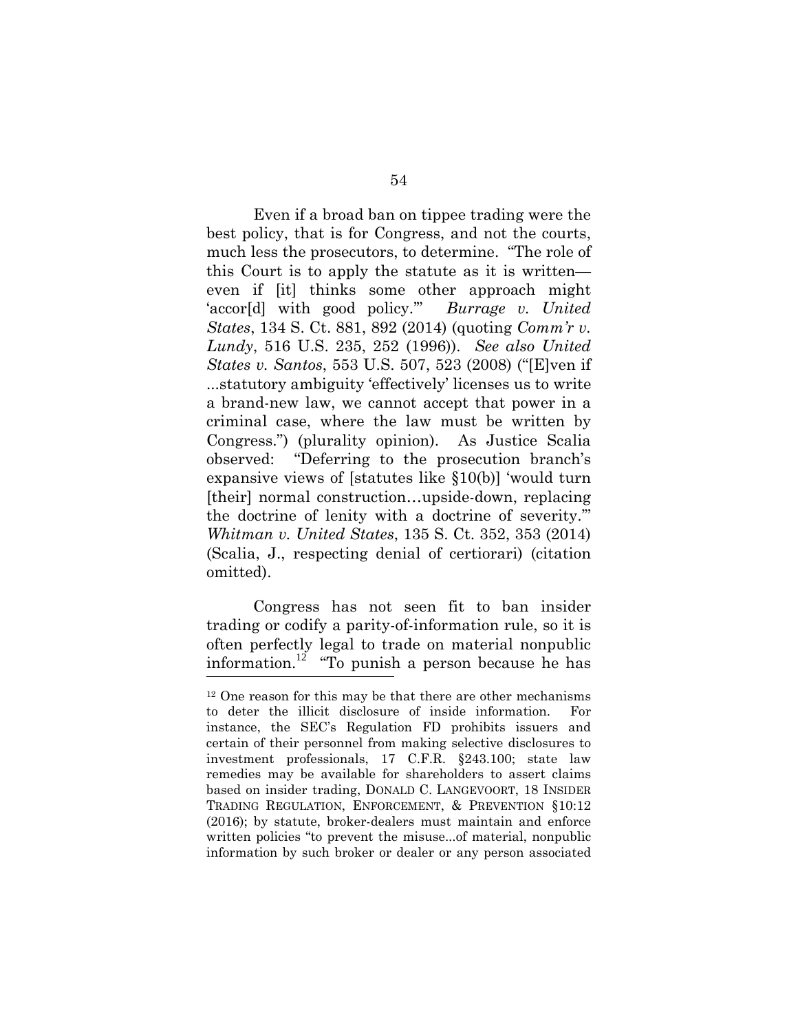Even if a broad ban on tippee trading were the best policy, that is for Congress, and not the courts, much less the prosecutors, to determine. "The role of this Court is to apply the statute as it is written—even if [it] thinks some other approach might 'accor[d] with good policy.'" *Burrage v. United States*, 134 S. Ct. 881, 892 (2014) (quoting *Comm'r v. Lundy*, 516 U.S. 235, 252 (1996)). *See also United States v. Santos*, 553 U.S. 507, 523 (2008) ("[E]ven if ...statutory ambiguity 'effectively' licenses us to write a brand-new law, we cannot accept that power in a criminal case, where the law must be written by Congress.") (plurality opinion). As Justice Scalia observed: "Deferring to the prosecution branch's expansive views of [statutes like §10(b)] 'would turn [their] normal construction…upside-down, replacing the doctrine of lenity with a doctrine of severity.'" *Whitman v. United States*, 135 S. Ct. 352, 353 (2014) (Scalia, J., respecting denial of certiorari) (citation omitted).

Congress has not seen fit to ban insider trading or codify a parity-of-information rule, so it is often perfectly legal to trade on material nonpublic information.[12] "To punish a person because he has

[12] One reason for this may be that there are other mechanisms to deter the illicit disclosure of inside information. For instance, the SEC's Regulation FD prohibits issuers and certain of their personnel from making selective disclosures to investment professionals, 17 C.F.R. §243.100; state law remedies may be available for shareholders to assert claims based on insider trading, DONALD C. LANGEVOORT, 18 INSIDER TRADING REGULATION, ENFORCEMENT, & PREVENTION §10:12 (2016); by statute, broker-dealers must maintain and enforce written policies "to prevent the misuse...of material, nonpublic information by such broker or dealer or any person associated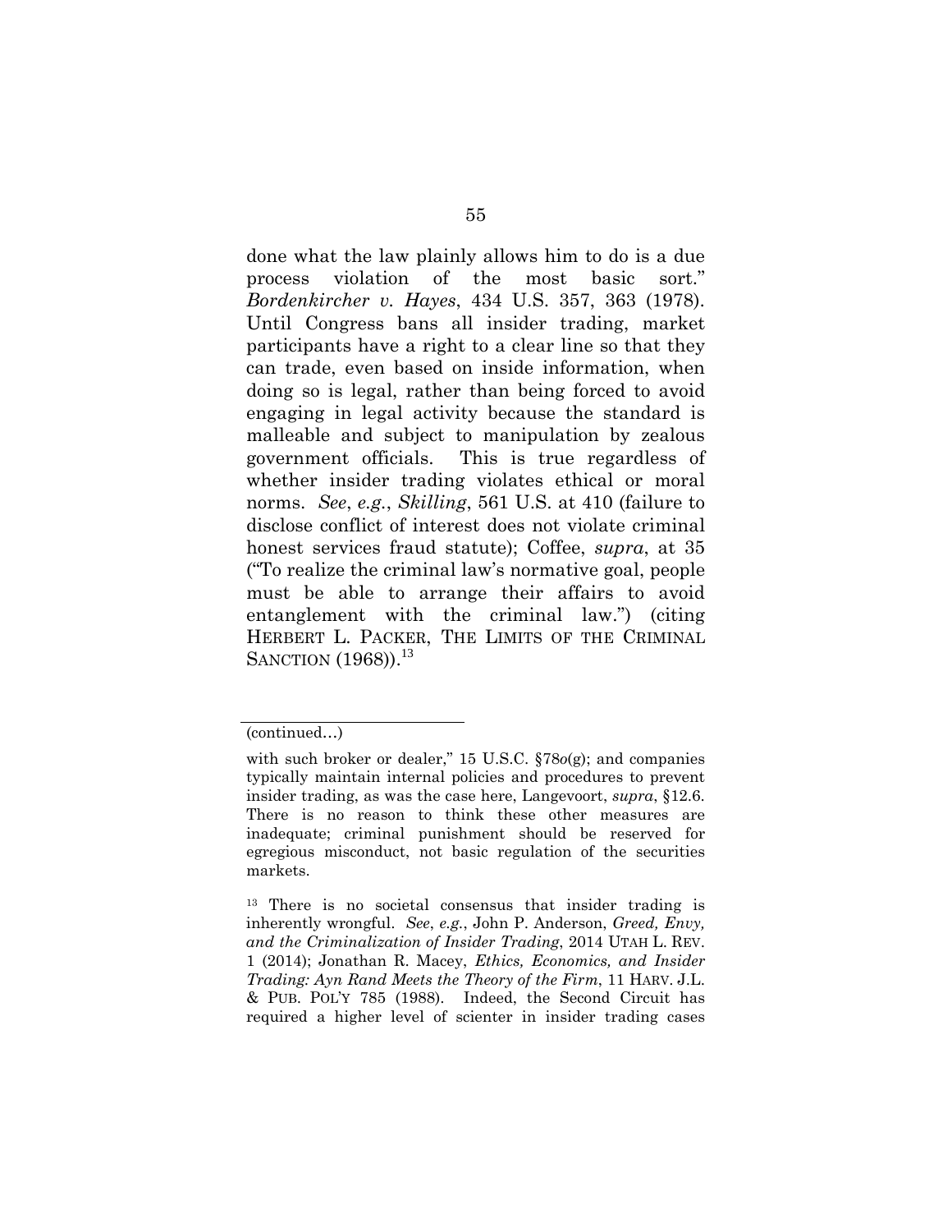done what the law plainly allows him to do is a due process violation of the most basic sort." *Bordenkircher v. Hayes*, 434 U.S. 357, 363 (1978). Until Congress bans all insider trading, market participants have a right to a clear line so that they can trade, even based on inside information, when doing so is legal, rather than being forced to avoid engaging in legal activity because the standard is malleable and subject to manipulation by zealous government officials. This is true regardless of whether insider trading violates ethical or moral norms. *See*, *e.g.*, *Skilling*, 561 U.S. at 410 (failure to disclose conflict of interest does not violate criminal honest services fraud statute); Coffee, *supra*, at 35 ("To realize the criminal law's normative goal, people must be able to arrange their affairs to avoid entanglement with the criminal law.") (citing HERBERT L. PACKER, THE LIMITS OF THE CRIMINAL SANCTION (1968)).[13]

---

(continued…)

with such broker or dealer," 15 U.S.C. §78*o*(g); and companies typically maintain internal policies and procedures to prevent insider trading, as was the case here, Langevoort, *supra*, §12.6. There is no reason to think these other measures are inadequate; criminal punishment should be reserved for egregious misconduct, not basic regulation of the securities markets.

[13] There is no societal consensus that insider trading is inherently wrongful. *See*, *e.g.*, John P. Anderson, *Greed, Envy, and the Criminalization of Insider Trading*, 2014 UTAH L. REV. 1 (2014); Jonathan R. Macey, *Ethics, Economics, and Insider Trading: Ayn Rand Meets the Theory of the Firm*, 11 HARV. J.L. & PUB. POL'Y 785 (1988). Indeed, the Second Circuit has required a higher level of scienter in insider trading cases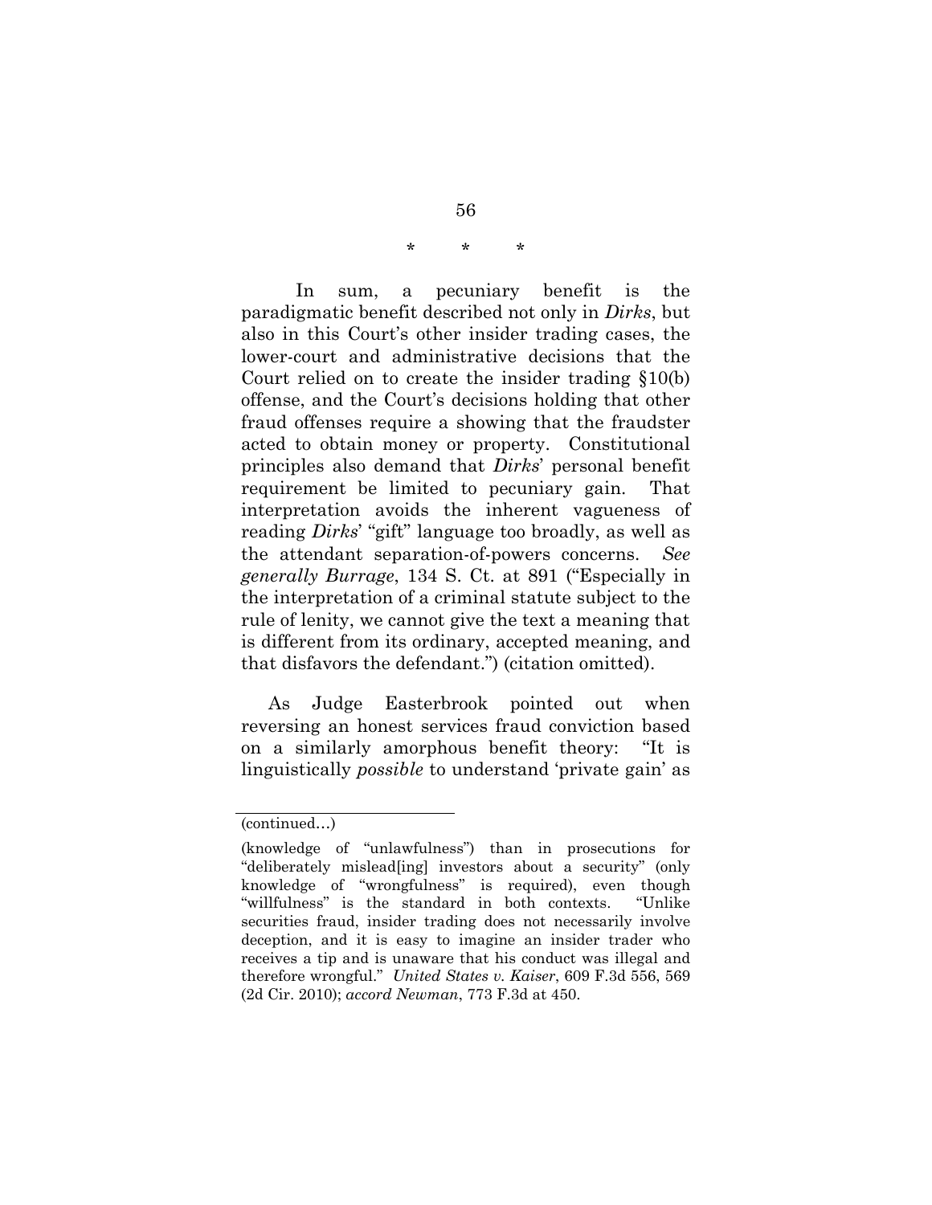\* \* \*

In sum, a pecuniary benefit is the paradigmatic benefit described not only in *Dirks*, but also in this Court's other insider trading cases, the lower-court and administrative decisions that the Court relied on to create the insider trading §10(b) offense, and the Court's decisions holding that other fraud offenses require a showing that the fraudster acted to obtain money or property. Constitutional principles also demand that *Dirks*' personal benefit requirement be limited to pecuniary gain. That interpretation avoids the inherent vagueness of reading *Dirks*' "gift" language too broadly, as well as the attendant separation-of-powers concerns. *See generally Burrage*, 134 S. Ct. at 891 ("Especially in the interpretation of a criminal statute subject to the rule of lenity, we cannot give the text a meaning that is different from its ordinary, accepted meaning, and that disfavors the defendant.") (citation omitted).

As Judge Easterbrook pointed out when reversing an honest services fraud conviction based on a similarly amorphous benefit theory: "It is linguistically *possible* to understand 'private gain' as

---

(continued…)

(knowledge of "unlawfulness") than in prosecutions for "deliberately mislead[ing] investors about a security" (only knowledge of "wrongfulness" is required), even though "willfulness" is the standard in both contexts. "Unlike securities fraud, insider trading does not necessarily involve deception, and it is easy to imagine an insider trader who receives a tip and is unaware that his conduct was illegal and therefore wrongful." *United States v. Kaiser*, 609 F.3d 556, 569 (2d Cir. 2010); *accord Newman*, 773 F.3d at 450.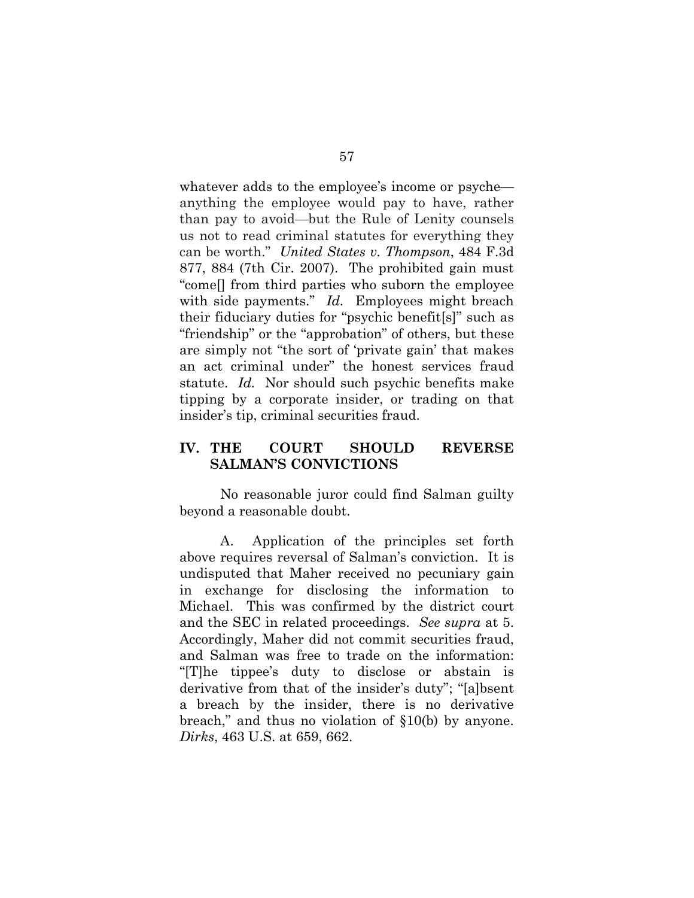whatever adds to the employee's income or psyche—anything the employee would pay to have, rather than pay to avoid—but the Rule of Lenity counsels us not to read criminal statutes for everything they can be worth." *United States v. Thompson*, 484 F.3d 877, 884 (7th Cir. 2007). The prohibited gain must "come[] from third parties who suborn the employee with side payments." *Id.* Employees might breach their fiduciary duties for "psychic benefit[s]" such as "friendship" or the "approbation" of others, but these are simply not "the sort of 'private gain' that makes an act criminal under" the honest services fraud statute. *Id.* Nor should such psychic benefits make tipping by a corporate insider, or trading on that insider's tip, criminal securities fraud.

## IV. THE COURT SHOULD REVERSE SALMAN'S CONVICTIONS

No reasonable juror could find Salman guilty beyond a reasonable doubt.

A. Application of the principles set forth above requires reversal of Salman's conviction. It is undisputed that Maher received no pecuniary gain in exchange for disclosing the information to Michael. This was confirmed by the district court and the SEC in related proceedings. *See supra* at 5. Accordingly, Maher did not commit securities fraud, and Salman was free to trade on the information: "[T]he tippee's duty to disclose or abstain is derivative from that of the insider's duty"; "[a]bsent a breach by the insider, there is no derivative breach," and thus no violation of §10(b) by anyone. *Dirks*, 463 U.S. at 659, 662.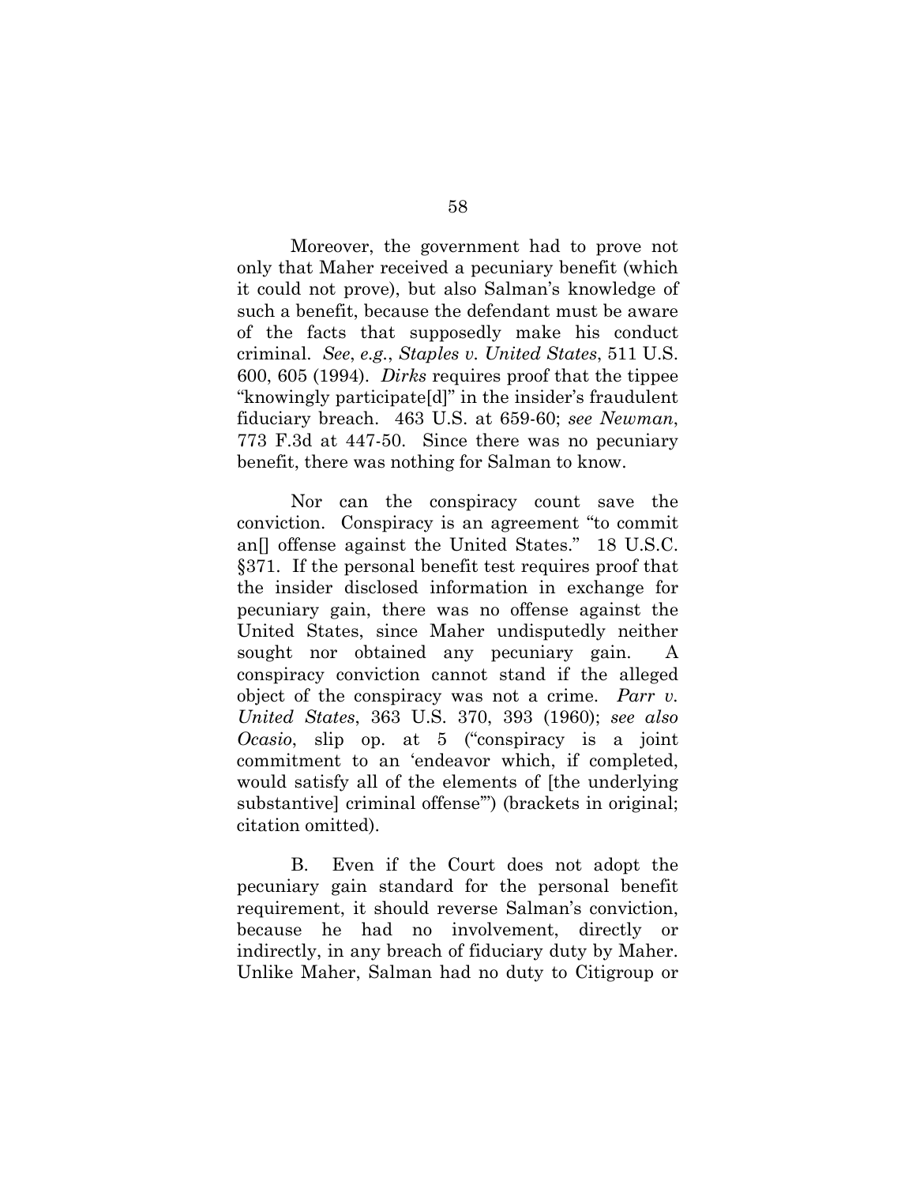Moreover, the government had to prove not only that Maher received a pecuniary benefit (which it could not prove), but also Salman's knowledge of such a benefit, because the defendant must be aware of the facts that supposedly make his conduct criminal. *See*, *e.g.*, *Staples v. United States*, 511 U.S. 600, 605 (1994). *Dirks* requires proof that the tippee "knowingly participate[d]" in the insider's fraudulent fiduciary breach. 463 U.S. at 659-60; *see Newman*, 773 F.3d at 447-50. Since there was no pecuniary benefit, there was nothing for Salman to know.

Nor can the conspiracy count save the conviction. Conspiracy is an agreement "to commit an[] offense against the United States." 18 U.S.C. §371. If the personal benefit test requires proof that the insider disclosed information in exchange for pecuniary gain, there was no offense against the United States, since Maher undisputedly neither sought nor obtained any pecuniary gain. A conspiracy conviction cannot stand if the alleged object of the conspiracy was not a crime. *Parr v. United States*, 363 U.S. 370, 393 (1960); *see also Ocasio*, slip op. at 5 ("conspiracy is a joint commitment to an 'endeavor which, if completed, would satisfy all of the elements of [the underlying substantive] criminal offense'") (brackets in original; citation omitted).

B. Even if the Court does not adopt the pecuniary gain standard for the personal benefit requirement, it should reverse Salman's conviction, because he had no involvement, directly or indirectly, in any breach of fiduciary duty by Maher. Unlike Maher, Salman had no duty to Citigroup or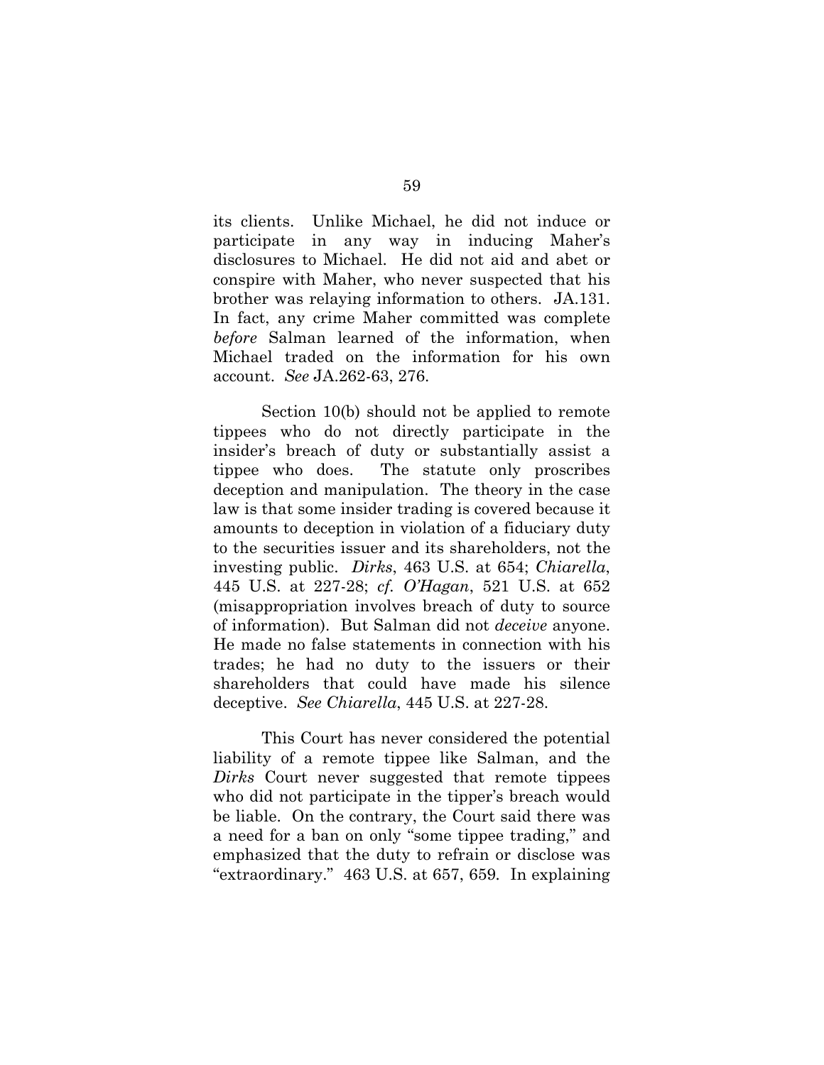its clients. Unlike Michael, he did not induce or participate in any way in inducing Maher's disclosures to Michael. He did not aid and abet or conspire with Maher, who never suspected that his brother was relaying information to others. JA.131. In fact, any crime Maher committed was complete *before* Salman learned of the information, when Michael traded on the information for his own account. *See* JA.262-63, 276.

Section 10(b) should not be applied to remote tippees who do not directly participate in the insider's breach of duty or substantially assist a tippee who does. The statute only proscribes deception and manipulation. The theory in the case law is that some insider trading is covered because it amounts to deception in violation of a fiduciary duty to the securities issuer and its shareholders, not the investing public. *Dirks*, 463 U.S. at 654; *Chiarella*, 445 U.S. at 227-28; *cf. O'Hagan*, 521 U.S. at 652 (misappropriation involves breach of duty to source of information). But Salman did not *deceive* anyone. He made no false statements in connection with his trades; he had no duty to the issuers or their shareholders that could have made his silence deceptive. *See Chiarella*, 445 U.S. at 227-28.

This Court has never considered the potential liability of a remote tippee like Salman, and the *Dirks* Court never suggested that remote tippees who did not participate in the tipper's breach would be liable. On the contrary, the Court said there was a need for a ban on only "some tippee trading," and emphasized that the duty to refrain or disclose was "extraordinary." 463 U.S. at 657, 659. In explaining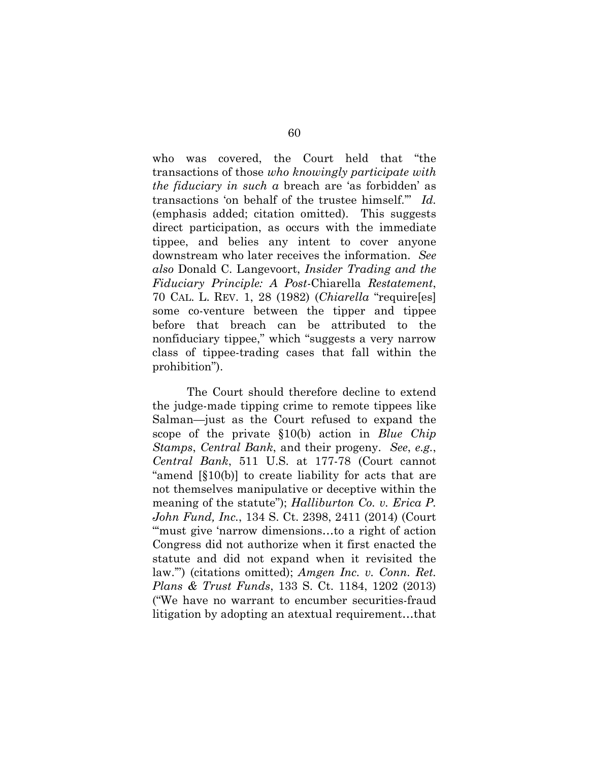who was covered, the Court held that "the transactions of those *who knowingly participate with the fiduciary in such a* breach are 'as forbidden' as transactions 'on behalf of the trustee himself.'" *Id.* (emphasis added; citation omitted). This suggests direct participation, as occurs with the immediate tippee, and belies any intent to cover anyone downstream who later receives the information. *See also* Donald C. Langevoort, *Insider Trading and the Fiduciary Principle: A Post-*Chiarella *Restatement*, 70 CAL. L. REV. 1, 28 (1982) (*Chiarella* "require[es] some co-venture between the tipper and tippee before that breach can be attributed to the nonfiduciary tippee," which "suggests a very narrow class of tippee-trading cases that fall within the prohibition").

The Court should therefore decline to extend the judge-made tipping crime to remote tippees like Salman—just as the Court refused to expand the scope of the private §10(b) action in *Blue Chip Stamps*, *Central Bank*, and their progeny. *See, e.g.*, *Central Bank*, 511 U.S. at 177-78 (Court cannot "amend [§10(b)] to create liability for acts that are not themselves manipulative or deceptive within the meaning of the statute"); *Halliburton Co. v. Erica P. John Fund, Inc.*, 134 S. Ct. 2398, 2411 (2014) (Court "'must give 'narrow dimensions…to a right of action Congress did not authorize when it first enacted the statute and did not expand when it revisited the law.'") (citations omitted); *Amgen Inc. v. Conn. Ret. Plans & Trust Funds*, 133 S. Ct. 1184, 1202 (2013) ("We have no warrant to encumber securities-fraud litigation by adopting an atextual requirement…that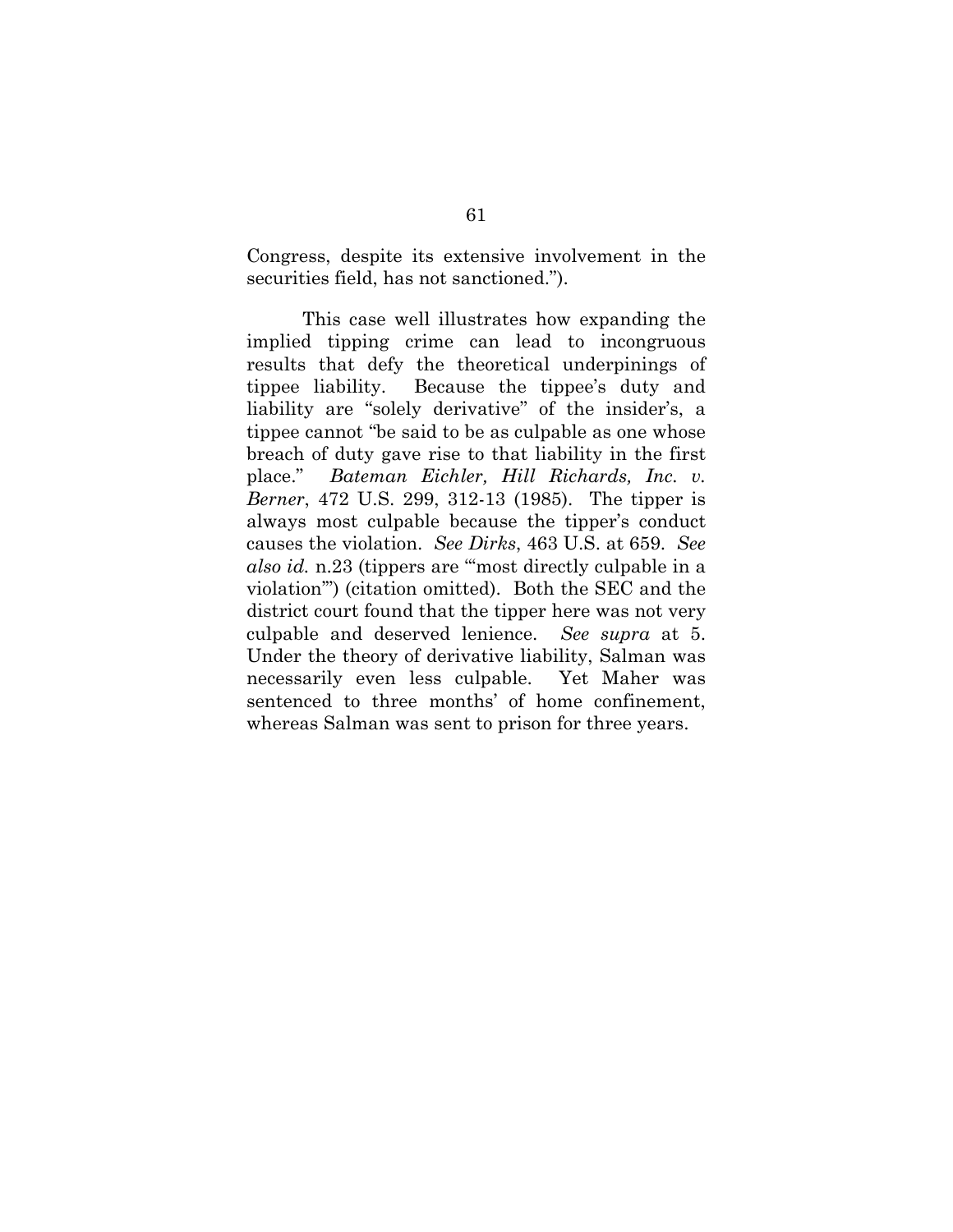Congress, despite its extensive involvement in the securities field, has not sanctioned.").

This case well illustrates how expanding the implied tipping crime can lead to incongruous results that defy the theoretical underpinings of tippee liability. Because the tippee's duty and liability are "solely derivative" of the insider's, a tippee cannot "be said to be as culpable as one whose breach of duty gave rise to that liability in the first place." *Bateman Eichler, Hill Richards, Inc. v. Berner*, 472 U.S. 299, 312-13 (1985). The tipper is always most culpable because the tipper's conduct causes the violation. *See Dirks*, 463 U.S. at 659. *See also id.* n.23 (tippers are "'most directly culpable in a violation'") (citation omitted). Both the SEC and the district court found that the tipper here was not very culpable and deserved lenience. *See supra* at 5. Under the theory of derivative liability, Salman was necessarily even less culpable. Yet Maher was sentenced to three months' of home confinement, whereas Salman was sent to prison for three years.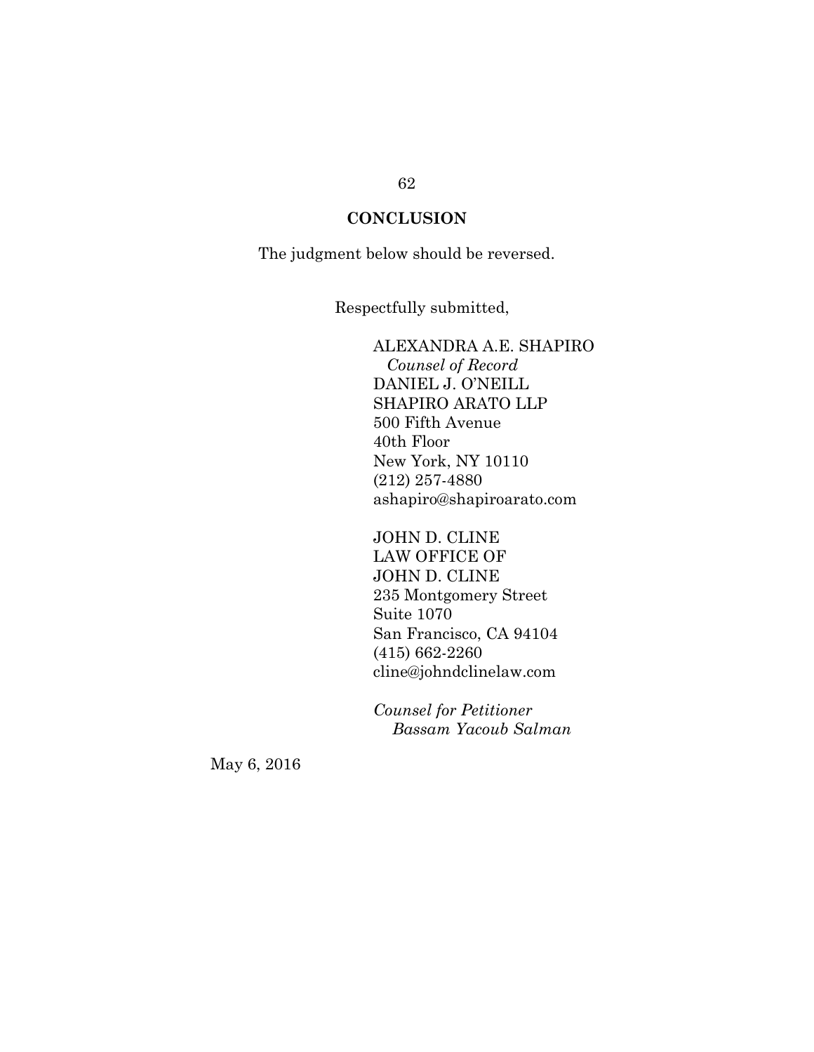## CONCLUSION

The judgment below should be reversed.

Respectfully submitted,

ALEXANDRA A.E. SHAPIRO
*Counsel of Record*
DANIEL J. O'NEILL
SHAPIRO ARATO LLP
500 Fifth Avenue
40th Floor
New York, NY 10110
(212) 257-4880
ashapiro@shapiroarato.com

JOHN D. CLINE
LAW OFFICE OF
JOHN D. CLINE
235 Montgomery Street
Suite 1070
San Francisco, CA 94104
(415) 662-2260
cline@johndclinelaw.com

*Counsel for Petitioner*
*Bassam Yacoub Salman*

May 6, 2016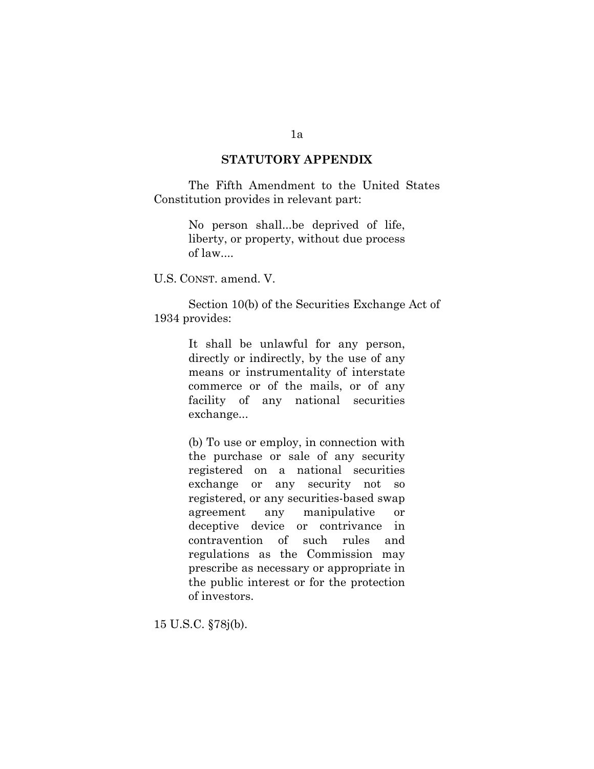## STATUTORY APPENDIX

The Fifth Amendment to the United States Constitution provides in relevant part:

> No person shall...be deprived of life, liberty, or property, without due process of law....

U.S. CONST. amend. V.

Section 10(b) of the Securities Exchange Act of 1934 provides:

> It shall be unlawful for any person, directly or indirectly, by the use of any means or instrumentality of interstate commerce or of the mails, or of any facility of any national securities exchange...
>
> (b) To use or employ, in connection with the purchase or sale of any security registered on a national securities exchange or any security not so registered, or any securities-based swap agreement any manipulative or deceptive device or contrivance in contravention of such rules and regulations as the Commission may prescribe as necessary or appropriate in the public interest or for the protection of investors.

15 U.S.C. §78j(b).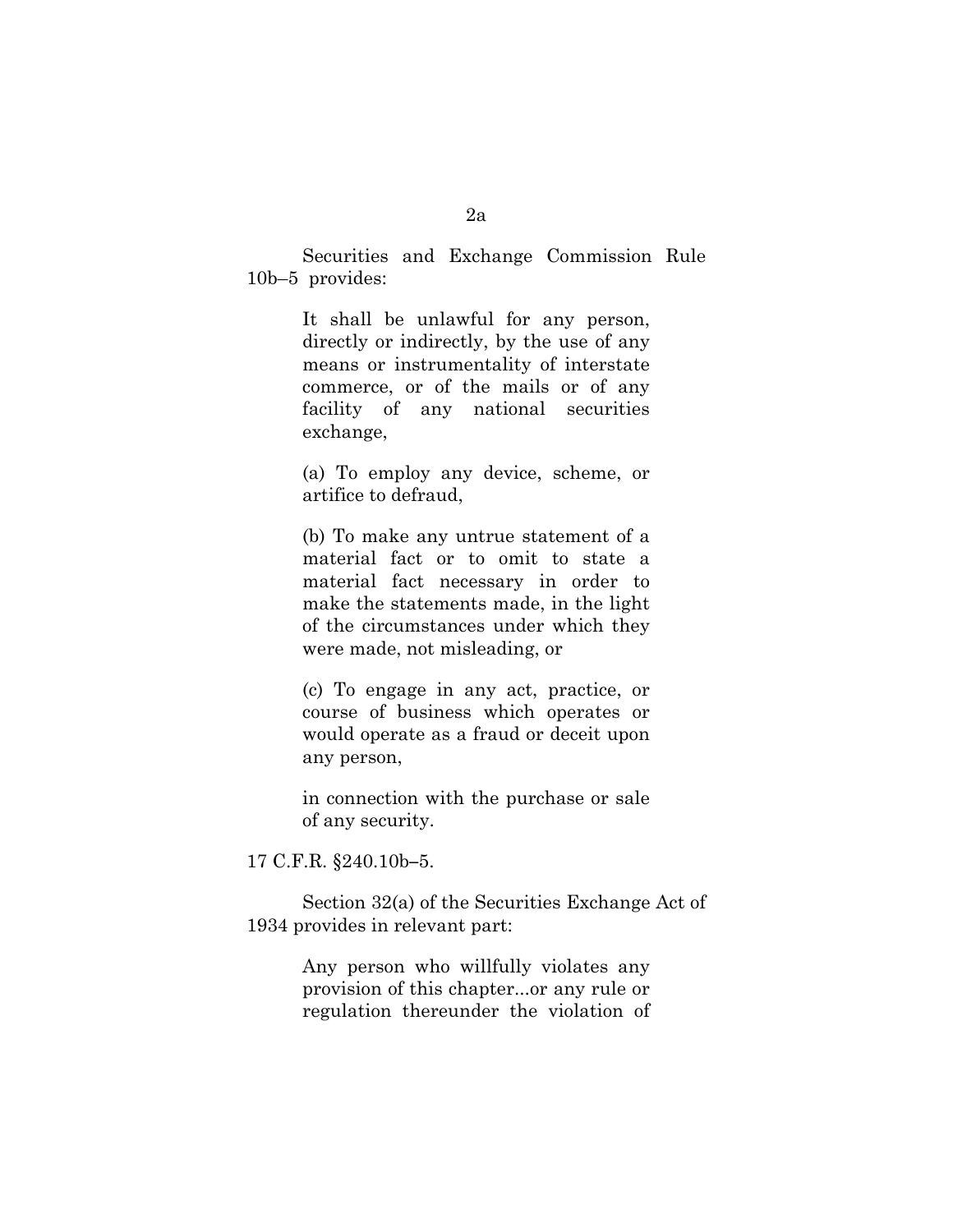Securities and Exchange Commission Rule 10b–5 provides:

> It shall be unlawful for any person, directly or indirectly, by the use of any means or instrumentality of interstate commerce, or of the mails or of any facility of any national securities exchange,
>
> (a) To employ any device, scheme, or artifice to defraud,
>
> (b) To make any untrue statement of a material fact or to omit to state a material fact necessary in order to make the statements made, in the light of the circumstances under which they were made, not misleading, or
>
> (c) To engage in any act, practice, or course of business which operates or would operate as a fraud or deceit upon any person,
>
> in connection with the purchase or sale of any security.

17 C.F.R. §240.10b–5.

Section 32(a) of the Securities Exchange Act of 1934 provides in relevant part:

> Any person who willfully violates any provision of this chapter...or any rule or regulation thereunder the violation of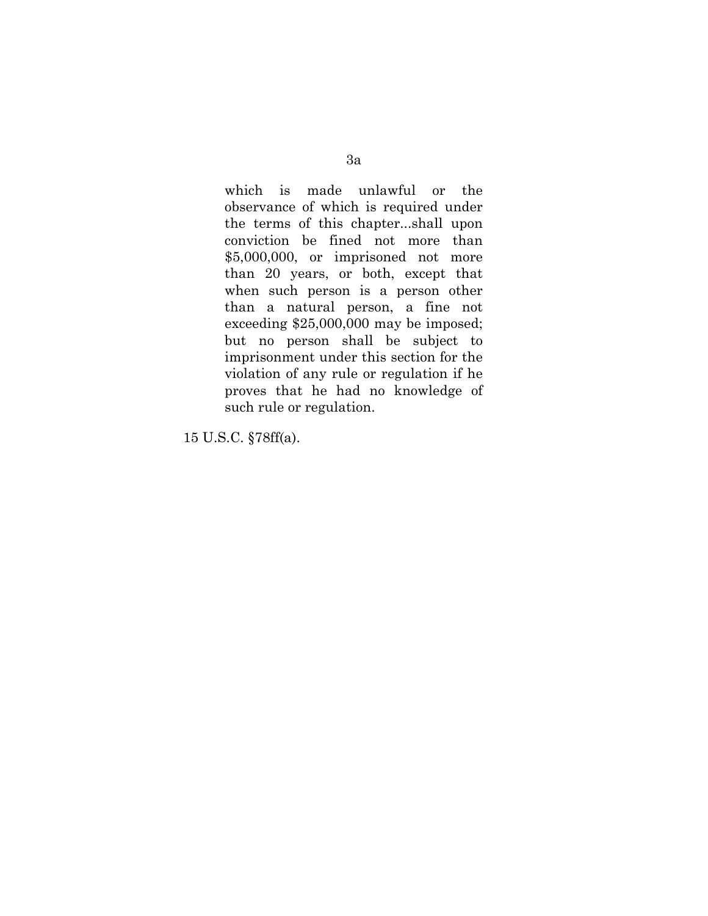> which is made unlawful or the observance of which is required under the terms of this chapter...shall upon conviction be fined not more than $5,000,000, or imprisoned not more than 20 years, or both, except that when such person is a person other than a natural person, a fine not exceeding $25,000,000 may be imposed; but no person shall be subject to imprisonment under this section for the violation of any rule or regulation if he proves that he had no knowledge of such rule or regulation.

15 U.S.C. §78ff(a).